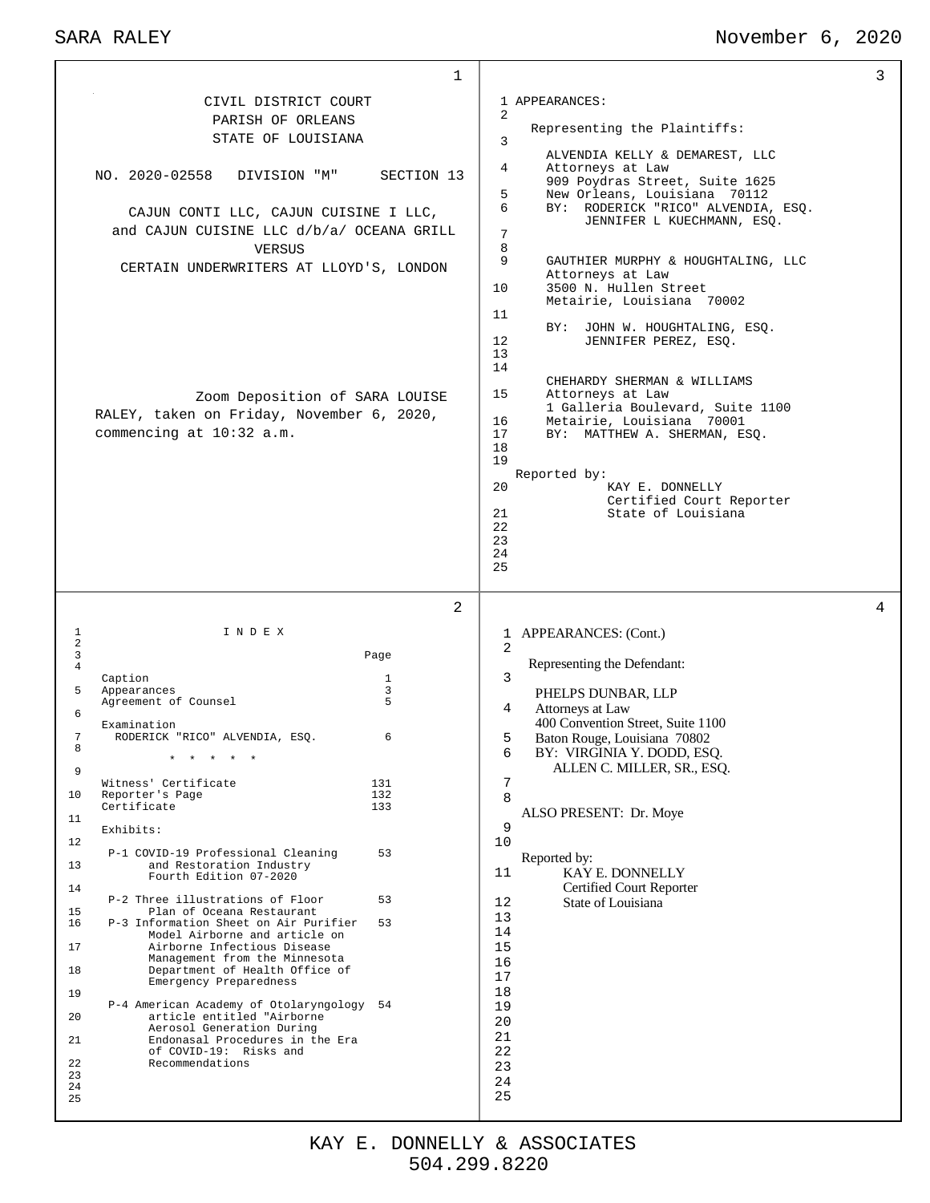CIVIL DISTRICT COURT
PARISH OF ORLEANS
STATE OF LOUISIANA

NO. 2020-02558 DIVISION "M" SECTION 13

CAJUN CONTI LLC, CAJUN CUISINE I LLC, and CAJUN CUISINE LLC d/b/a/ OCEANA GRILL

VERSUS

CERTAIN UNDERWRITERS AT LLOYD'S, LONDON

Zoom Deposition of SARA LOUISE RALEY, taken on Friday, November 6, 2020, commencing at 10:32 a.m.

---

I N D E X

| | Page |
|---|---|
| Caption | 1 |
| Appearances | 3 |
| Agreement of Counsel | 5 |
| Examination | |
| RODERICK "RICO" ALVENDIA, ESQ. | 6 |

\* \* \* \* \*

| | |
|---|---|
| Witness' Certificate | 131 |
| Reporter's Page | 132 |
| Certificate | 133 |

Exhibits:

| | |
|---|---|
| P-1 COVID-19 Professional Cleaning and Restoration Industry Fourth Edition 07-2020 | 53 |
| P-2 Three illustrations of Floor Plan of Oceana Restaurant | 53 |
| P-3 Information Sheet on Air Purifier Model Airborne and article on Airborne Infectious Disease Management from the Minnesota Department of Health Office of Emergency Preparedness | 53 |
| P-4 American Academy of Otolaryngology article entitled "Airborne Aerosol Generation During Endonasal Procedures in the Era of COVID-19: Risks and Recommendations | 54 |

---

APPEARANCES:

Representing the Plaintiffs:

ALVENDIA KELLY & DEMAREST, LLC
Attorneys at Law
909 Poydras Street, Suite 1625
New Orleans, Louisiana 70112
BY: RODERICK "RICO" ALVENDIA, ESQ.
JENNIFER L KUECHMANN, ESQ.

GAUTHIER MURPHY & HOUGHTALING, LLC
Attorneys at Law
3500 N. Hullen Street
Metairie, Louisiana 70002
BY: JOHN W. HOUGHTALING, ESQ.
JENNIFER PEREZ, ESQ.

CHEHARDY SHERMAN & WILLIAMS
Attorneys at Law
1 Galleria Boulevard, Suite 1100
Metairie, Louisiana 70001
BY: MATTHEW A. SHERMAN, ESQ.

Reported by:
KAY E. DONNELLY
Certified Court Reporter
State of Louisiana

---

APPEARANCES: (Cont.)

Representing the Defendant:

PHELPS DUNBAR, LLP
Attorneys at Law
400 Convention Street, Suite 1100
Baton Rouge, Louisiana 70802
BY: VIRGINIA Y. DODD, ESQ.
ALLEN C. MILLER, SR., ESQ.

ALSO PRESENT: Dr. Moye

Reported by:
KAY E. DONNELLY
Certified Court Reporter
State of Louisiana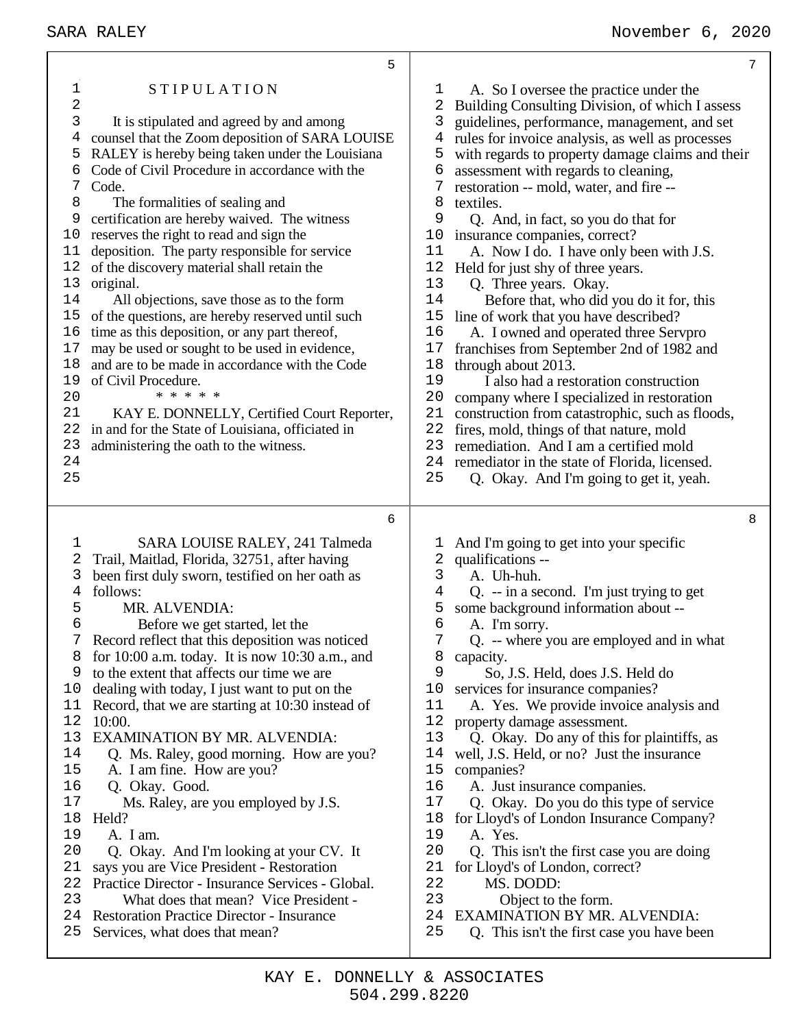STIPULATION

It is stipulated and agreed by and among counsel that the Zoom deposition of SARA LOUISE RALEY is hereby being taken under the Louisiana Code of Civil Procedure in accordance with the Code.

The formalities of sealing and certification are hereby waived. The witness reserves the right to read and sign the deposition. The party responsible for service of the discovery material shall retain the original.

All objections, save those as to the form of the questions, are hereby reserved until such time as this deposition, or any part thereof, may be used or sought to be used in evidence, and are to be made in accordance with the Code of Civil Procedure.

\* \* \* \* \*

KAY E. DONNELLY, Certified Court Reporter, in and for the State of Louisiana, officiated in administering the oath to the witness.

SARA LOUISE RALEY, 241 Talmeda Trail, Maitlad, Florida, 32751, after having been first duly sworn, testified on her oath as follows:

MR. ALVENDIA:

Before we get started, let the Record reflect that this deposition was noticed for 10:00 a.m. today. It is now 10:30 a.m., and to the extent that affects our time we are dealing with today, I just want to put on the Record, that we are starting at 10:30 instead of 10:00.

EXAMINATION BY MR. ALVENDIA:

Q. Ms. Raley, good morning. How are you?

A. I am fine. How are you?

Q. Okay. Good.

Ms. Raley, are you employed by J.S. Held?

A. I am.

Q. Okay. And I'm looking at your CV. It says you are Vice President - Restoration Practice Director - Insurance Services - Global.

What does that mean? Vice President - Restoration Practice Director - Insurance Services, what does that mean?

A. So I oversee the practice under the Building Consulting Division, of which I assess guidelines, performance, management, and set rules for invoice analysis, as well as processes with regards to property damage claims and their assessment with regards to cleaning, restoration -- mold, water, and fire -- textiles.

Q. And, in fact, so you do that for insurance companies, correct?

A. Now I do. I have only been with J.S. Held for just shy of three years.

Q. Three years. Okay.

Before that, who did you do it for, this line of work that you have described?

A. I owned and operated three Servpro franchises from September 2nd of 1982 and through about 2013.

I also had a restoration construction company where I specialized in restoration construction from catastrophic, such as floods, fires, mold, things of that nature, mold remediation. And I am a certified mold remediator in the state of Florida, licensed.

Q. Okay. And I'm going to get it, yeah. And I'm going to get into your specific qualifications --

A. Uh-huh.

Q. -- in a second. I'm just trying to get some background information about --

A. I'm sorry.

Q. -- where you are employed and in what capacity.

So, J.S. Held, does J.S. Held do services for insurance companies?

A. Yes. We provide invoice analysis and property damage assessment.

Q. Okay. Do any of this for plaintiffs, as well, J.S. Held, or no? Just the insurance companies?

A. Just insurance companies.

Q. Okay. Do you do this type of service for Lloyd's of London Insurance Company?

A. Yes.

Q. This isn't the first case you are doing for Lloyd's of London, correct?

MS. DODD:

Object to the form.

EXAMINATION BY MR. ALVENDIA:

Q. This isn't the first case you have been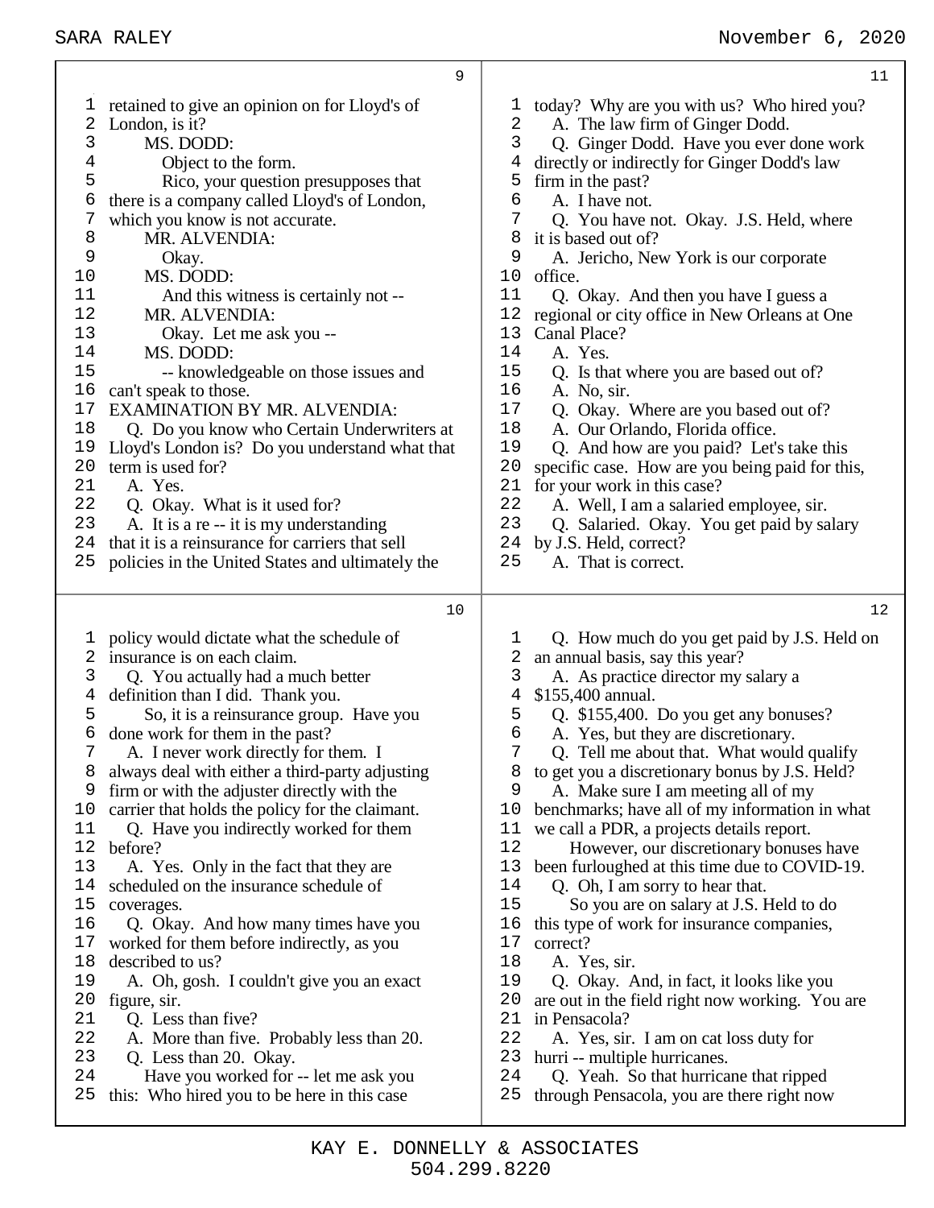retained to give an opinion on for Lloyd's of London, is it?

MS. DODD:

Object to the form.

Rico, your question presupposes that there is a company called Lloyd's of London, which you know is not accurate.

MR. ALVENDIA:

Okay.

MS. DODD:

And this witness is certainly not --

MR. ALVENDIA:

Okay. Let me ask you --

MS. DODD:

-- knowledgeable on those issues and can't speak to those.

EXAMINATION BY MR. ALVENDIA:

Q. Do you know who Certain Underwriters at Lloyd's London is? Do you understand what that term is used for?

A. Yes.

Q. Okay. What is it used for?

A. It is a re -- it is my understanding that it is a reinsurance for carriers that sell policies in the United States and ultimately the policy would dictate what the schedule of insurance is on each claim.

Q. You actually had a much better definition than I did. Thank you.

So, it is a reinsurance group. Have you done work for them in the past?

A. I never work directly for them. I always deal with either a third-party adjusting firm or with the adjuster directly with the carrier that holds the policy for the claimant.

Q. Have you indirectly worked for them before?

A. Yes. Only in the fact that they are scheduled on the insurance schedule of coverages.

Q. Okay. And how many times have you worked for them before indirectly, as you described to us?

A. Oh, gosh. I couldn't give you an exact figure, sir.

Q. Less than five?

A. More than five. Probably less than 20.

Q. Less than 20. Okay.

Have you worked for -- let me ask you this: Who hired you to be here in this case today? Why are you with us? Who hired you?

A. The law firm of Ginger Dodd.

Q. Ginger Dodd. Have you ever done work directly or indirectly for Ginger Dodd's law firm in the past?

A. I have not.

Q. You have not. Okay. J.S. Held, where it is based out of?

A. Jericho, New York is our corporate office.

Q. Okay. And then you have I guess a regional or city office in New Orleans at One Canal Place?

A. Yes.

Q. Is that where you are based out of?

A. No, sir.

Q. Okay. Where are you based out of?

A. Our Orlando, Florida office.

Q. And how are you paid? Let's take this specific case. How are you being paid for this, for your work in this case?

A. Well, I am a salaried employee, sir.

Q. Salaried. Okay. You get paid by salary by J.S. Held, correct?

A. That is correct.

Q. How much do you get paid by J.S. Held on an annual basis, say this year?

A. As practice director my salary a $155,400 annual.

Q. $155,400. Do you get any bonuses?

A. Yes, but they are discretionary.

Q. Tell me about that. What would qualify to get you a discretionary bonus by J.S. Held?

A. Make sure I am meeting all of my benchmarks; have all of my information in what we call a PDR, a projects details report.

However, our discretionary bonuses have been furloughed at this time due to COVID-19.

Q. Oh, I am sorry to hear that.

So you are on salary at J.S. Held to do this type of work for insurance companies, correct?

A. Yes, sir.

Q. Okay. And, in fact, it looks like you are out in the field right now working. You are in Pensacola?

A. Yes, sir. I am on cat loss duty for hurri -- multiple hurricanes.

Q. Yeah. So that hurricane that ripped through Pensacola, you are there right now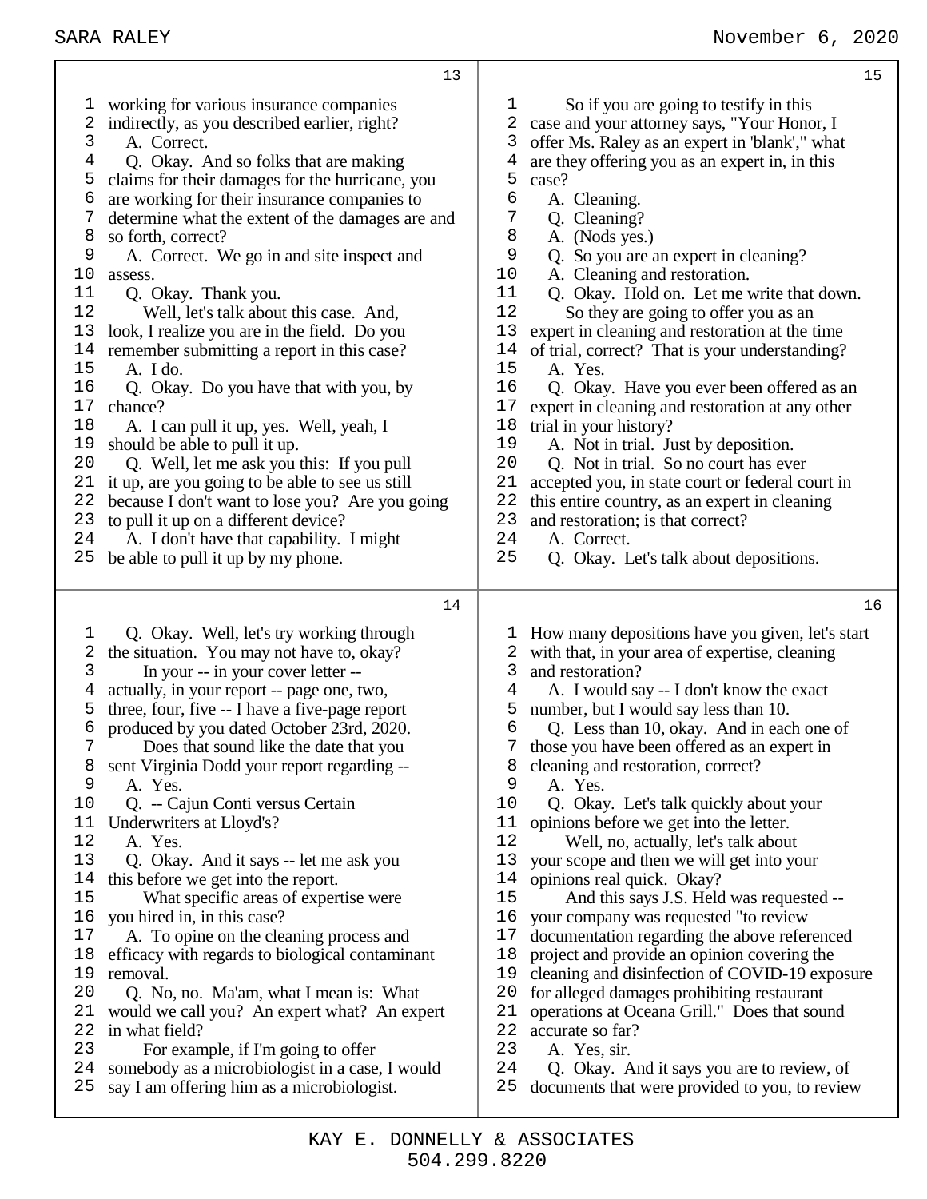13

1 working for various insurance companies
2 indirectly, as you described earlier, right?
3 A. Correct.
4 Q. Okay. And so folks that are making
5 claims for their damages for the hurricane, you
6 are working for their insurance companies to
7 determine what the extent of the damages are and
8 so forth, correct?
9 A. Correct. We go in and site inspect and
10 assess.
11 Q. Okay. Thank you.
12 Well, let's talk about this case. And,
13 look, I realize you are in the field. Do you
14 remember submitting a report in this case?
15 A. I do.
16 Q. Okay. Do you have that with you, by
17 chance?
18 A. I can pull it up, yes. Well, yeah, I
19 should be able to pull it up.
20 Q. Well, let me ask you this: If you pull
21 it up, are you going to be able to see us still
22 because I don't want to lose you? Are you going
23 to pull it up on a different device?
24 A. I don't have that capability. I might
25 be able to pull it up by my phone.

14

1 Q. Okay. Well, let's try working through
2 the situation. You may not have to, okay?
3 In your -- in your cover letter --
4 actually, in your report -- page one, two,
5 three, four, five -- I have a five-page report
6 produced by you dated October 23rd, 2020.
7 Does that sound like the date that you
8 sent Virginia Dodd your report regarding --
9 A. Yes.
10 Q. -- Cajun Conti versus Certain
11 Underwriters at Lloyd's?
12 A. Yes.
13 Q. Okay. And it says -- let me ask you
14 this before we get into the report.
15 What specific areas of expertise were
16 you hired in, in this case?
17 A. To opine on the cleaning process and
18 efficacy with regards to biological contaminant
19 removal.
20 Q. No, no. Ma'am, what I mean is: What
21 would we call you? An expert what? An expert
22 in what field?
23 For example, if I'm going to offer
24 somebody as a microbiologist in a case, I would
25 say I am offering him as a microbiologist.

15

1 So if you are going to testify in this
2 case and your attorney says, "Your Honor, I
3 offer Ms. Raley as an expert in 'blank'," what
4 are they offering you as an expert in, in this
5 case?
6 A. Cleaning.
7 Q. Cleaning?
8 A. (Nods yes.)
9 Q. So you are an expert in cleaning?
10 A. Cleaning and restoration.
11 Q. Okay. Hold on. Let me write that down.
12 So they are going to offer you as an
13 expert in cleaning and restoration at the time
14 of trial, correct? That is your understanding?
15 A. Yes.
16 Q. Okay. Have you ever been offered as an
17 expert in cleaning and restoration at any other
18 trial in your history?
19 A. Not in trial. Just by deposition.
20 Q. Not in trial. So no court has ever
21 accepted you, in state court or federal court in
22 this entire country, as an expert in cleaning
23 and restoration; is that correct?
24 A. Correct.
25 Q. Okay. Let's talk about depositions.

16

1 How many depositions have you given, let's start
2 with that, in your area of expertise, cleaning
3 and restoration?
4 A. I would say -- I don't know the exact
5 number, but I would say less than 10.
6 Q. Less than 10, okay. And in each one of
7 those you have been offered as an expert in
8 cleaning and restoration, correct?
9 A. Yes.
10 Q. Okay. Let's talk quickly about your
11 opinions before we get into the letter.
12 Well, no, actually, let's talk about
13 your scope and then we will get into your
14 opinions real quick. Okay?
15 And this says J.S. Held was requested --
16 your company was requested "to review
17 documentation regarding the above referenced
18 project and provide an opinion covering the
19 cleaning and disinfection of COVID-19 exposure
20 for alleged damages prohibiting restaurant
21 operations at Oceana Grill." Does that sound
22 accurate so far?
23 A. Yes, sir.
24 Q. Okay. And it says you are to review, of
25 documents that were provided to you, to review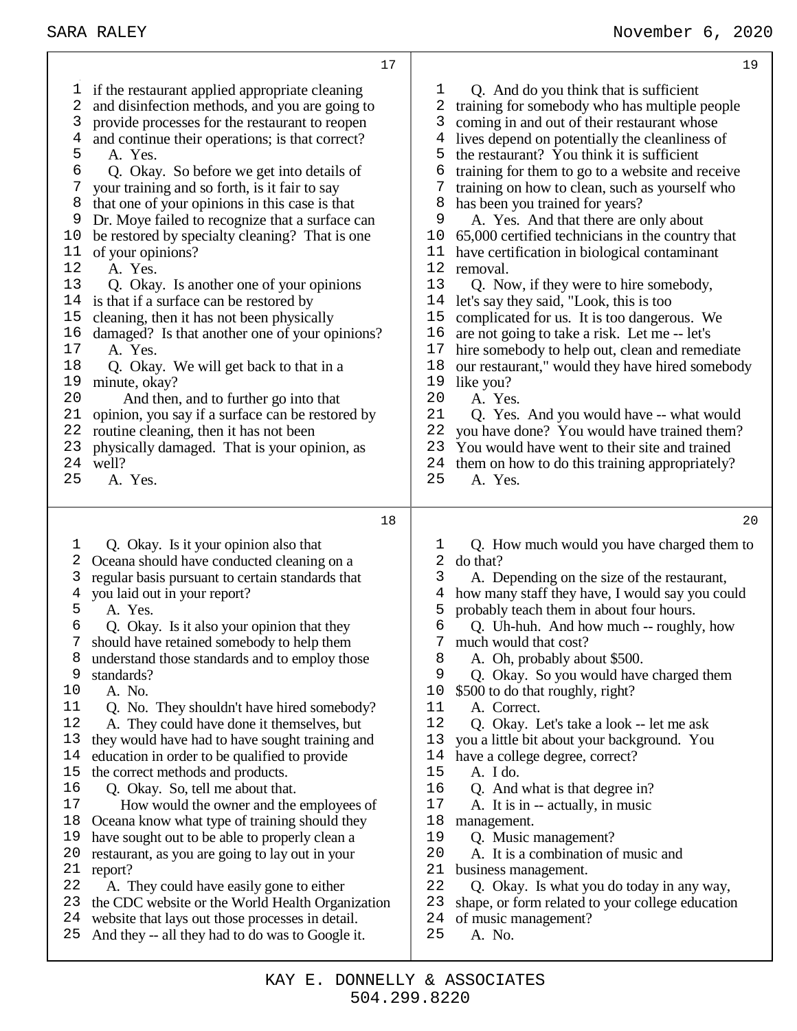17

1 if the restaurant applied appropriate cleaning
2 and disinfection methods, and you are going to
3 provide processes for the restaurant to reopen
4 and continue their operations; is that correct?
5 A. Yes.
6 Q. Okay. So before we get into details of
7 your training and so forth, is it fair to say
8 that one of your opinions in this case is that
9 Dr. Moye failed to recognize that a surface can
10 be restored by specialty cleaning? That is one
11 of your opinions?
12 A. Yes.
13 Q. Okay. Is another one of your opinions
14 is that if a surface can be restored by
15 cleaning, then it has not been physically
16 damaged? Is that another one of your opinions?
17 A. Yes.
18 Q. Okay. We will get back to that in a
19 minute, okay?
20 And then, and to further go into that
21 opinion, you say if a surface can be restored by
22 routine cleaning, then it has not been
23 physically damaged. That is your opinion, as
24 well?
25 A. Yes.

18

1 Q. Okay. Is it your opinion also that
2 Oceana should have conducted cleaning on a
3 regular basis pursuant to certain standards that
4 you laid out in your report?
5 A. Yes.
6 Q. Okay. Is it also your opinion that they
7 should have retained somebody to help them
8 understand those standards and to employ those
9 standards?
10 A. No.
11 Q. No. They shouldn't have hired somebody?
12 A. They could have done it themselves, but
13 they would have had to have sought training and
14 education in order to be qualified to provide
15 the correct methods and products.
16 Q. Okay. So, tell me about that.
17 How would the owner and the employees of
18 Oceana know what type of training should they
19 have sought out to be able to properly clean a
20 restaurant, as you are going to lay out in your
21 report?
22 A. They could have easily gone to either
23 the CDC website or the World Health Organization
24 website that lays out those processes in detail.
25 And they -- all they had to do was to Google it.

19

1 Q. And do you think that is sufficient
2 training for somebody who has multiple people
3 coming in and out of their restaurant whose
4 lives depend on potentially the cleanliness of
5 the restaurant? You think it is sufficient
6 training for them to go to a website and receive
7 training on how to clean, such as yourself who
8 has been you trained for years?
9 A. Yes. And that there are only about
10 65,000 certified technicians in the country that
11 have certification in biological contaminant
12 removal.
13 Q. Now, if they were to hire somebody,
14 let's say they said, "Look, this is too
15 complicated for us. It is too dangerous. We
16 are not going to take a risk. Let me -- let's
17 hire somebody to help out, clean and remediate
18 our restaurant," would they have hired somebody
19 like you?
20 A. Yes.
21 Q. Yes. And you would have -- what would
22 you have done? You would have trained them?
23 You would have went to their site and trained
24 them on how to do this training appropriately?
25 A. Yes.

20

1 Q. How much would you have charged them to
2 do that?
3 A. Depending on the size of the restaurant,
4 how many staff they have, I would say you could
5 probably teach them in about four hours.
6 Q. Uh-huh. And how much -- roughly, how
7 much would that cost?
8 A. Oh, probably about $500.
9 Q. Okay. So you would have charged them
10 $500 to do that roughly, right?
11 A. Correct.
12 Q. Okay. Let's take a look -- let me ask
13 you a little bit about your background. You
14 have a college degree, correct?
15 A. I do.
16 Q. And what is that degree in?
17 A. It is in -- actually, in music
18 management.
19 Q. Music management?
20 A. It is a combination of music and
21 business management.
22 Q. Okay. Is what you do today in any way,
23 shape, or form related to your college education
24 of music management?
25 A. No.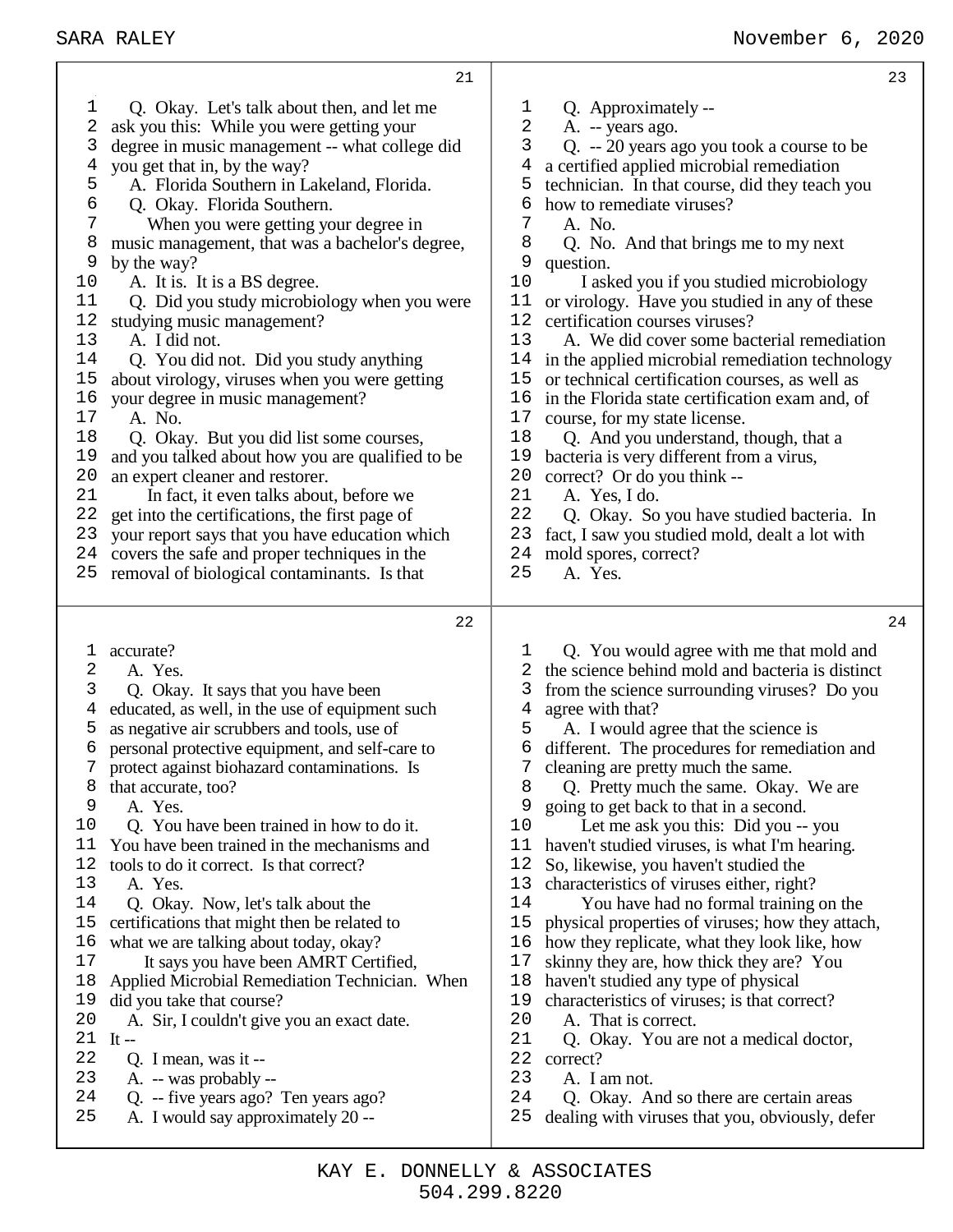21

1 Q. Okay. Let's talk about then, and let me
2 ask you this: While you were getting your
3 degree in music management -- what college did
4 you get that in, by the way?
5 A. Florida Southern in Lakeland, Florida.
6 Q. Okay. Florida Southern.
7 When you were getting your degree in
8 music management, that was a bachelor's degree,
9 by the way?
10 A. It is. It is a BS degree.
11 Q. Did you study microbiology when you were
12 studying music management?
13 A. I did not.
14 Q. You did not. Did you study anything
15 about virology, viruses when you were getting
16 your degree in music management?
17 A. No.
18 Q. Okay. But you did list some courses,
19 and you talked about how you are qualified to be
20 an expert cleaner and restorer.
21 In fact, it even talks about, before we
22 get into the certifications, the first page of
23 your report says that you have education which
24 covers the safe and proper techniques in the
25 removal of biological contaminants. Is that

22

1 accurate?
2 A. Yes.
3 Q. Okay. It says that you have been
4 educated, as well, in the use of equipment such
5 as negative air scrubbers and tools, use of
6 personal protective equipment, and self-care to
7 protect against biohazard contaminations. Is
8 that accurate, too?
9 A. Yes.
10 Q. You have been trained in how to do it.
11 You have been trained in the mechanisms and
12 tools to do it correct. Is that correct?
13 A. Yes.
14 Q. Okay. Now, let's talk about the
15 certifications that might then be related to
16 what we are talking about today, okay?
17 It says you have been AMRT Certified,
18 Applied Microbial Remediation Technician. When
19 did you take that course?
20 A. Sir, I couldn't give you an exact date.
21 It --
22 Q. I mean, was it --
23 A. -- was probably --
24 Q. -- five years ago? Ten years ago?
25 A. I would say approximately 20 --

23

1 Q. Approximately --
2 A. -- years ago.
3 Q. -- 20 years ago you took a course to be
4 a certified applied microbial remediation
5 technician. In that course, did they teach you
6 how to remediate viruses?
7 A. No.
8 Q. No. And that brings me to my next
9 question.
10 I asked you if you studied microbiology
11 or virology. Have you studied in any of these
12 certification courses viruses?
13 A. We did cover some bacterial remediation
14 in the applied microbial remediation technology
15 or technical certification courses, as well as
16 in the Florida state certification exam and, of
17 course, for my state license.
18 Q. And you understand, though, that a
19 bacteria is very different from a virus,
20 correct? Or do you think --
21 A. Yes, I do.
22 Q. Okay. So you have studied bacteria. In
23 fact, I saw you studied mold, dealt a lot with
24 mold spores, correct?
25 A. Yes.

24

1 Q. You would agree with me that mold and
2 the science behind mold and bacteria is distinct
3 from the science surrounding viruses? Do you
4 agree with that?
5 A. I would agree that the science is
6 different. The procedures for remediation and
7 cleaning are pretty much the same.
8 Q. Pretty much the same. Okay. We are
9 going to get back to that in a second.
10 Let me ask you this: Did you -- you
11 haven't studied viruses, is what I'm hearing.
12 So, likewise, you haven't studied the
13 characteristics of viruses either, right?
14 You have had no formal training on the
15 physical properties of viruses; how they attach,
16 how they replicate, what they look like, how
17 skinny they are, how thick they are? You
18 haven't studied any type of physical
19 characteristics of viruses; is that correct?
20 A. That is correct.
21 Q. Okay. You are not a medical doctor,
22 correct?
23 A. I am not.
24 Q. Okay. And so there are certain areas
25 dealing with viruses that you, obviously, defer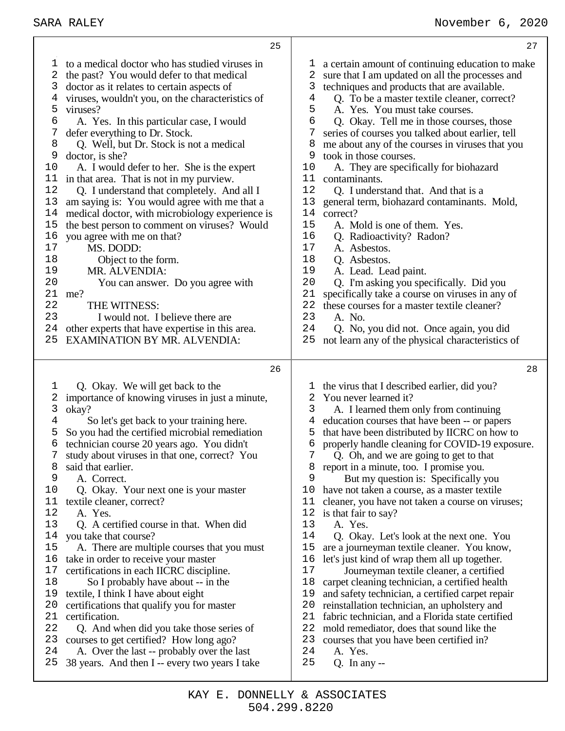**25**

1 to a medical doctor who has studied viruses in
2 the past? You would defer to that medical
3 doctor as it relates to certain aspects of
4 viruses, wouldn't you, on the characteristics of
5 viruses?
6 A. Yes. In this particular case, I would
7 defer everything to Dr. Stock.
8 Q. Well, but Dr. Stock is not a medical
9 doctor, is she?
10 A. I would defer to her. She is the expert
11 in that area. That is not in my purview.
12 Q. I understand that completely. And all I
13 am saying is: You would agree with me that a
14 medical doctor, with microbiology experience is
15 the best person to comment on viruses? Would
16 you agree with me on that?
17 MS. DODD:
18 Object to the form.
19 MR. ALVENDIA:
20 You can answer. Do you agree with
21 me?
22 THE WITNESS:
23 I would not. I believe there are
24 other experts that have expertise in this area.
25 EXAMINATION BY MR. ALVENDIA:

**26**

1 Q. Okay. We will get back to the
2 importance of knowing viruses in just a minute,
3 okay?
4 So let's get back to your training here.
5 So you had the certified microbial remediation
6 technician course 20 years ago. You didn't
7 study about viruses in that one, correct? You
8 said that earlier.
9 A. Correct.
10 Q. Okay. Your next one is your master
11 textile cleaner, correct?
12 A. Yes.
13 Q. A certified course in that. When did
14 you take that course?
15 A. There are multiple courses that you must
16 take in order to receive your master
17 certifications in each IICRC discipline.
18 So I probably have about -- in the
19 textile, I think I have about eight
20 certifications that qualify you for master
21 certification.
22 Q. And when did you take those series of
23 courses to get certified? How long ago?
24 A. Over the last -- probably over the last
25 38 years. And then I -- every two years I take

**27**

1 a certain amount of continuing education to make
2 sure that I am updated on all the processes and
3 techniques and products that are available.
4 Q. To be a master textile cleaner, correct?
5 A. Yes. You must take courses.
6 Q. Okay. Tell me in those courses, those
7 series of courses you talked about earlier, tell
8 me about any of the courses in viruses that you
9 took in those courses.
10 A. They are specifically for biohazard
11 contaminants.
12 Q. I understand that. And that is a
13 general term, biohazard contaminants. Mold,
14 correct?
15 A. Mold is one of them. Yes.
16 Q. Radioactivity? Radon?
17 A. Asbestos.
18 Q. Asbestos.
19 A. Lead. Lead paint.
20 Q. I'm asking you specifically. Did you
21 specifically take a course on viruses in any of
22 these courses for a master textile cleaner?
23 A. No.
24 Q. No, you did not. Once again, you did
25 not learn any of the physical characteristics of

**28**

1 the virus that I described earlier, did you?
2 You never learned it?
3 A. I learned them only from continuing
4 education courses that have been -- or papers
5 that have been distributed by IICRC on how to
6 properly handle cleaning for COVID-19 exposure.
7 Q. Oh, and we are going to get to that
8 report in a minute, too. I promise you.
9 But my question is: Specifically you
10 have not taken a course, as a master textile
11 cleaner, you have not taken a course on viruses;
12 is that fair to say?
13 A. Yes.
14 Q. Okay. Let's look at the next one. You
15 are a journeyman textile cleaner. You know,
16 let's just kind of wrap them all up together.
17 Journeyman textile cleaner, a certified
18 carpet cleaning technician, a certified health
19 and safety technician, a certified carpet repair
20 reinstallation technician, an upholstery and
21 fabric technician, and a Florida state certified
22 mold remediator, does that sound like the
23 courses that you have been certified in?
24 A. Yes.
25 Q. In any --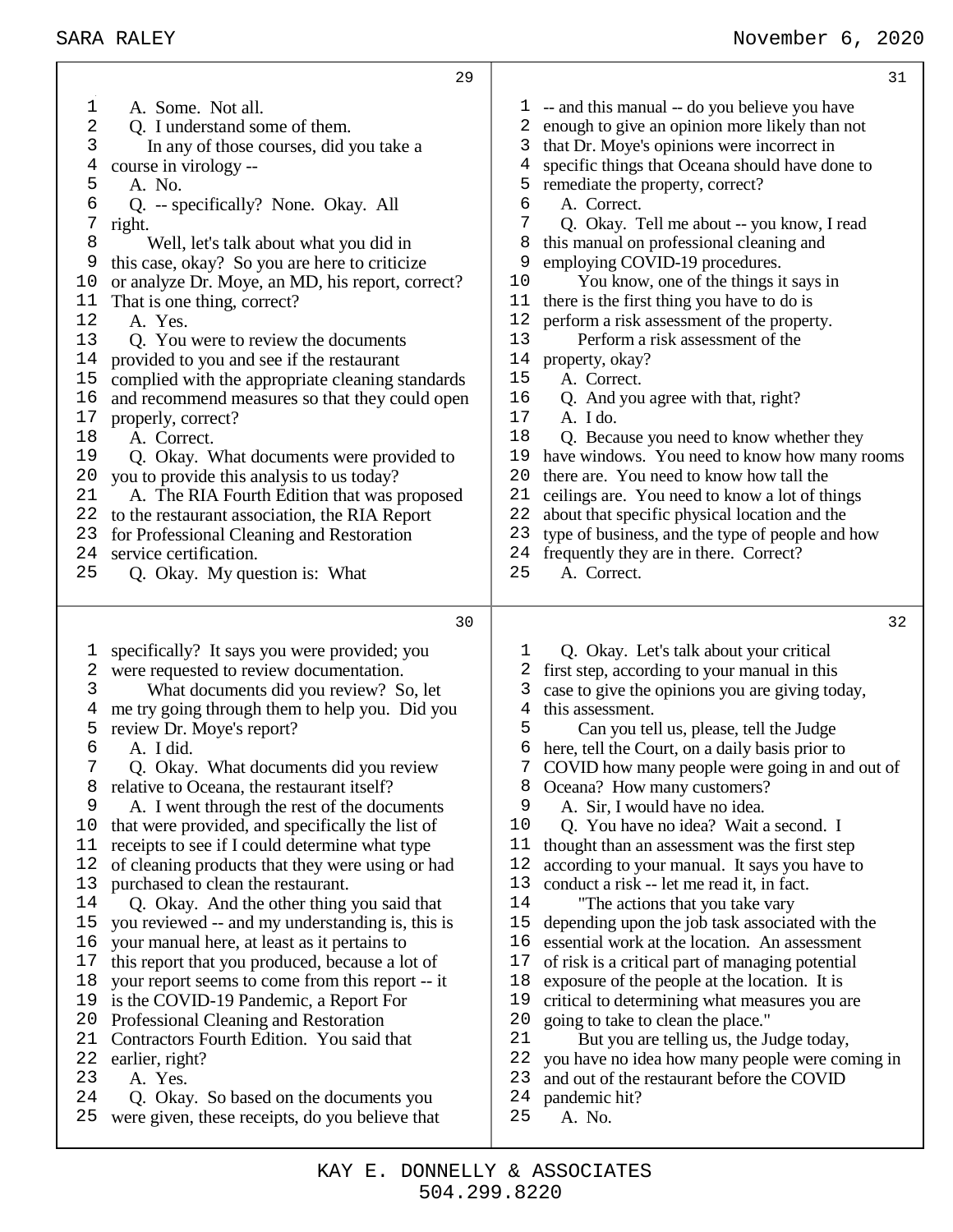**29**

1 A. Some. Not all.
2 Q. I understand some of them.
3 In any of those courses, did you take a
4 course in virology --
5 A. No.
6 Q. -- specifically? None. Okay. All
7 right.
8 Well, let's talk about what you did in
9 this case, okay? So you are here to criticize
10 or analyze Dr. Moye, an MD, his report, correct?
11 That is one thing, correct?
12 A. Yes.
13 Q. You were to review the documents
14 provided to you and see if the restaurant
15 complied with the appropriate cleaning standards
16 and recommend measures so that they could open
17 properly, correct?
18 A. Correct.
19 Q. Okay. What documents were provided to
20 you to provide this analysis to us today?
21 A. The RIA Fourth Edition that was proposed
22 to the restaurant association, the RIA Report
23 for Professional Cleaning and Restoration
24 service certification.
25 Q. Okay. My question is: What

**30**

1 specifically? It says you were provided; you
2 were requested to review documentation.
3 What documents did you review? So, let
4 me try going through them to help you. Did you
5 review Dr. Moye's report?
6 A. I did.
7 Q. Okay. What documents did you review
8 relative to Oceana, the restaurant itself?
9 A. I went through the rest of the documents
10 that were provided, and specifically the list of
11 receipts to see if I could determine what type
12 of cleaning products that they were using or had
13 purchased to clean the restaurant.
14 Q. Okay. And the other thing you said that
15 you reviewed -- and my understanding is, this is
16 your manual here, at least as it pertains to
17 this report that you produced, because a lot of
18 your report seems to come from this report -- it
19 is the COVID-19 Pandemic, a Report For
20 Professional Cleaning and Restoration
21 Contractors Fourth Edition. You said that
22 earlier, right?
23 A. Yes.
24 Q. Okay. So based on the documents you
25 were given, these receipts, do you believe that

**31**

1 -- and this manual -- do you believe you have
2 enough to give an opinion more likely than not
3 that Dr. Moye's opinions were incorrect in
4 specific things that Oceana should have done to
5 remediate the property, correct?
6 A. Correct.
7 Q. Okay. Tell me about -- you know, I read
8 this manual on professional cleaning and
9 employing COVID-19 procedures.
10 You know, one of the things it says in
11 there is the first thing you have to do is
12 perform a risk assessment of the property.
13 Perform a risk assessment of the
14 property, okay?
15 A. Correct.
16 Q. And you agree with that, right?
17 A. I do.
18 Q. Because you need to know whether they
19 have windows. You need to know how many rooms
20 there are. You need to know how tall the
21 ceilings are. You need to know a lot of things
22 about that specific physical location and the
23 type of business, and the type of people and how
24 frequently they are in there. Correct?
25 A. Correct.

**32**

1 Q. Okay. Let's talk about your critical
2 first step, according to your manual in this
3 case to give the opinions you are giving today,
4 this assessment.
5 Can you tell us, please, tell the Judge
6 here, tell the Court, on a daily basis prior to
7 COVID how many people were going in and out of
8 Oceana? How many customers?
9 A. Sir, I would have no idea.
10 Q. You have no idea? Wait a second. I
11 thought than an assessment was the first step
12 according to your manual. It says you have to
13 conduct a risk -- let me read it, in fact.
14 "The actions that you take vary
15 depending upon the job task associated with the
16 essential work at the location. An assessment
17 of risk is a critical part of managing potential
18 exposure of the people at the location. It is
19 critical to determining what measures you are
20 going to take to clean the place."
21 But you are telling us, the Judge today,
22 you have no idea how many people were coming in
23 and out of the restaurant before the COVID
24 pandemic hit?
25 A. No.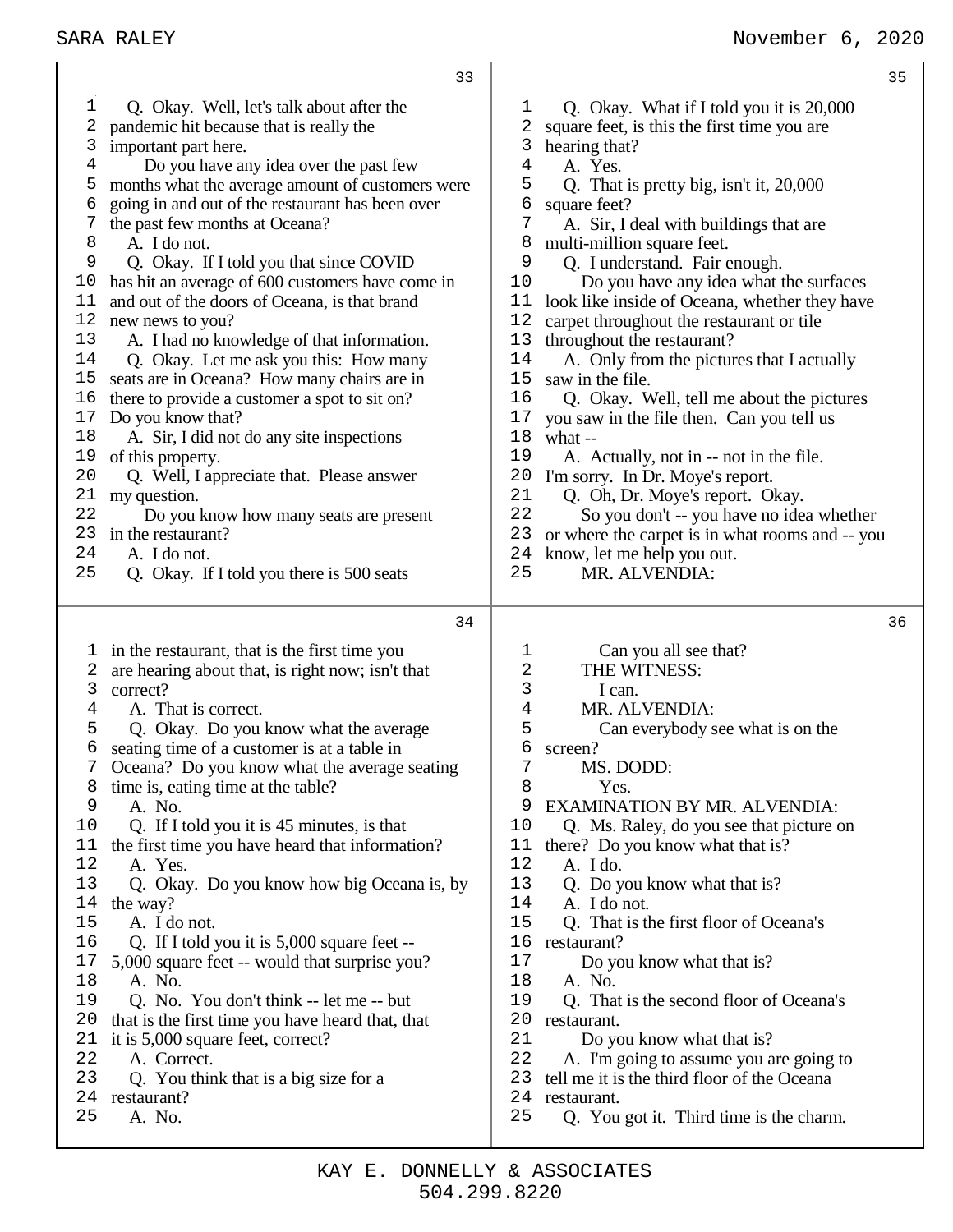Q. Okay. Well, let's talk about after the pandemic hit because that is really the important part here.

Do you have any idea over the past few months what the average amount of customers were going in and out of the restaurant has been over the past few months at Oceana?

A. I do not.

Q. Okay. If I told you that since COVID has hit an average of 600 customers have come in and out of the doors of Oceana, is that brand new news to you?

A. I had no knowledge of that information.

Q. Okay. Let me ask you this: How many seats are in Oceana? How many chairs are in there to provide a customer a spot to sit on? Do you know that?

A. Sir, I did not do any site inspections of this property.

Q. Well, I appreciate that. Please answer my question.

Do you know how many seats are present in the restaurant?

A. I do not.

Q. Okay. If I told you there is 500 seats in the restaurant, that is the first time you are hearing about that, is right now; isn't that correct?

A. That is correct.

Q. Okay. Do you know what the average seating time of a customer is at a table in Oceana? Do you know what the average seating time is, eating time at the table?

A. No.

Q. If I told you it is 45 minutes, is that the first time you have heard that information?

A. Yes.

Q. Okay. Do you know how big Oceana is, by the way?

A. I do not.

Q. If I told you it is 5,000 square feet -- 5,000 square feet -- would that surprise you?

A. No.

Q. No. You don't think -- let me -- but that is the first time you have heard that, that it is 5,000 square feet, correct?

A. Correct.

Q. You think that is a big size for a restaurant?

A. No.

Q. Okay. What if I told you it is 20,000 square feet, is this the first time you are hearing that?

A. Yes.

Q. That is pretty big, isn't it, 20,000 square feet?

A. Sir, I deal with buildings that are multi-million square feet.

Q. I understand. Fair enough.

Do you have any idea what the surfaces look like inside of Oceana, whether they have carpet throughout the restaurant or tile throughout the restaurant?

A. Only from the pictures that I actually saw in the file.

Q. Okay. Well, tell me about the pictures you saw in the file then. Can you tell us what --

A. Actually, not in -- not in the file. I'm sorry. In Dr. Moye's report.

Q. Oh, Dr. Moye's report. Okay.

So you don't -- you have no idea whether or where the carpet is in what rooms and -- you know, let me help you out.

MR. ALVENDIA:

Can you all see that?

THE WITNESS:

I can.

MR. ALVENDIA:

Can everybody see what is on the screen?

MS. DODD:

Yes.

EXAMINATION BY MR. ALVENDIA:

Q. Ms. Raley, do you see that picture on there? Do you know what that is?

A. I do.

Q. Do you know what that is?

A. I do not.

Q. That is the first floor of Oceana's restaurant?

Do you know what that is?

A. No.

Q. That is the second floor of Oceana's restaurant.

Do you know what that is?

A. I'm going to assume you are going to tell me it is the third floor of the Oceana restaurant.

Q. You got it. Third time is the charm.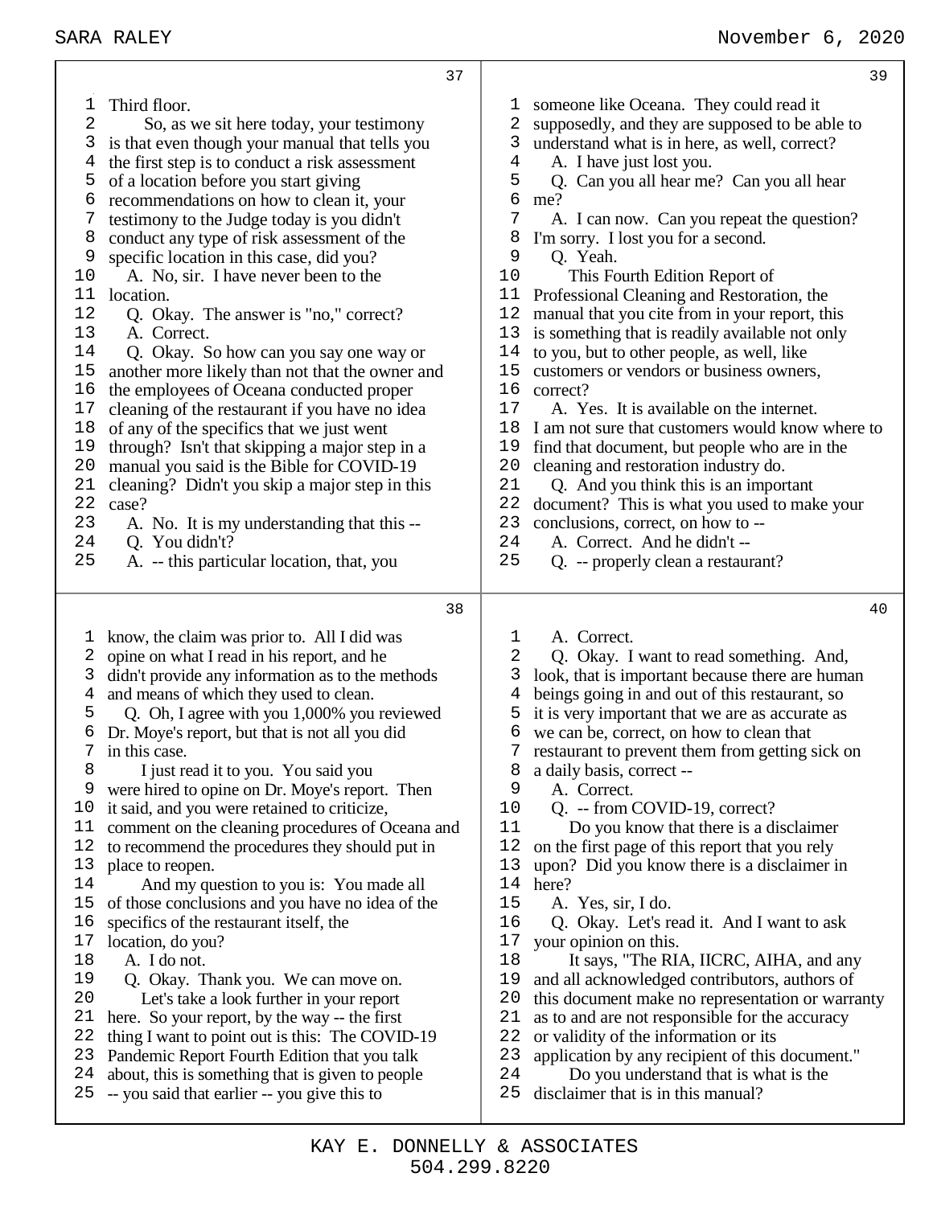**37**

1 Third floor.
2 So, as we sit here today, your testimony
3 is that even though your manual that tells you
4 the first step is to conduct a risk assessment
5 of a location before you start giving
6 recommendations on how to clean it, your
7 testimony to the Judge today is you didn't
8 conduct any type of risk assessment of the
9 specific location in this case, did you?
10 A. No, sir. I have never been to the
11 location.
12 Q. Okay. The answer is "no," correct?
13 A. Correct.
14 Q. Okay. So how can you say one way or
15 another more likely than not that the owner and
16 the employees of Oceana conducted proper
17 cleaning of the restaurant if you have no idea
18 of any of the specifics that we just went
19 through? Isn't that skipping a major step in a
20 manual you said is the Bible for COVID-19
21 cleaning? Didn't you skip a major step in this
22 case?
23 A. No. It is my understanding that this --
24 Q. You didn't?
25 A. -- this particular location, that, you

**38**

1 know, the claim was prior to. All I did was
2 opine on what I read in his report, and he
3 didn't provide any information as to the methods
4 and means of which they used to clean.
5 Q. Oh, I agree with you 1,000% you reviewed
6 Dr. Moye's report, but that is not all you did
7 in this case.
8 I just read it to you. You said you
9 were hired to opine on Dr. Moye's report. Then
10 it said, and you were retained to criticize,
11 comment on the cleaning procedures of Oceana and
12 to recommend the procedures they should put in
13 place to reopen.
14 And my question to you is: You made all
15 of those conclusions and you have no idea of the
16 specifics of the restaurant itself, the
17 location, do you?
18 A. I do not.
19 Q. Okay. Thank you. We can move on.
20 Let's take a look further in your report
21 here. So your report, by the way -- the first
22 thing I want to point out is this: The COVID-19
23 Pandemic Report Fourth Edition that you talk
24 about, this is something that is given to people
25 -- you said that earlier -- you give this to

**39**

1 someone like Oceana. They could read it
2 supposedly, and they are supposed to be able to
3 understand what is in here, as well, correct?
4 A. I have just lost you.
5 Q. Can you all hear me? Can you all hear
6 me?
7 A. I can now. Can you repeat the question?
8 I'm sorry. I lost you for a second.
9 Q. Yeah.
10 This Fourth Edition Report of
11 Professional Cleaning and Restoration, the
12 manual that you cite from in your report, this
13 is something that is readily available not only
14 to you, but to other people, as well, like
15 customers or vendors or business owners,
16 correct?
17 A. Yes. It is available on the internet.
18 I am not sure that customers would know where to
19 find that document, but people who are in the
20 cleaning and restoration industry do.
21 Q. And you think this is an important
22 document? This is what you used to make your
23 conclusions, correct, on how to --
24 A. Correct. And he didn't --
25 Q. -- properly clean a restaurant?

**40**

1 A. Correct.
2 Q. Okay. I want to read something. And,
3 look, that is important because there are human
4 beings going in and out of this restaurant, so
5 it is very important that we are as accurate as
6 we can be, correct, on how to clean that
7 restaurant to prevent them from getting sick on
8 a daily basis, correct --
9 A. Correct.
10 Q. -- from COVID-19, correct?
11 Do you know that there is a disclaimer
12 on the first page of this report that you rely
13 upon? Did you know there is a disclaimer in
14 here?
15 A. Yes, sir, I do.
16 Q. Okay. Let's read it. And I want to ask
17 your opinion on this.
18 It says, "The RIA, IICRC, AIHA, and any
19 and all acknowledged contributors, authors of
20 this document make no representation or warranty
21 as to and are not responsible for the accuracy
22 or validity of the information or its
23 application by any recipient of this document."
24 Do you understand that is what is the
25 disclaimer that is in this manual?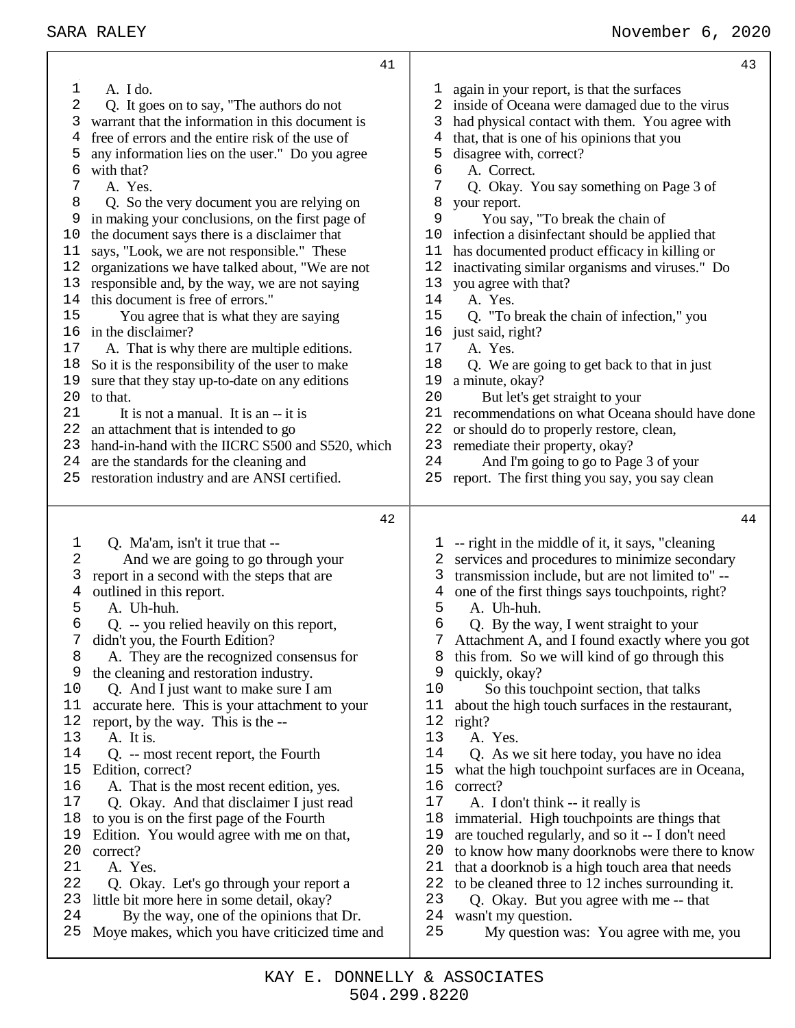41

1 A. I do.
2 Q. It goes on to say, "The authors do not
3 warrant that the information in this document is
4 free of errors and the entire risk of the use of
5 any information lies on the user." Do you agree
6 with that?
7 A. Yes.
8 Q. So the very document you are relying on
9 in making your conclusions, on the first page of
10 the document says there is a disclaimer that
11 says, "Look, we are not responsible." These
12 organizations we have talked about, "We are not
13 responsible and, by the way, we are not saying
14 this document is free of errors."
15 You agree that is what they are saying
16 in the disclaimer?
17 A. That is why there are multiple editions.
18 So it is the responsibility of the user to make
19 sure that they stay up-to-date on any editions
20 to that.
21 It is not a manual. It is an -- it is
22 an attachment that is intended to go
23 hand-in-hand with the IICRC S500 and S520, which
24 are the standards for the cleaning and
25 restoration industry and are ANSI certified.

42

1 Q. Ma'am, isn't it true that --
2 And we are going to go through your
3 report in a second with the steps that are
4 outlined in this report.
5 A. Uh-huh.
6 Q. -- you relied heavily on this report,
7 didn't you, the Fourth Edition?
8 A. They are the recognized consensus for
9 the cleaning and restoration industry.
10 Q. And I just want to make sure I am
11 accurate here. This is your attachment to your
12 report, by the way. This is the --
13 A. It is.
14 Q. -- most recent report, the Fourth
15 Edition, correct?
16 A. That is the most recent edition, yes.
17 Q. Okay. And that disclaimer I just read
18 to you is on the first page of the Fourth
19 Edition. You would agree with me on that,
20 correct?
21 A. Yes.
22 Q. Okay. Let's go through your report a
23 little bit more here in some detail, okay?
24 By the way, one of the opinions that Dr.
25 Moye makes, which you have criticized time and

43

1 again in your report, is that the surfaces
2 inside of Oceana were damaged due to the virus
3 had physical contact with them. You agree with
4 that, that is one of his opinions that you
5 disagree with, correct?
6 A. Correct.
7 Q. Okay. You say something on Page 3 of
8 your report.
9 You say, "To break the chain of
10 infection a disinfectant should be applied that
11 has documented product efficacy in killing or
12 inactivating similar organisms and viruses." Do
13 you agree with that?
14 A. Yes.
15 Q. "To break the chain of infection," you
16 just said, right?
17 A. Yes.
18 Q. We are going to get back to that in just
19 a minute, okay?
20 But let's get straight to your
21 recommendations on what Oceana should have done
22 or should do to properly restore, clean,
23 remediate their property, okay?
24 And I'm going to go to Page 3 of your
25 report. The first thing you say, you say clean

44

1 -- right in the middle of it, it says, "cleaning
2 services and procedures to minimize secondary
3 transmission include, but are not limited to" --
4 one of the first things says touchpoints, right?
5 A. Uh-huh.
6 Q. By the way, I went straight to your
7 Attachment A, and I found exactly where you got
8 this from. So we will kind of go through this
9 quickly, okay?
10 So this touchpoint section, that talks
11 about the high touch surfaces in the restaurant,
12 right?
13 A. Yes.
14 Q. As we sit here today, you have no idea
15 what the high touchpoint surfaces are in Oceana,
16 correct?
17 A. I don't think -- it really is
18 immaterial. High touchpoints are things that
19 are touched regularly, and so it -- I don't need
20 to know how many doorknobs were there to know
21 that a doorknob is a high touch area that needs
22 to be cleaned three to 12 inches surrounding it.
23 Q. Okay. But you agree with me -- that
24 wasn't my question.
25 My question was: You agree with me, you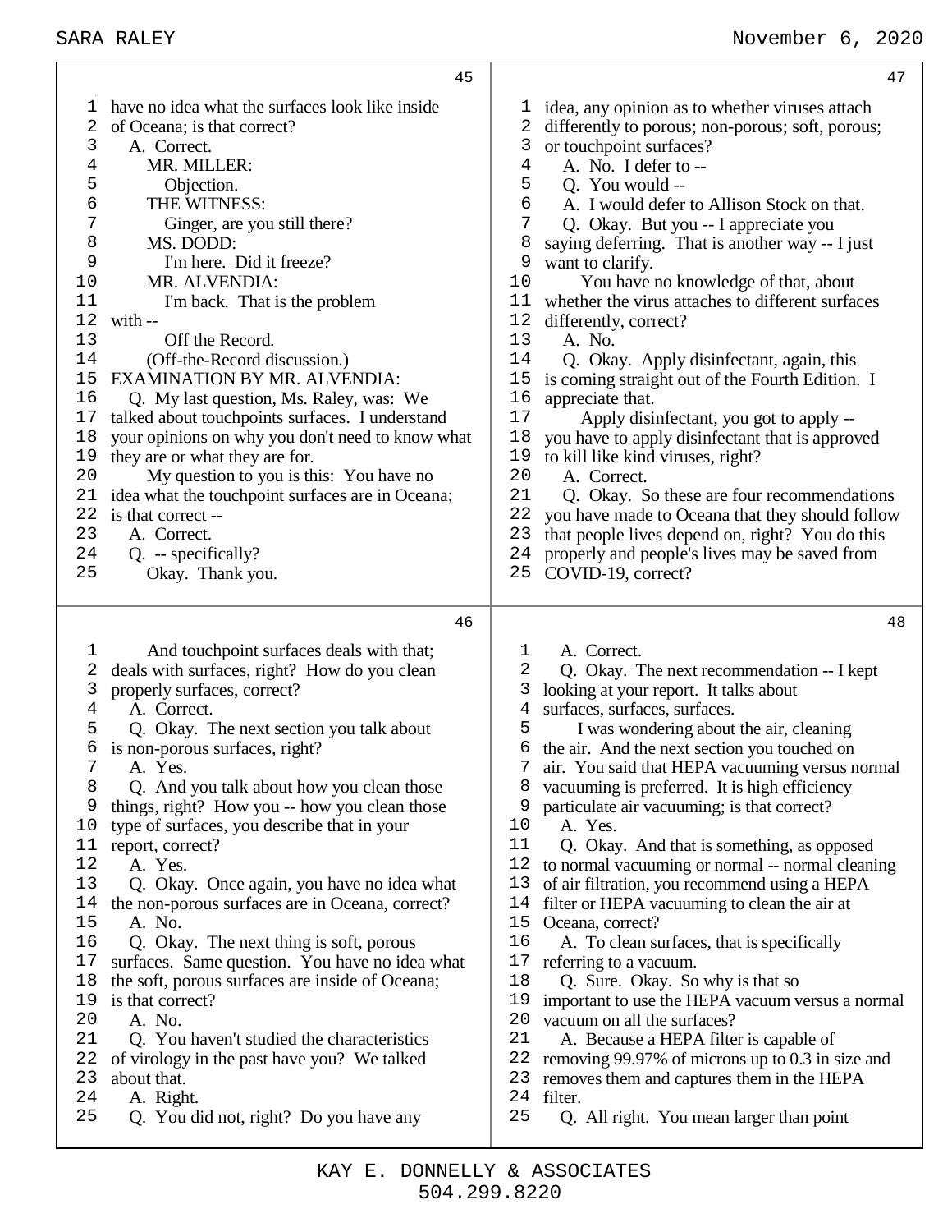45

1 have no idea what the surfaces look like inside
2 of Oceana; is that correct?
3 A. Correct.
4 MR. MILLER:
5 Objection.
6 THE WITNESS:
7 Ginger, are you still there?
8 MS. DODD:
9 I'm here. Did it freeze?
10 MR. ALVENDIA:
11 I'm back. That is the problem
12 with --
13 Off the Record.
14 (Off-the-Record discussion.)
15 EXAMINATION BY MR. ALVENDIA:
16 Q. My last question, Ms. Raley, was: We
17 talked about touchpoints surfaces. I understand
18 your opinions on why you don't need to know what
19 they are or what they are for.
20 My question to you is this: You have no
21 idea what the touchpoint surfaces are in Oceana;
22 is that correct --
23 A. Correct.
24 Q. -- specifically?
25 Okay. Thank you.

46

1 And touchpoint surfaces deals with that;
2 deals with surfaces, right? How do you clean
3 properly surfaces, correct?
4 A. Correct.
5 Q. Okay. The next section you talk about
6 is non-porous surfaces, right?
7 A. Yes.
8 Q. And you talk about how you clean those
9 things, right? How you -- how you clean those
10 type of surfaces, you describe that in your
11 report, correct?
12 A. Yes.
13 Q. Okay. Once again, you have no idea what
14 the non-porous surfaces are in Oceana, correct?
15 A. No.
16 Q. Okay. The next thing is soft, porous
17 surfaces. Same question. You have no idea what
18 the soft, porous surfaces are inside of Oceana;
19 is that correct?
20 A. No.
21 Q. You haven't studied the characteristics
22 of virology in the past have you? We talked
23 about that.
24 A. Right.
25 Q. You did not, right? Do you have any

47

1 idea, any opinion as to whether viruses attach
2 differently to porous; non-porous; soft, porous;
3 or touchpoint surfaces?
4 A. No. I defer to --
5 Q. You would --
6 A. I would defer to Allison Stock on that.
7 Q. Okay. But you -- I appreciate you
8 saying deferring. That is another way -- I just
9 want to clarify.
10 You have no knowledge of that, about
11 whether the virus attaches to different surfaces
12 differently, correct?
13 A. No.
14 Q. Okay. Apply disinfectant, again, this
15 is coming straight out of the Fourth Edition. I
16 appreciate that.
17 Apply disinfectant, you got to apply --
18 you have to apply disinfectant that is approved
19 to kill like kind viruses, right?
20 A. Correct.
21 Q. Okay. So these are four recommendations
22 you have made to Oceana that they should follow
23 that people lives depend on, right? You do this
24 properly and people's lives may be saved from
25 COVID-19, correct?

48

1 A. Correct.
2 Q. Okay. The next recommendation -- I kept
3 looking at your report. It talks about
4 surfaces, surfaces, surfaces.
5 I was wondering about the air, cleaning
6 the air. And the next section you touched on
7 air. You said that HEPA vacuuming versus normal
8 vacuuming is preferred. It is high efficiency
9 particulate air vacuuming; is that correct?
10 A. Yes.
11 Q. Okay. And that is something, as opposed
12 to normal vacuuming or normal -- normal cleaning
13 of air filtration, you recommend using a HEPA
14 filter or HEPA vacuuming to clean the air at
15 Oceana, correct?
16 A. To clean surfaces, that is specifically
17 referring to a vacuum.
18 Q. Sure. Okay. So why is that so
19 important to use the HEPA vacuum versus a normal
20 vacuum on all the surfaces?
21 A. Because a HEPA filter is capable of
22 removing 99.97% of microns up to 0.3 in size and
23 removes them and captures them in the HEPA
24 filter.
25 Q. All right. You mean larger than point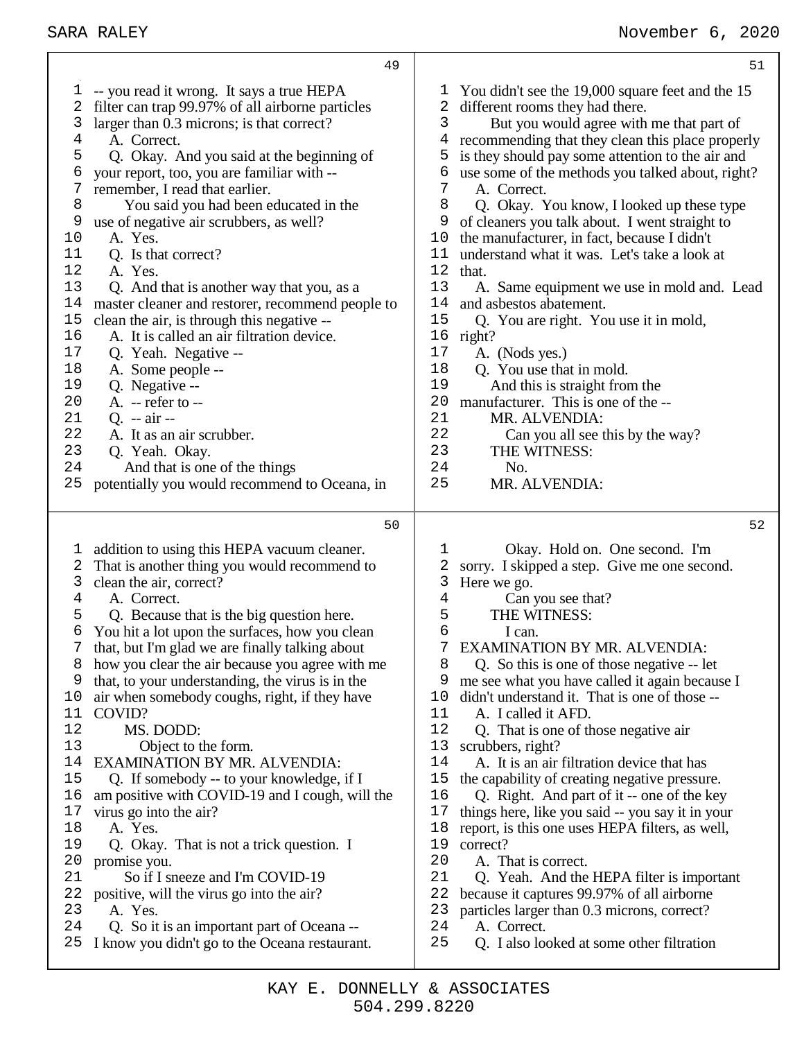**49**

1 -- you read it wrong. It says a true HEPA
2 filter can trap 99.97% of all airborne particles
3 larger than 0.3 microns; is that correct?
4 A. Correct.
5 Q. Okay. And you said at the beginning of
6 your report, too, you are familiar with --
7 remember, I read that earlier.
8 You said you had been educated in the
9 use of negative air scrubbers, as well?
10 A. Yes.
11 Q. Is that correct?
12 A. Yes.
13 Q. And that is another way that you, as a
14 master cleaner and restorer, recommend people to
15 clean the air, is through this negative --
16 A. It is called an air filtration device.
17 Q. Yeah. Negative --
18 A. Some people --
19 Q. Negative --
20 A. -- refer to --
21 Q. -- air --
22 A. It as an air scrubber.
23 Q. Yeah. Okay.
24 And that is one of the things
25 potentially you would recommend to Oceana, in

**50**

1 addition to using this HEPA vacuum cleaner.
2 That is another thing you would recommend to
3 clean the air, correct?
4 A. Correct.
5 Q. Because that is the big question here.
6 You hit a lot upon the surfaces, how you clean
7 that, but I'm glad we are finally talking about
8 how you clear the air because you agree with me
9 that, to your understanding, the virus is in the
10 air when somebody coughs, right, if they have
11 COVID?
12 MS. DODD:
13 Object to the form.
14 EXAMINATION BY MR. ALVENDIA:
15 Q. If somebody -- to your knowledge, if I
16 am positive with COVID-19 and I cough, will the
17 virus go into the air?
18 A. Yes.
19 Q. Okay. That is not a trick question. I
20 promise you.
21 So if I sneeze and I'm COVID-19
22 positive, will the virus go into the air?
23 A. Yes.
24 Q. So it is an important part of Oceana --
25 I know you didn't go to the Oceana restaurant.

**51**

1 You didn't see the 19,000 square feet and the 15
2 different rooms they had there.
3 But you would agree with me that part of
4 recommending that they clean this place properly
5 is they should pay some attention to the air and
6 use some of the methods you talked about, right?
7 A. Correct.
8 Q. Okay. You know, I looked up these type
9 of cleaners you talk about. I went straight to
10 the manufacturer, in fact, because I didn't
11 understand what it was. Let's take a look at
12 that.
13 A. Same equipment we use in mold and. Lead
14 and asbestos abatement.
15 Q. You are right. You use it in mold,
16 right?
17 A. (Nods yes.)
18 Q. You use that in mold.
19 And this is straight from the
20 manufacturer. This is one of the --
21 MR. ALVENDIA:
22 Can you all see this by the way?
23 THE WITNESS:
24 No.
25 MR. ALVENDIA:

**52**

1 Okay. Hold on. One second. I'm
2 sorry. I skipped a step. Give me one second.
3 Here we go.
4 Can you see that?
5 THE WITNESS:
6 I can.
7 EXAMINATION BY MR. ALVENDIA:
8 Q. So this is one of those negative -- let
9 me see what you have called it again because I
10 didn't understand it. That is one of those --
11 A. I called it AFD.
12 Q. That is one of those negative air
13 scrubbers, right?
14 A. It is an air filtration device that has
15 the capability of creating negative pressure.
16 Q. Right. And part of it -- one of the key
17 things here, like you said -- you say it in your
18 report, is this one uses HEPA filters, as well,
19 correct?
20 A. That is correct.
21 Q. Yeah. And the HEPA filter is important
22 because it captures 99.97% of all airborne
23 particles larger than 0.3 microns, correct?
24 A. Correct.
25 Q. I also looked at some other filtration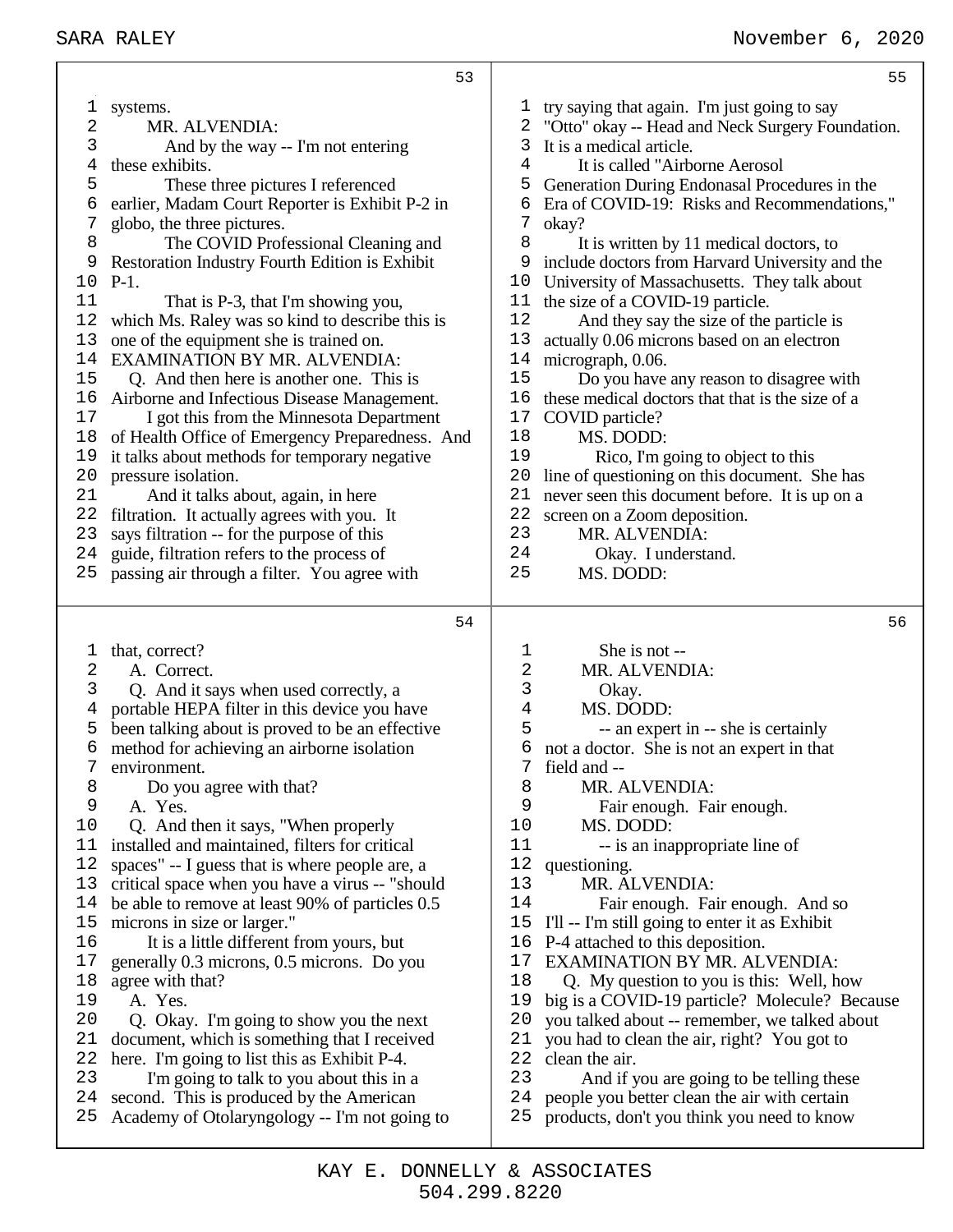systems.

MR. ALVENDIA:

And by the way -- I'm not entering these exhibits.

These three pictures I referenced earlier, Madam Court Reporter is Exhibit P-2 in globo, the three pictures.

The COVID Professional Cleaning and Restoration Industry Fourth Edition is Exhibit P-1.

That is P-3, that I'm showing you, which Ms. Raley was so kind to describe this is one of the equipment she is trained on.

EXAMINATION BY MR. ALVENDIA:

Q. And then here is another one. This is Airborne and Infectious Disease Management.

I got this from the Minnesota Department of Health Office of Emergency Preparedness. And it talks about methods for temporary negative pressure isolation.

And it talks about, again, in here filtration. It actually agrees with you. It says filtration -- for the purpose of this guide, filtration refers to the process of passing air through a filter. You agree with that, correct?

A. Correct.

Q. And it says when used correctly, a portable HEPA filter in this device you have been talking about is proved to be an effective method for achieving an airborne isolation environment.

Do you agree with that?

A. Yes.

Q. And then it says, "When properly installed and maintained, filters for critical spaces" -- I guess that is where people are, a critical space when you have a virus -- "should be able to remove at least 90% of particles 0.5 microns in size or larger."

It is a little different from yours, but generally 0.3 microns, 0.5 microns. Do you agree with that?

A. Yes.

Q. Okay. I'm going to show you the next document, which is something that I received here. I'm going to list this as Exhibit P-4.

I'm going to talk to you about this in a second. This is produced by the American Academy of Otolaryngology -- I'm not going to try saying that again. I'm just going to say "Otto" okay -- Head and Neck Surgery Foundation. It is a medical article.

It is called "Airborne Aerosol Generation During Endonasal Procedures in the Era of COVID-19: Risks and Recommendations," okay?

It is written by 11 medical doctors, to include doctors from Harvard University and the University of Massachusetts. They talk about the size of a COVID-19 particle.

And they say the size of the particle is actually 0.06 microns based on an electron micrograph, 0.06.

Do you have any reason to disagree with these medical doctors that that is the size of a COVID particle?

MS. DODD:

Rico, I'm going to object to this line of questioning on this document. She has never seen this document before. It is up on a screen on a Zoom deposition.

MR. ALVENDIA:

Okay. I understand.

MS. DODD:

She is not --

MR. ALVENDIA:

Okay.

MS. DODD:

-- an expert in -- she is certainly not a doctor. She is not an expert in that field and --

MR. ALVENDIA:

Fair enough. Fair enough.

MS. DODD:

-- is an inappropriate line of questioning.

MR. ALVENDIA:

Fair enough. Fair enough. And so I'll -- I'm still going to enter it as Exhibit P-4 attached to this deposition.

EXAMINATION BY MR. ALVENDIA:

Q. My question to you is this: Well, how big is a COVID-19 particle? Molecule? Because you talked about -- remember, we talked about you had to clean the air, right? You got to clean the air.

And if you are going to be telling these people you better clean the air with certain products, don't you think you need to know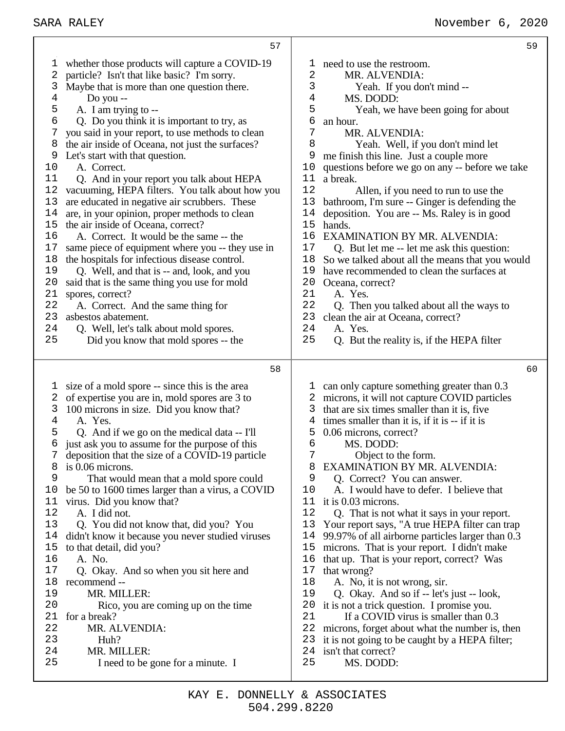57

1 whether those products will capture a COVID-19
2 particle? Isn't that like basic? I'm sorry.
3 Maybe that is more than one question there.
4 Do you --
5 A. I am trying to --
6 Q. Do you think it is important to try, as
7 you said in your report, to use methods to clean
8 the air inside of Oceana, not just the surfaces?
9 Let's start with that question.
10 A. Correct.
11 Q. And in your report you talk about HEPA
12 vacuuming, HEPA filters. You talk about how you
13 are educated in negative air scrubbers. These
14 are, in your opinion, proper methods to clean
15 the air inside of Oceana, correct?
16 A. Correct. It would be the same -- the
17 same piece of equipment where you -- they use in
18 the hospitals for infectious disease control.
19 Q. Well, and that is -- and, look, and you
20 said that is the same thing you use for mold
21 spores, correct?
22 A. Correct. And the same thing for
23 asbestos abatement.
24 Q. Well, let's talk about mold spores.
25 Did you know that mold spores -- the

58

1 size of a mold spore -- since this is the area
2 of expertise you are in, mold spores are 3 to
3 100 microns in size. Did you know that?
4 A. Yes.
5 Q. And if we go on the medical data -- I'll
6 just ask you to assume for the purpose of this
7 deposition that the size of a COVID-19 particle
8 is 0.06 microns.
9 That would mean that a mold spore could
10 be 50 to 1600 times larger than a virus, a COVID
11 virus. Did you know that?
12 A. I did not.
13 Q. You did not know that, did you? You
14 didn't know it because you never studied viruses
15 to that detail, did you?
16 A. No.
17 Q. Okay. And so when you sit here and
18 recommend --
19 MR. MILLER:
20 Rico, you are coming up on the time
21 for a break?
22 MR. ALVENDIA:
23 Huh?
24 MR. MILLER:
25 I need to be gone for a minute. I

59

1 need to use the restroom.
2 MR. ALVENDIA:
3 Yeah. If you don't mind --
4 MS. DODD:
5 Yeah, we have been going for about
6 an hour.
7 MR. ALVENDIA:
8 Yeah. Well, if you don't mind let
9 me finish this line. Just a couple more
10 questions before we go on any -- before we take
11 a break.
12 Allen, if you need to run to use the
13 bathroom, I'm sure -- Ginger is defending the
14 deposition. You are -- Ms. Raley is in good
15 hands.
16 EXAMINATION BY MR. ALVENDIA:
17 Q. But let me -- let me ask this question:
18 So we talked about all the means that you would
19 have recommended to clean the surfaces at
20 Oceana, correct?
21 A. Yes.
22 Q. Then you talked about all the ways to
23 clean the air at Oceana, correct?
24 A. Yes.
25 Q. But the reality is, if the HEPA filter

60

1 can only capture something greater than 0.3
2 microns, it will not capture COVID particles
3 that are six times smaller than it is, five
4 times smaller than it is, if it is -- if it is
5 0.06 microns, correct?
6 MS. DODD:
7 Object to the form.
8 EXAMINATION BY MR. ALVENDIA:
9 Q. Correct? You can answer.
10 A. I would have to defer. I believe that
11 it is 0.03 microns.
12 Q. That is not what it says in your report.
13 Your report says, "A true HEPA filter can trap
14 99.97% of all airborne particles larger than 0.3
15 microns. That is your report. I didn't make
16 that up. That is your report, correct? Was
17 that wrong?
18 A. No, it is not wrong, sir.
19 Q. Okay. And so if -- let's just -- look,
20 it is not a trick question. I promise you.
21 If a COVID virus is smaller than 0.3
22 microns, forget about what the number is, then
23 it is not going to be caught by a HEPA filter;
24 isn't that correct?
25 MS. DODD: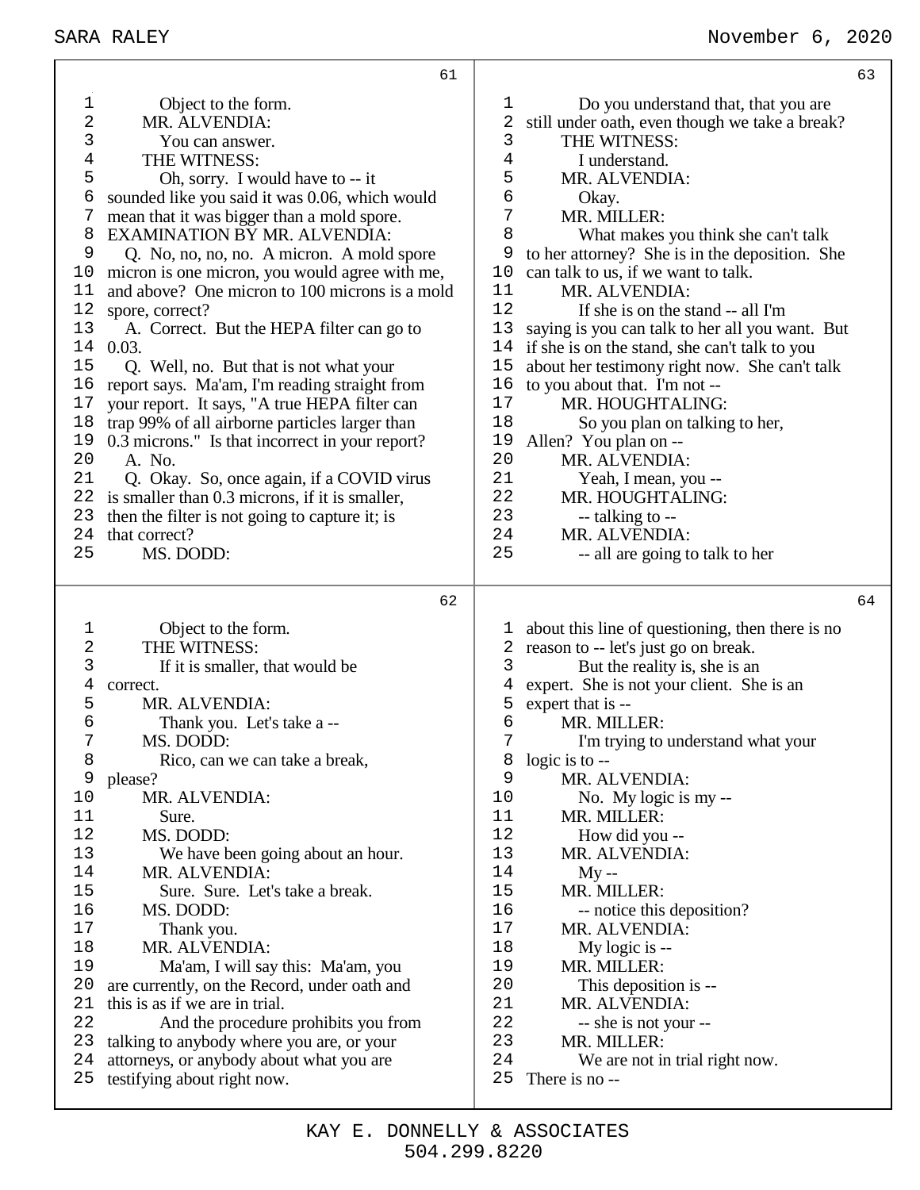**61**

1 Object to the form.
2 MR. ALVENDIA:
3 You can answer.
4 THE WITNESS:
5 Oh, sorry. I would have to -- it
6 sounded like you said it was 0.06, which would
7 mean that it was bigger than a mold spore.
8 EXAMINATION BY MR. ALVENDIA:
9 Q. No, no, no, no. A micron. A mold spore
10 micron is one micron, you would agree with me,
11 and above? One micron to 100 microns is a mold
12 spore, correct?
13 A. Correct. But the HEPA filter can go to
14 0.03.
15 Q. Well, no. But that is not what your
16 report says. Ma'am, I'm reading straight from
17 your report. It says, "A true HEPA filter can
18 trap 99% of all airborne particles larger than
19 0.3 microns." Is that incorrect in your report?
20 A. No.
21 Q. Okay. So, once again, if a COVID virus
22 is smaller than 0.3 microns, if it is smaller,
23 then the filter is not going to capture it; is
24 that correct?
25 MS. DODD:

**62**

1 Object to the form.
2 THE WITNESS:
3 If it is smaller, that would be
4 correct.
5 MR. ALVENDIA:
6 Thank you. Let's take a --
7 MS. DODD:
8 Rico, can we can take a break,
9 please?
10 MR. ALVENDIA:
11 Sure.
12 MS. DODD:
13 We have been going about an hour.
14 MR. ALVENDIA:
15 Sure. Sure. Let's take a break.
16 MS. DODD:
17 Thank you.
18 MR. ALVENDIA:
19 Ma'am, I will say this: Ma'am, you
20 are currently, on the Record, under oath and
21 this is as if we are in trial.
22 And the procedure prohibits you from
23 talking to anybody where you are, or your
24 attorneys, or anybody about what you are
25 testifying about right now.

**63**

1 Do you understand that, that you are
2 still under oath, even though we take a break?
3 THE WITNESS:
4 I understand.
5 MR. ALVENDIA:
6 Okay.
7 MR. MILLER:
8 What makes you think she can't talk
9 to her attorney? She is in the deposition. She
10 can talk to us, if we want to talk.
11 MR. ALVENDIA:
12 If she is on the stand -- all I'm
13 saying is you can talk to her all you want. But
14 if she is on the stand, she can't talk to you
15 about her testimony right now. She can't talk
16 to you about that. I'm not --
17 MR. HOUGHTALING:
18 So you plan on talking to her,
19 Allen? You plan on --
20 MR. ALVENDIA:
21 Yeah, I mean, you --
22 MR. HOUGHTALING:
23 -- talking to --
24 MR. ALVENDIA:
25 -- all are going to talk to her

**64**

1 about this line of questioning, then there is no
2 reason to -- let's just go on break.
3 But the reality is, she is an
4 expert. She is not your client. She is an
5 expert that is --
6 MR. MILLER:
7 I'm trying to understand what your
8 logic is to --
9 MR. ALVENDIA:
10 No. My logic is my --
11 MR. MILLER:
12 How did you --
13 MR. ALVENDIA:
14 My --
15 MR. MILLER:
16 -- notice this deposition?
17 MR. ALVENDIA:
18 My logic is --
19 MR. MILLER:
20 This deposition is --
21 MR. ALVENDIA:
22 -- she is not your --
23 MR. MILLER:
24 We are not in trial right now.
25 There is no --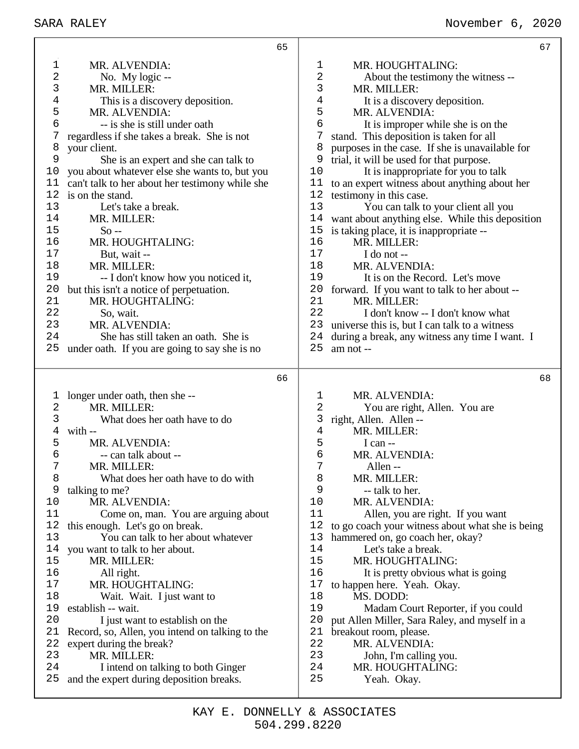MR. ALVENDIA:

No. My logic --

MR. MILLER:

This is a discovery deposition.

MR. ALVENDIA:

-- is she is still under oath regardless if she takes a break. She is not your client.

She is an expert and she can talk to you about whatever else she wants to, but you can't talk to her about her testimony while she is on the stand.

Let's take a break.

MR. MILLER:

So --

MR. HOUGHTALING:

But, wait --

MR. MILLER:

-- I don't know how you noticed it, but this isn't a notice of perpetuation.

MR. HOUGHTALING:

So, wait.

MR. ALVENDIA:

She has still taken an oath. She is under oath. If you are going to say she is no longer under oath, then she --

MR. MILLER:

What does her oath have to do with --

MR. ALVENDIA:

-- can talk about --

MR. MILLER:

What does her oath have to do with talking to me?

MR. ALVENDIA:

Come on, man. You are arguing about this enough. Let's go on break.

You can talk to her about whatever you want to talk to her about.

MR. MILLER:

All right.

MR. HOUGHTALING:

Wait. Wait. I just want to establish -- wait.

I just want to establish on the Record, so, Allen, you intend on talking to the expert during the break?

MR. MILLER:

I intend on talking to both Ginger and the expert during deposition breaks.

MR. HOUGHTALING:

About the testimony the witness --

MR. MILLER:

It is a discovery deposition.

MR. ALVENDIA:

It is improper while she is on the stand. This deposition is taken for all purposes in the case. If she is unavailable for trial, it will be used for that purpose.

It is inappropriate for you to talk to an expert witness about anything about her testimony in this case.

You can talk to your client all you want about anything else. While this deposition is taking place, it is inappropriate --

MR. MILLER:

I do not --

MR. ALVENDIA:

It is on the Record. Let's move forward. If you want to talk to her about --

MR. MILLER:

I don't know -- I don't know what universe this is, but I can talk to a witness during a break, any witness any time I want. I am not --

MR. ALVENDIA:

You are right, Allen. You are right, Allen. Allen --

MR. MILLER:

I can --

MR. ALVENDIA:

Allen --

MR. MILLER:

-- talk to her.

MR. ALVENDIA:

Allen, you are right. If you want to go coach your witness about what she is being hammered on, go coach her, okay?

Let's take a break.

MR. HOUGHTALING:

It is pretty obvious what is going to happen here. Yeah. Okay.

MS. DODD:

Madam Court Reporter, if you could put Allen Miller, Sara Raley, and myself in a breakout room, please.

MR. ALVENDIA:

John, I'm calling you.

MR. HOUGHTALING:

Yeah. Okay.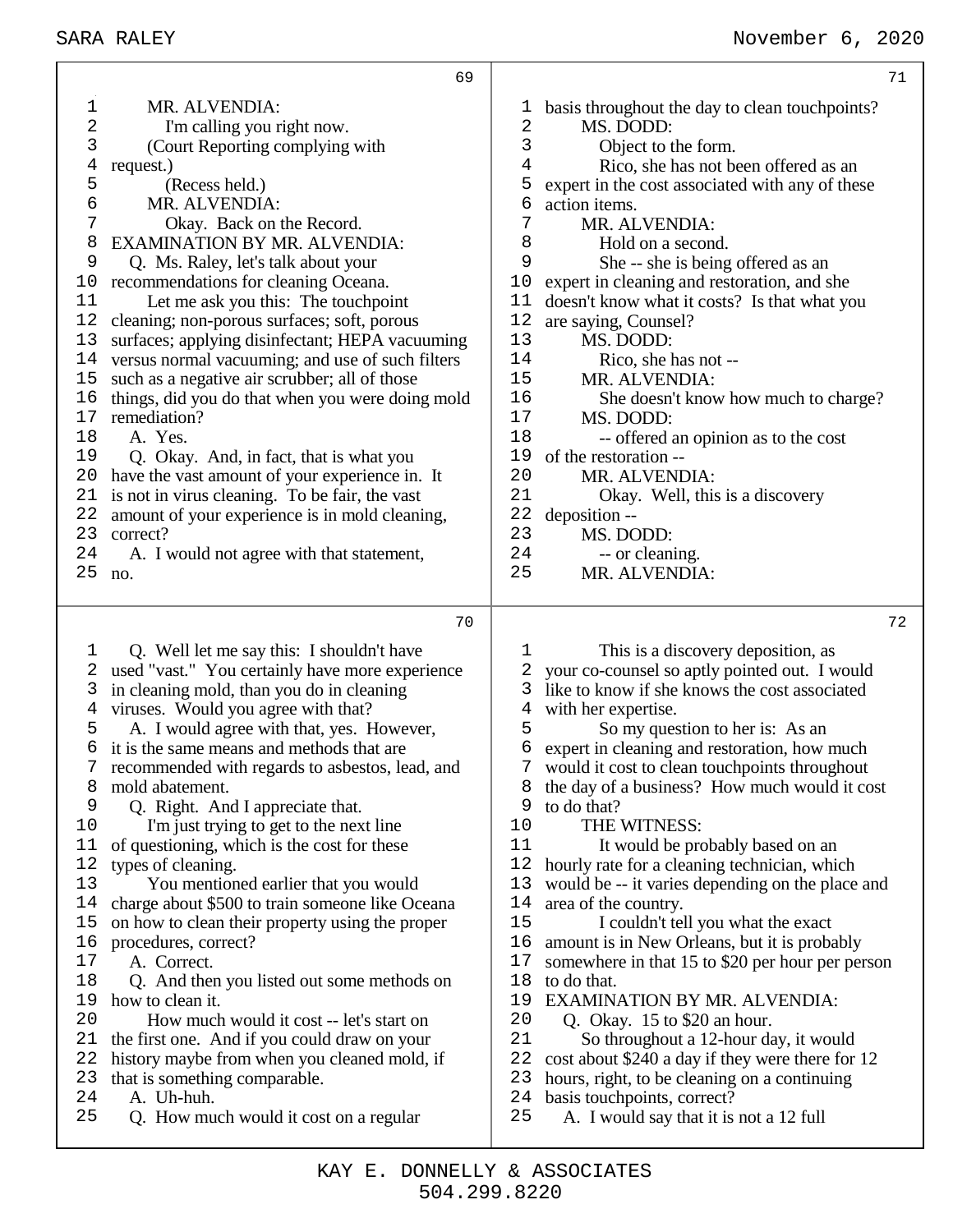**69**

1 MR. ALVENDIA:
2 I'm calling you right now.
3 (Court Reporting complying with
4 request.)
5 (Recess held.)
6 MR. ALVENDIA:
7 Okay. Back on the Record.
8 EXAMINATION BY MR. ALVENDIA:
9 Q. Ms. Raley, let's talk about your
10 recommendations for cleaning Oceana.
11 Let me ask you this: The touchpoint
12 cleaning; non-porous surfaces; soft, porous
13 surfaces; applying disinfectant; HEPA vacuuming
14 versus normal vacuuming; and use of such filters
15 such as a negative air scrubber; all of those
16 things, did you do that when you were doing mold
17 remediation?
18 A. Yes.
19 Q. Okay. And, in fact, that is what you
20 have the vast amount of your experience in. It
21 is not in virus cleaning. To be fair, the vast
22 amount of your experience is in mold cleaning,
23 correct?
24 A. I would not agree with that statement,
25 no.

**70**

1 Q. Well let me say this: I shouldn't have
2 used "vast." You certainly have more experience
3 in cleaning mold, than you do in cleaning
4 viruses. Would you agree with that?
5 A. I would agree with that, yes. However,
6 it is the same means and methods that are
7 recommended with regards to asbestos, lead, and
8 mold abatement.
9 Q. Right. And I appreciate that.
10 I'm just trying to get to the next line
11 of questioning, which is the cost for these
12 types of cleaning.
13 You mentioned earlier that you would
14 charge about $500 to train someone like Oceana
15 on how to clean their property using the proper
16 procedures, correct?
17 A. Correct.
18 Q. And then you listed out some methods on
19 how to clean it.
20 How much would it cost -- let's start on
21 the first one. And if you could draw on your
22 history maybe from when you cleaned mold, if
23 that is something comparable.
24 A. Uh-huh.
25 Q. How much would it cost on a regular

**71**

1 basis throughout the day to clean touchpoints?
2 MS. DODD:
3 Object to the form.
4 Rico, she has not been offered as an
5 expert in the cost associated with any of these
6 action items.
7 MR. ALVENDIA:
8 Hold on a second.
9 She -- she is being offered as an
10 expert in cleaning and restoration, and she
11 doesn't know what it costs? Is that what you
12 are saying, Counsel?
13 MS. DODD:
14 Rico, she has not --
15 MR. ALVENDIA:
16 She doesn't know how much to charge?
17 MS. DODD:
18 -- offered an opinion as to the cost
19 of the restoration --
20 MR. ALVENDIA:
21 Okay. Well, this is a discovery
22 deposition --
23 MS. DODD:
24 -- or cleaning.
25 MR. ALVENDIA:

**72**

1 This is a discovery deposition, as
2 your co-counsel so aptly pointed out. I would
3 like to know if she knows the cost associated
4 with her expertise.
5 So my question to her is: As an
6 expert in cleaning and restoration, how much
7 would it cost to clean touchpoints throughout
8 the day of a business? How much would it cost
9 to do that?
10 THE WITNESS:
11 It would be probably based on an
12 hourly rate for a cleaning technician, which
13 would be -- it varies depending on the place and
14 area of the country.
15 I couldn't tell you what the exact
16 amount is in New Orleans, but it is probably
17 somewhere in that 15 to $20 per hour per person
18 to do that.
19 EXAMINATION BY MR. ALVENDIA:
20 Q. Okay. 15 to $20 an hour.
21 So throughout a 12-hour day, it would
22 cost about $240 a day if they were there for 12
23 hours, right, to be cleaning on a continuing
24 basis touchpoints, correct?
25 A. I would say that it is not a 12 full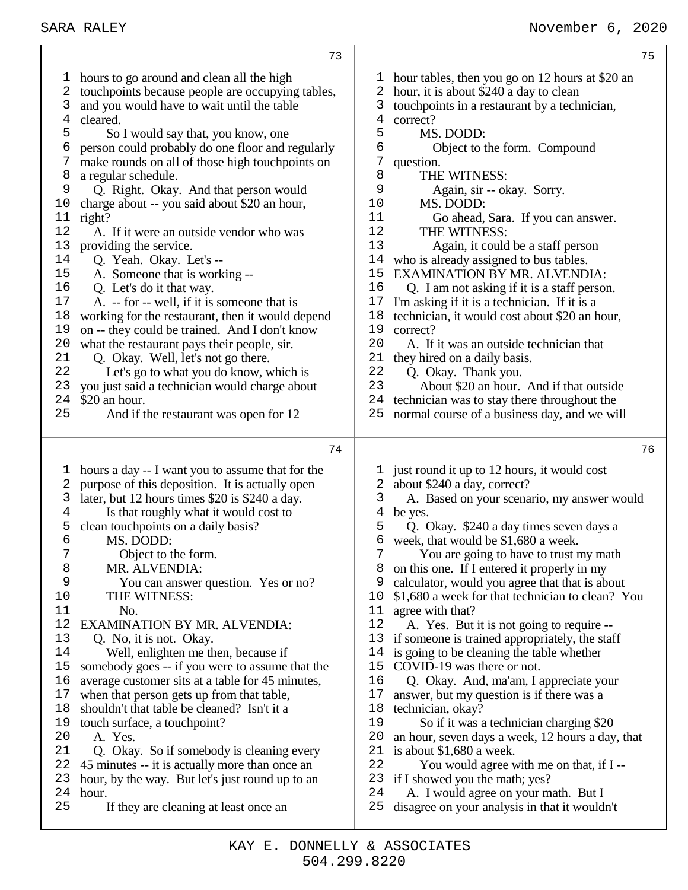73

1 hours to go around and clean all the high
2 touchpoints because people are occupying tables,
3 and you would have to wait until the table
4 cleared.
5 So I would say that, you know, one
6 person could probably do one floor and regularly
7 make rounds on all of those high touchpoints on
8 a regular schedule.
9 Q. Right. Okay. And that person would
10 charge about -- you said about $20 an hour,
11 right?
12 A. If it were an outside vendor who was
13 providing the service.
14 Q. Yeah. Okay. Let's --
15 A. Someone that is working --
16 Q. Let's do it that way.
17 A. -- for -- well, if it is someone that is
18 working for the restaurant, then it would depend
19 on -- they could be trained. And I don't know
20 what the restaurant pays their people, sir.
21 Q. Okay. Well, let's not go there.
22 Let's go to what you do know, which is
23 you just said a technician would charge about
24 $20 an hour.
25 And if the restaurant was open for 12

74

1 hours a day -- I want you to assume that for the
2 purpose of this deposition. It is actually open
3 later, but 12 hours times $20 is $240 a day.
4 Is that roughly what it would cost to
5 clean touchpoints on a daily basis?
6 MS. DODD:
7 Object to the form.
8 MR. ALVENDIA:
9 You can answer question. Yes or no?
10 THE WITNESS:
11 No.
12 EXAMINATION BY MR. ALVENDIA:
13 Q. No, it is not. Okay.
14 Well, enlighten me then, because if
15 somebody goes -- if you were to assume that the
16 average customer sits at a table for 45 minutes,
17 when that person gets up from that table,
18 shouldn't that table be cleaned? Isn't it a
19 touch surface, a touchpoint?
20 A. Yes.
21 Q. Okay. So if somebody is cleaning every
22 45 minutes -- it is actually more than once an
23 hour, by the way. But let's just round up to an
24 hour.
25 If they are cleaning at least once an

75

1 hour tables, then you go on 12 hours at $20 an
2 hour, it is about $240 a day to clean
3 touchpoints in a restaurant by a technician,
4 correct?
5 MS. DODD:
6 Object to the form. Compound
7 question.
8 THE WITNESS:
9 Again, sir -- okay. Sorry.
10 MS. DODD:
11 Go ahead, Sara. If you can answer.
12 THE WITNESS:
13 Again, it could be a staff person
14 who is already assigned to bus tables.
15 EXAMINATION BY MR. ALVENDIA:
16 Q. I am not asking if it is a staff person.
17 I'm asking if it is a technician. If it is a
18 technician, it would cost about $20 an hour,
19 correct?
20 A. If it was an outside technician that
21 they hired on a daily basis.
22 Q. Okay. Thank you.
23 About $20 an hour. And if that outside
24 technician was to stay there throughout the
25 normal course of a business day, and we will

76

1 just round it up to 12 hours, it would cost
2 about $240 a day, correct?
3 A. Based on your scenario, my answer would
4 be yes.
5 Q. Okay. $240 a day times seven days a
6 week, that would be $1,680 a week.
7 You are going to have to trust my math
8 on this one. If I entered it properly in my
9 calculator, would you agree that that is about
10 $1,680 a week for that technician to clean? You
11 agree with that?
12 A. Yes. But it is not going to require --
13 if someone is trained appropriately, the staff
14 is going to be cleaning the table whether
15 COVID-19 was there or not.
16 Q. Okay. And, ma'am, I appreciate your
17 answer, but my question is if there was a
18 technician, okay?
19 So if it was a technician charging $20
20 an hour, seven days a week, 12 hours a day, that
21 is about $1,680 a week.
22 You would agree with me on that, if I --
23 if I showed you the math; yes?
24 A. I would agree on your math. But I
25 disagree on your analysis in that it wouldn't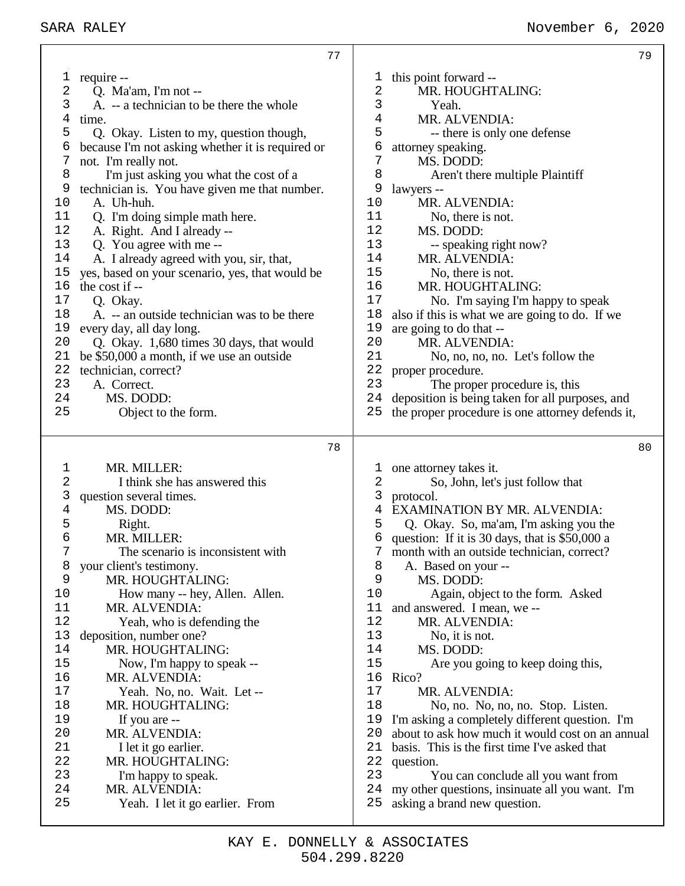**77**

1 require --
2 Q. Ma'am, I'm not --
3 A. -- a technician to be there the whole
4 time.
5 Q. Okay. Listen to my, question though,
6 because I'm not asking whether it is required or
7 not. I'm really not.
8 I'm just asking you what the cost of a
9 technician is. You have given me that number.
10 A. Uh-huh.
11 Q. I'm doing simple math here.
12 A. Right. And I already --
13 Q. You agree with me --
14 A. I already agreed with you, sir, that,
15 yes, based on your scenario, yes, that would be
16 the cost if --
17 Q. Okay.
18 A. -- an outside technician was to be there
19 every day, all day long.
20 Q. Okay. 1,680 times 30 days, that would
21 be $50,000 a month, if we use an outside
22 technician, correct?
23 A. Correct.
24 MS. DODD:
25 Object to the form.

**78**

1 MR. MILLER:
2 I think she has answered this
3 question several times.
4 MS. DODD:
5 Right.
6 MR. MILLER:
7 The scenario is inconsistent with
8 your client's testimony.
9 MR. HOUGHTALING:
10 How many -- hey, Allen. Allen.
11 MR. ALVENDIA:
12 Yeah, who is defending the
13 deposition, number one?
14 MR. HOUGHTALING:
15 Now, I'm happy to speak --
16 MR. ALVENDIA:
17 Yeah. No, no. Wait. Let --
18 MR. HOUGHTALING:
19 If you are --
20 MR. ALVENDIA:
21 I let it go earlier.
22 MR. HOUGHTALING:
23 I'm happy to speak.
24 MR. ALVENDIA:
25 Yeah. I let it go earlier. From

**79**

1 this point forward --
2 MR. HOUGHTALING:
3 Yeah.
4 MR. ALVENDIA:
5 -- there is only one defense
6 attorney speaking.
7 MS. DODD:
8 Aren't there multiple Plaintiff
9 lawyers --
10 MR. ALVENDIA:
11 No, there is not.
12 MS. DODD:
13 -- speaking right now?
14 MR. ALVENDIA:
15 No, there is not.
16 MR. HOUGHTALING:
17 No. I'm saying I'm happy to speak
18 also if this is what we are going to do. If we
19 are going to do that --
20 MR. ALVENDIA:
21 No, no, no, no. Let's follow the
22 proper procedure.
23 The proper procedure is, this
24 deposition is being taken for all purposes, and
25 the proper procedure is one attorney defends it,

**80**

1 one attorney takes it.
2 So, John, let's just follow that
3 protocol.
4 EXAMINATION BY MR. ALVENDIA:
5 Q. Okay. So, ma'am, I'm asking you the
6 question: If it is 30 days, that is $50,000 a
7 month with an outside technician, correct?
8 A. Based on your --
9 MS. DODD:
10 Again, object to the form. Asked
11 and answered. I mean, we --
12 MR. ALVENDIA:
13 No, it is not.
14 MS. DODD:
15 Are you going to keep doing this,
16 Rico?
17 MR. ALVENDIA:
18 No, no. No, no, no. Stop. Listen.
19 I'm asking a completely different question. I'm
20 about to ask how much it would cost on an annual
21 basis. This is the first time I've asked that
22 question.
23 You can conclude all you want from
24 my other questions, insinuate all you want. I'm
25 asking a brand new question.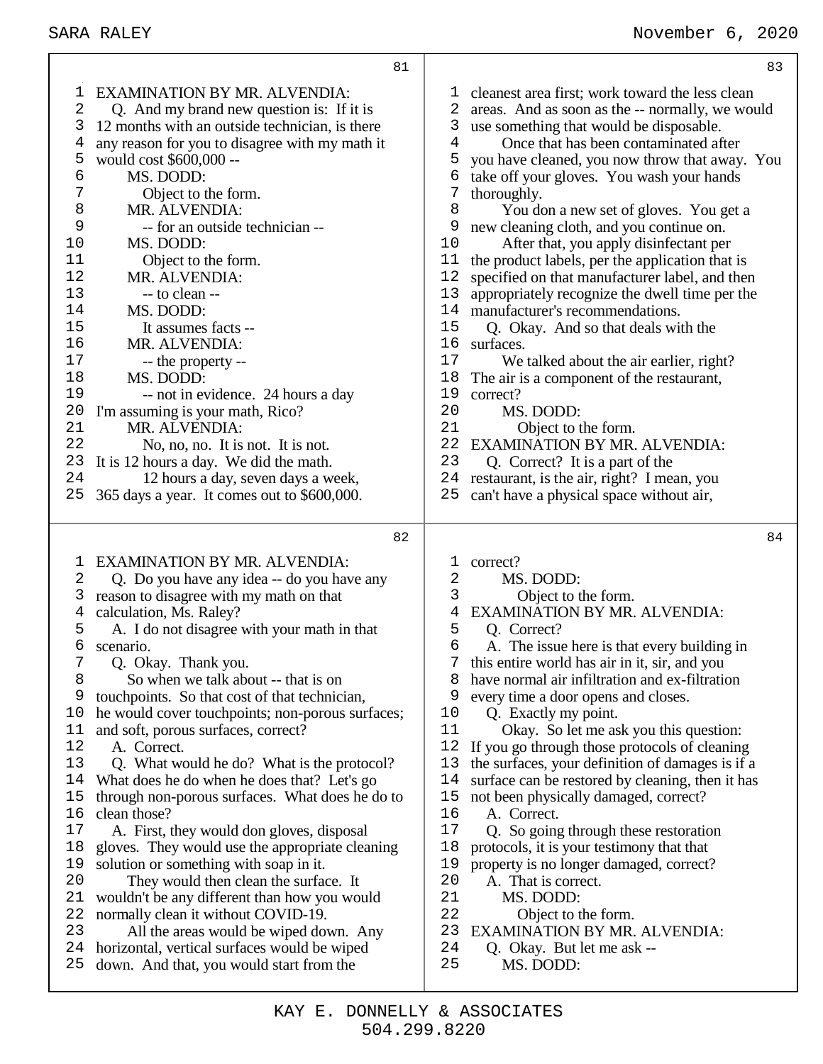EXAMINATION BY MR. ALVENDIA:

Q. And my brand new question is: If it is 12 months with an outside technician, is there any reason for you to disagree with my math it would cost $600,000 --

MS. DODD:

Object to the form.

MR. ALVENDIA:

-- for an outside technician --

MS. DODD:

Object to the form.

MR. ALVENDIA:

-- to clean --

MS. DODD:

It assumes facts --

MR. ALVENDIA:

-- the property --

MS. DODD:

-- not in evidence. 24 hours a day I'm assuming is your math, Rico?

MR. ALVENDIA:

No, no, no. It is not. It is not. It is 12 hours a day. We did the math.

12 hours a day, seven days a week, 365 days a year. It comes out to $600,000.

EXAMINATION BY MR. ALVENDIA:

Q. Do you have any idea -- do you have any reason to disagree with my math on that calculation, Ms. Raley?

A. I do not disagree with your math in that scenario.

Q. Okay. Thank you.

So when we talk about -- that is on touchpoints. So that cost of that technician, he would cover touchpoints; non-porous surfaces; and soft, porous surfaces, correct?

A. Correct.

Q. What would he do? What is the protocol? What does he do when he does that? Let's go through non-porous surfaces. What does he do to clean those?

A. First, they would don gloves, disposal gloves. They would use the appropriate cleaning solution or something with soap in it.

They would then clean the surface. It wouldn't be any different than how you would normally clean it without COVID-19.

All the areas would be wiped down. Any horizontal, vertical surfaces would be wiped down. And that, you would start from the cleanest area first; work toward the less clean areas. And as soon as the -- normally, we would use something that would be disposable.

Once that has been contaminated after you have cleaned, you now throw that away. You take off your gloves. You wash your hands thoroughly.

You don a new set of gloves. You get a new cleaning cloth, and you continue on.

After that, you apply disinfectant per the product labels, per the application that is specified on that manufacturer label, and then appropriately recognize the dwell time per the manufacturer's recommendations.

Q. Okay. And so that deals with the surfaces.

We talked about the air earlier, right? The air is a component of the restaurant, correct?

MS. DODD:

Object to the form.

EXAMINATION BY MR. ALVENDIA:

Q. Correct? It is a part of the restaurant, is the air, right? I mean, you can't have a physical space without air, correct?

MS. DODD:

Object to the form.

EXAMINATION BY MR. ALVENDIA:

Q. Correct?

A. The issue here is that every building in this entire world has air in it, sir, and you have normal air infiltration and ex-filtration every time a door opens and closes.

Q. Exactly my point.

Okay. So let me ask you this question: If you go through those protocols of cleaning the surfaces, your definition of damages is if a surface can be restored by cleaning, then it has not been physically damaged, correct?

A. Correct.

Q. So going through these restoration protocols, it is your testimony that that property is no longer damaged, correct?

A. That is correct.

MS. DODD:

Object to the form.

EXAMINATION BY MR. ALVENDIA:

Q. Okay. But let me ask --

MS. DODD: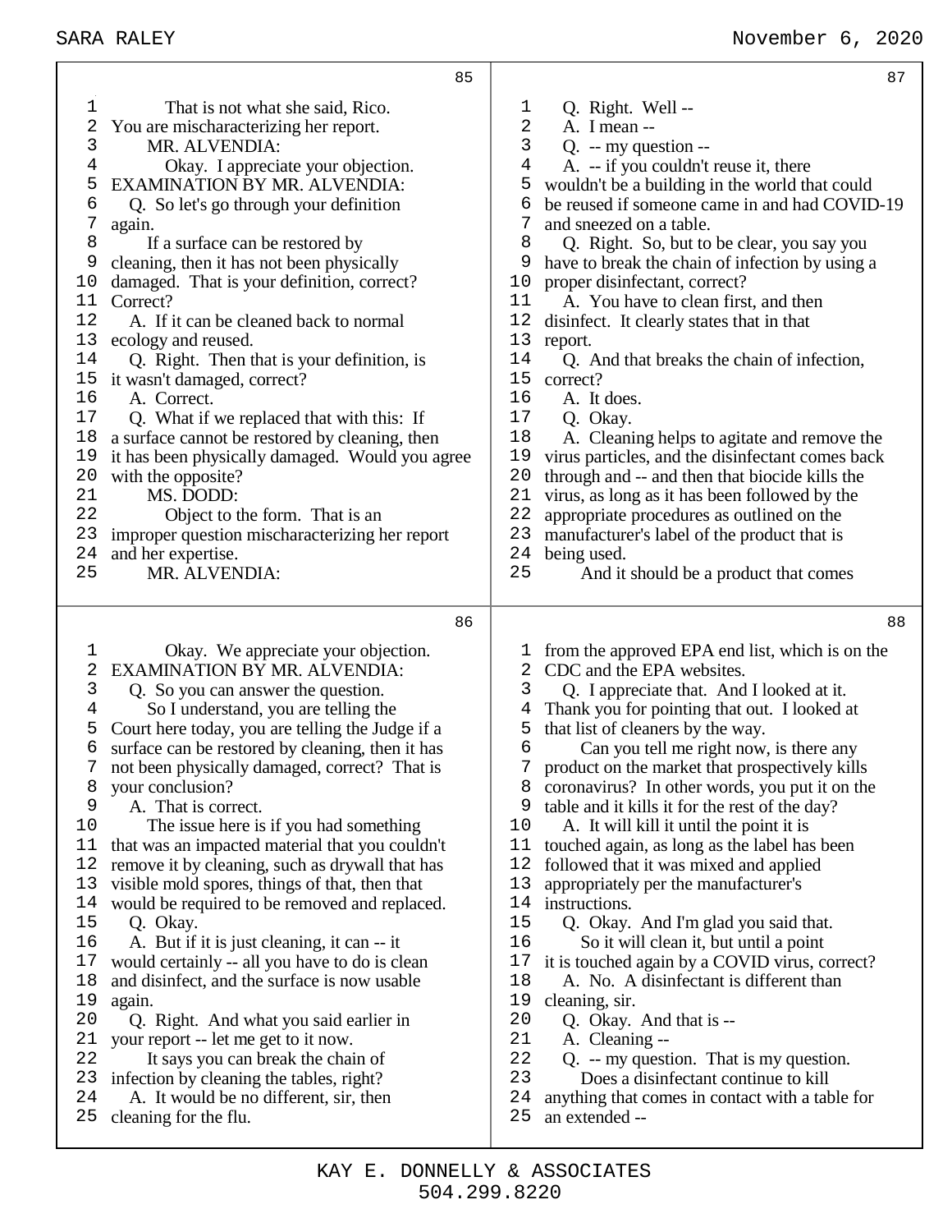**Page 85**

1 That is not what she said, Rico.
2 You are mischaracterizing her report.
3 MR. ALVENDIA:
4 Okay. I appreciate your objection.
5 EXAMINATION BY MR. ALVENDIA:
6 Q. So let's go through your definition
7 again.
8 If a surface can be restored by
9 cleaning, then it has not been physically
10 damaged. That is your definition, correct?
11 Correct?
12 A. If it can be cleaned back to normal
13 ecology and reused.
14 Q. Right. Then that is your definition, is
15 it wasn't damaged, correct?
16 A. Correct.
17 Q. What if we replaced that with this: If
18 a surface cannot be restored by cleaning, then
19 it has been physically damaged. Would you agree
20 with the opposite?
21 MS. DODD:
22 Object to the form. That is an
23 improper question mischaracterizing her report
24 and her expertise.
25 MR. ALVENDIA:

**Page 86**

1 Okay. We appreciate your objection.
2 EXAMINATION BY MR. ALVENDIA:
3 Q. So you can answer the question.
4 So I understand, you are telling the
5 Court here today, you are telling the Judge if a
6 surface can be restored by cleaning, then it has
7 not been physically damaged, correct? That is
8 your conclusion?
9 A. That is correct.
10 The issue here is if you had something
11 that was an impacted material that you couldn't
12 remove it by cleaning, such as drywall that has
13 visible mold spores, things of that, then that
14 would be required to be removed and replaced.
15 Q. Okay.
16 A. But if it is just cleaning, it can -- it
17 would certainly -- all you have to do is clean
18 and disinfect, and the surface is now usable
19 again.
20 Q. Right. And what you said earlier in
21 your report -- let me get to it now.
22 It says you can break the chain of
23 infection by cleaning the tables, right?
24 A. It would be no different, sir, then
25 cleaning for the flu.

**Page 87**

1 Q. Right. Well --
2 A. I mean --
3 Q. -- my question --
4 A. -- if you couldn't reuse it, there
5 wouldn't be a building in the world that could
6 be reused if someone came in and had COVID-19
7 and sneezed on a table.
8 Q. Right. So, but to be clear, you say you
9 have to break the chain of infection by using a
10 proper disinfectant, correct?
11 A. You have to clean first, and then
12 disinfect. It clearly states that in that
13 report.
14 Q. And that breaks the chain of infection,
15 correct?
16 A. It does.
17 Q. Okay.
18 A. Cleaning helps to agitate and remove the
19 virus particles, and the disinfectant comes back
20 through and -- and then that biocide kills the
21 virus, as long as it has been followed by the
22 appropriate procedures as outlined on the
23 manufacturer's label of the product that is
24 being used.
25 And it should be a product that comes

**Page 88**

1 from the approved EPA end list, which is on the
2 CDC and the EPA websites.
3 Q. I appreciate that. And I looked at it.
4 Thank you for pointing that out. I looked at
5 that list of cleaners by the way.
6 Can you tell me right now, is there any
7 product on the market that prospectively kills
8 coronavirus? In other words, you put it on the
9 table and it kills it for the rest of the day?
10 A. It will kill it until the point it is
11 touched again, as long as the label has been
12 followed that it was mixed and applied
13 appropriately per the manufacturer's
14 instructions.
15 Q. Okay. And I'm glad you said that.
16 So it will clean it, but until a point
17 it is touched again by a COVID virus, correct?
18 A. No. A disinfectant is different than
19 cleaning, sir.
20 Q. Okay. And that is --
21 A. Cleaning --
22 Q. -- my question. That is my question.
23 Does a disinfectant continue to kill
24 anything that comes in contact with a table for
25 an extended --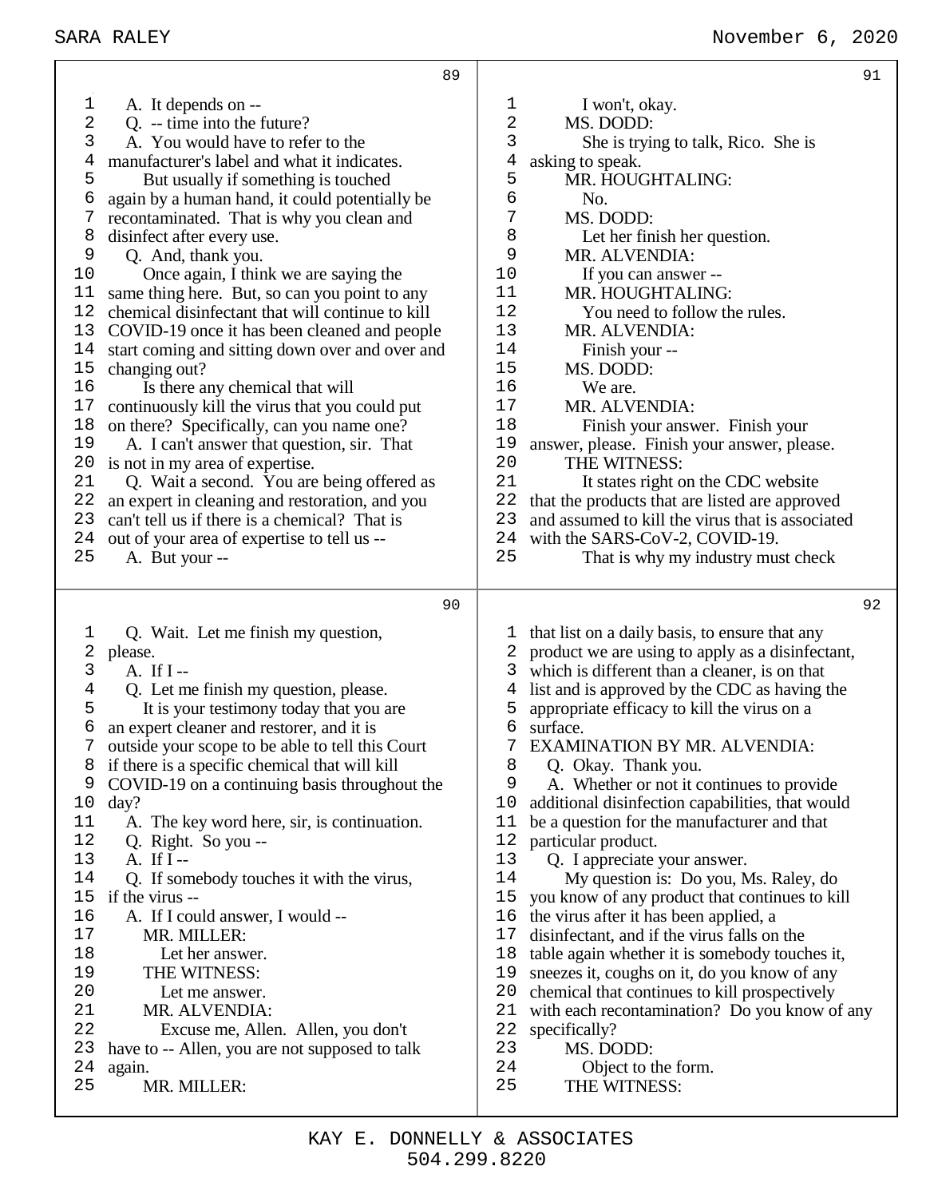89

1 A. It depends on --
2 Q. -- time into the future?
3 A. You would have to refer to the
4 manufacturer's label and what it indicates.
5 But usually if something is touched
6 again by a human hand, it could potentially be
7 recontaminated. That is why you clean and
8 disinfect after every use.
9 Q. And, thank you.
10 Once again, I think we are saying the
11 same thing here. But, so can you point to any
12 chemical disinfectant that will continue to kill
13 COVID-19 once it has been cleaned and people
14 start coming and sitting down over and over and
15 changing out?
16 Is there any chemical that will
17 continuously kill the virus that you could put
18 on there? Specifically, can you name one?
19 A. I can't answer that question, sir. That
20 is not in my area of expertise.
21 Q. Wait a second. You are being offered as
22 an expert in cleaning and restoration, and you
23 can't tell us if there is a chemical? That is
24 out of your area of expertise to tell us --
25 A. But your --

90

1 Q. Wait. Let me finish my question,
2 please.
3 A. If I --
4 Q. Let me finish my question, please.
5 It is your testimony today that you are
6 an expert cleaner and restorer, and it is
7 outside your scope to be able to tell this Court
8 if there is a specific chemical that will kill
9 COVID-19 on a continuing basis throughout the
10 day?
11 A. The key word here, sir, is continuation.
12 Q. Right. So you --
13 A. If I --
14 Q. If somebody touches it with the virus,
15 if the virus --
16 A. If I could answer, I would --
17 MR. MILLER:
18 Let her answer.
19 THE WITNESS:
20 Let me answer.
21 MR. ALVENDIA:
22 Excuse me, Allen. Allen, you don't
23 have to -- Allen, you are not supposed to talk
24 again.
25 MR. MILLER:

91

1 I won't, okay.
2 MS. DODD:
3 She is trying to talk, Rico. She is
4 asking to speak.
5 MR. HOUGHTALING:
6 No.
7 MS. DODD:
8 Let her finish her question.
9 MR. ALVENDIA:
10 If you can answer --
11 MR. HOUGHTALING:
12 You need to follow the rules.
13 MR. ALVENDIA:
14 Finish your --
15 MS. DODD:
16 We are.
17 MR. ALVENDIA:
18 Finish your answer. Finish your
19 answer, please. Finish your answer, please.
20 THE WITNESS:
21 It states right on the CDC website
22 that the products that are listed are approved
23 and assumed to kill the virus that is associated
24 with the SARS-CoV-2, COVID-19.
25 That is why my industry must check

92

1 that list on a daily basis, to ensure that any
2 product we are using to apply as a disinfectant,
3 which is different than a cleaner, is on that
4 list and is approved by the CDC as having the
5 appropriate efficacy to kill the virus on a
6 surface.
7 EXAMINATION BY MR. ALVENDIA:
8 Q. Okay. Thank you.
9 A. Whether or not it continues to provide
10 additional disinfection capabilities, that would
11 be a question for the manufacturer and that
12 particular product.
13 Q. I appreciate your answer.
14 My question is: Do you, Ms. Raley, do
15 you know of any product that continues to kill
16 the virus after it has been applied, a
17 disinfectant, and if the virus falls on the
18 table again whether it is somebody touches it,
19 sneezes it, coughs on it, do you know of any
20 chemical that continues to kill prospectively
21 with each recontamination? Do you know of any
22 specifically?
23 MS. DODD:
24 Object to the form.
25 THE WITNESS: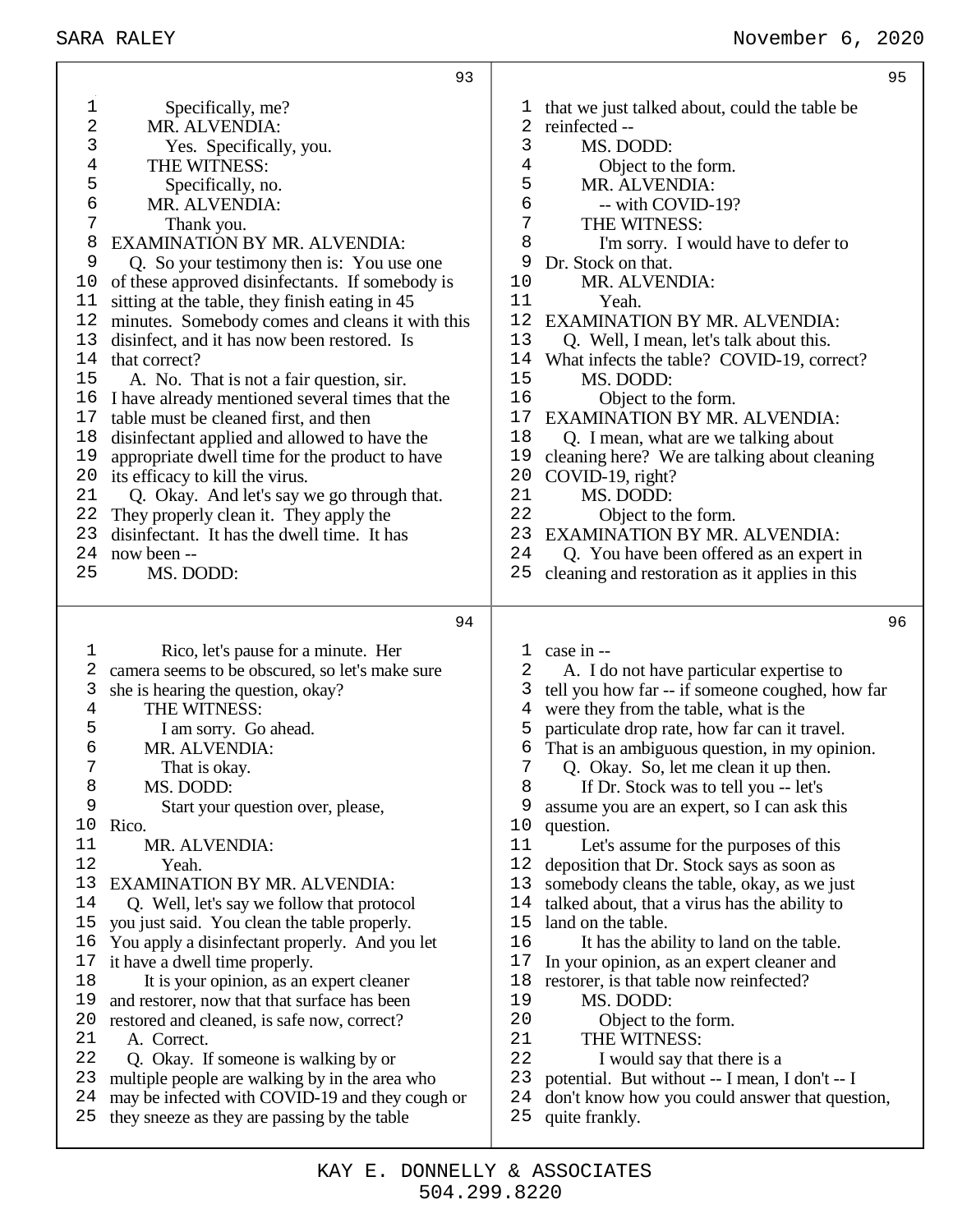**93**

Specifically, me?

MR. ALVENDIA:

Yes. Specifically, you.

THE WITNESS:

Specifically, no.

MR. ALVENDIA:

Thank you.

EXAMINATION BY MR. ALVENDIA:

Q. So your testimony then is: You use one of these approved disinfectants. If somebody is sitting at the table, they finish eating in 45 minutes. Somebody comes and cleans it with this disinfect, and it has now been restored. Is that correct?

A. No. That is not a fair question, sir. I have already mentioned several times that the table must be cleaned first, and then disinfectant applied and allowed to have the appropriate dwell time for the product to have its efficacy to kill the virus.

Q. Okay. And let's say we go through that. They properly clean it. They apply the disinfectant. It has the dwell time. It has now been --

MS. DODD:

**94**

Rico, let's pause for a minute. Her camera seems to be obscured, so let's make sure she is hearing the question, okay?

THE WITNESS:

I am sorry. Go ahead.

MR. ALVENDIA:

That is okay.

MS. DODD:

Start your question over, please, Rico.

MR. ALVENDIA:

Yeah.

EXAMINATION BY MR. ALVENDIA:

Q. Well, let's say we follow that protocol you just said. You clean the table properly. You apply a disinfectant properly. And you let it have a dwell time properly.

It is your opinion, as an expert cleaner and restorer, now that that surface has been restored and cleaned, is safe now, correct?

A. Correct.

Q. Okay. If someone is walking by or multiple people are walking by in the area who may be infected with COVID-19 and they cough or they sneeze as they are passing by the table

**95**

that we just talked about, could the table be reinfected --

MS. DODD:

Object to the form.

MR. ALVENDIA:

-- with COVID-19?

THE WITNESS:

I'm sorry. I would have to defer to Dr. Stock on that.

MR. ALVENDIA:

Yeah.

EXAMINATION BY MR. ALVENDIA:

Q. Well, I mean, let's talk about this. What infects the table? COVID-19, correct?

MS. DODD:

Object to the form.

EXAMINATION BY MR. ALVENDIA:

Q. I mean, what are we talking about cleaning here? We are talking about cleaning COVID-19, right?

MS. DODD:

Object to the form.

EXAMINATION BY MR. ALVENDIA:

Q. You have been offered as an expert in cleaning and restoration as it applies in this

**96**

case in --

A. I do not have particular expertise to tell you how far -- if someone coughed, how far were they from the table, what is the particulate drop rate, how far can it travel. That is an ambiguous question, in my opinion.

Q. Okay. So, let me clean it up then.

If Dr. Stock was to tell you -- let's assume you are an expert, so I can ask this question.

Let's assume for the purposes of this deposition that Dr. Stock says as soon as somebody cleans the table, okay, as we just talked about, that a virus has the ability to land on the table.

It has the ability to land on the table. In your opinion, as an expert cleaner and restorer, is that table now reinfected?

MS. DODD:

Object to the form.

THE WITNESS:

I would say that there is a potential. But without -- I mean, I don't -- I don't know how you could answer that question, quite frankly.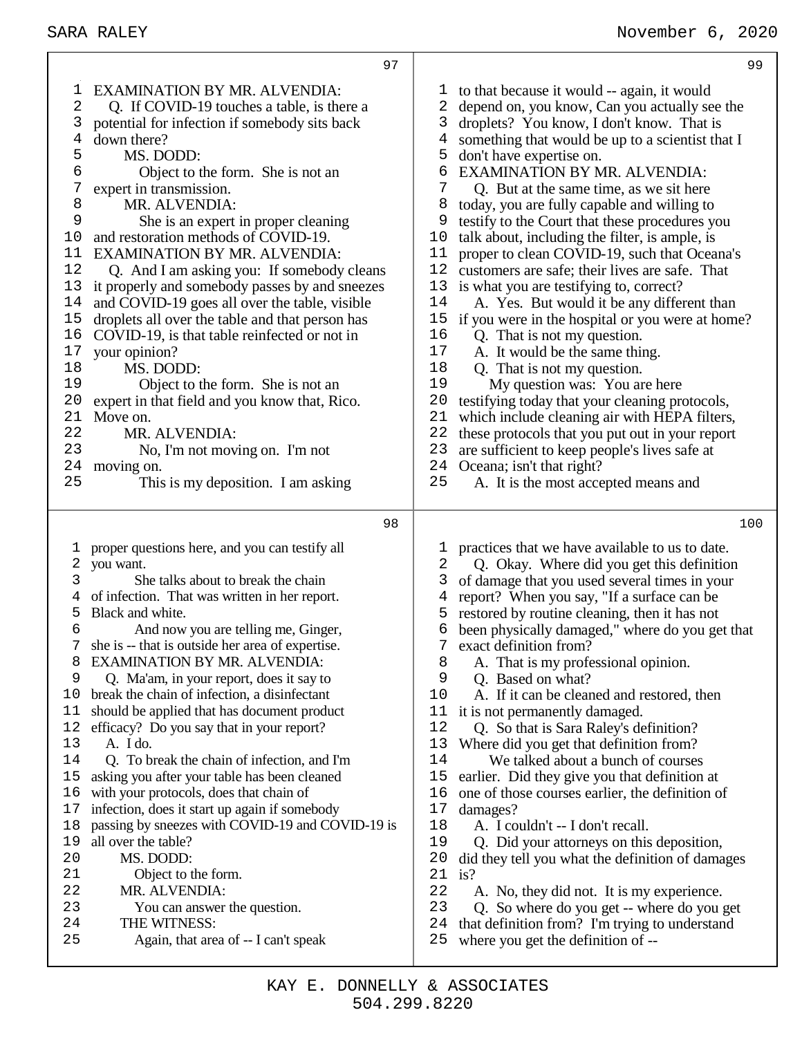## 97

1 EXAMINATION BY MR. ALVENDIA:
2 Q. If COVID-19 touches a table, is there a
3 potential for infection if somebody sits back
4 down there?
5 MS. DODD:
6 Object to the form. She is not an
7 expert in transmission.
8 MR. ALVENDIA:
9 She is an expert in proper cleaning
10 and restoration methods of COVID-19.
11 EXAMINATION BY MR. ALVENDIA:
12 Q. And I am asking you: If somebody cleans
13 it properly and somebody passes by and sneezes
14 and COVID-19 goes all over the table, visible
15 droplets all over the table and that person has
16 COVID-19, is that table reinfected or not in
17 your opinion?
18 MS. DODD:
19 Object to the form. She is not an
20 expert in that field and you know that, Rico.
21 Move on.
22 MR. ALVENDIA:
23 No, I'm not moving on. I'm not
24 moving on.
25 This is my deposition. I am asking

## 98

1 proper questions here, and you can testify all
2 you want.
3 She talks about to break the chain
4 of infection. That was written in her report.
5 Black and white.
6 And now you are telling me, Ginger,
7 she is -- that is outside her area of expertise.
8 EXAMINATION BY MR. ALVENDIA:
9 Q. Ma'am, in your report, does it say to
10 break the chain of infection, a disinfectant
11 should be applied that has document product
12 efficacy? Do you say that in your report?
13 A. I do.
14 Q. To break the chain of infection, and I'm
15 asking you after your table has been cleaned
16 with your protocols, does that chain of
17 infection, does it start up again if somebody
18 passing by sneezes with COVID-19 and COVID-19 is
19 all over the table?
20 MS. DODD:
21 Object to the form.
22 MR. ALVENDIA:
23 You can answer the question.
24 THE WITNESS:
25 Again, that area of -- I can't speak

## 99

1 to that because it would -- again, it would
2 depend on, you know, Can you actually see the
3 droplets? You know, I don't know. That is
4 something that would be up to a scientist that I
5 don't have expertise on.
6 EXAMINATION BY MR. ALVENDIA:
7 Q. But at the same time, as we sit here
8 today, you are fully capable and willing to
9 testify to the Court that these procedures you
10 talk about, including the filter, is ample, is
11 proper to clean COVID-19, such that Oceana's
12 customers are safe; their lives are safe. That
13 is what you are testifying to, correct?
14 A. Yes. But would it be any different than
15 if you were in the hospital or you were at home?
16 Q. That is not my question.
17 A. It would be the same thing.
18 Q. That is not my question.
19 My question was: You are here
20 testifying today that your cleaning protocols,
21 which include cleaning air with HEPA filters,
22 these protocols that you put out in your report
23 are sufficient to keep people's lives safe at
24 Oceana; isn't that right?
25 A. It is the most accepted means and

## 100

1 practices that we have available to us to date.
2 Q. Okay. Where did you get this definition
3 of damage that you used several times in your
4 report? When you say, "If a surface can be
5 restored by routine cleaning, then it has not
6 been physically damaged," where do you get that
7 exact definition from?
8 A. That is my professional opinion.
9 Q. Based on what?
10 A. If it can be cleaned and restored, then
11 it is not permanently damaged.
12 Q. So that is Sara Raley's definition?
13 Where did you get that definition from?
14 We talked about a bunch of courses
15 earlier. Did they give you that definition at
16 one of those courses earlier, the definition of
17 damages?
18 A. I couldn't -- I don't recall.
19 Q. Did your attorneys on this deposition,
20 did they tell you what the definition of damages
21 is?
22 A. No, they did not. It is my experience.
23 Q. So where do you get -- where do you get
24 that definition from? I'm trying to understand
25 where you get the definition of --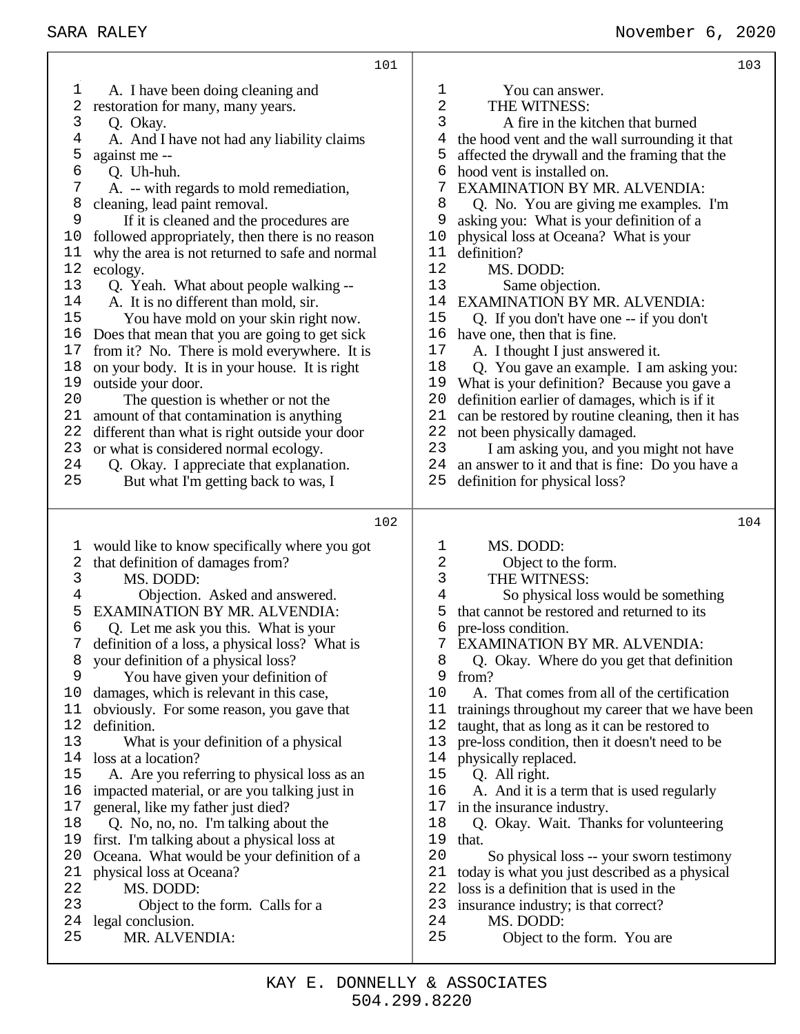101

1 A. I have been doing cleaning and
2 restoration for many, many years.
3 Q. Okay.
4 A. And I have not had any liability claims
5 against me --
6 Q. Uh-huh.
7 A. -- with regards to mold remediation,
8 cleaning, lead paint removal.
9 If it is cleaned and the procedures are
10 followed appropriately, then there is no reason
11 why the area is not returned to safe and normal
12 ecology.
13 Q. Yeah. What about people walking --
14 A. It is no different than mold, sir.
15 You have mold on your skin right now.
16 Does that mean that you are going to get sick
17 from it? No. There is mold everywhere. It is
18 on your body. It is in your house. It is right
19 outside your door.
20 The question is whether or not the
21 amount of that contamination is anything
22 different than what is right outside your door
23 or what is considered normal ecology.
24 Q. Okay. I appreciate that explanation.
25 But what I'm getting back to was, I

102

1 would like to know specifically where you got
2 that definition of damages from?
3 MS. DODD:
4 Objection. Asked and answered.
5 EXAMINATION BY MR. ALVENDIA:
6 Q. Let me ask you this. What is your
7 definition of a loss, a physical loss? What is
8 your definition of a physical loss?
9 You have given your definition of
10 damages, which is relevant in this case,
11 obviously. For some reason, you gave that
12 definition.
13 What is your definition of a physical
14 loss at a location?
15 A. Are you referring to physical loss as an
16 impacted material, or are you talking just in
17 general, like my father just died?
18 Q. No, no, no. I'm talking about the
19 first. I'm talking about a physical loss at
20 Oceana. What would be your definition of a
21 physical loss at Oceana?
22 MS. DODD:
23 Object to the form. Calls for a
24 legal conclusion.
25 MR. ALVENDIA:

103

1 You can answer.
2 THE WITNESS:
3 A fire in the kitchen that burned
4 the hood vent and the wall surrounding it that
5 affected the drywall and the framing that the
6 hood vent is installed on.
7 EXAMINATION BY MR. ALVENDIA:
8 Q. No. You are giving me examples. I'm
9 asking you: What is your definition of a
10 physical loss at Oceana? What is your
11 definition?
12 MS. DODD:
13 Same objection.
14 EXAMINATION BY MR. ALVENDIA:
15 Q. If you don't have one -- if you don't
16 have one, then that is fine.
17 A. I thought I just answered it.
18 Q. You gave an example. I am asking you:
19 What is your definition? Because you gave a
20 definition earlier of damages, which is if it
21 can be restored by routine cleaning, then it has
22 not been physically damaged.
23 I am asking you, and you might not have
24 an answer to it and that is fine: Do you have a
25 definition for physical loss?

104

1 MS. DODD:
2 Object to the form.
3 THE WITNESS:
4 So physical loss would be something
5 that cannot be restored and returned to its
6 pre-loss condition.
7 EXAMINATION BY MR. ALVENDIA:
8 Q. Okay. Where do you get that definition
9 from?
10 A. That comes from all of the certification
11 trainings throughout my career that we have been
12 taught, that as long as it can be restored to
13 pre-loss condition, then it doesn't need to be
14 physically replaced.
15 Q. All right.
16 A. And it is a term that is used regularly
17 in the insurance industry.
18 Q. Okay. Wait. Thanks for volunteering
19 that.
20 So physical loss -- your sworn testimony
21 today is what you just described as a physical
22 loss is a definition that is used in the
23 insurance industry; is that correct?
24 MS. DODD:
25 Object to the form. You are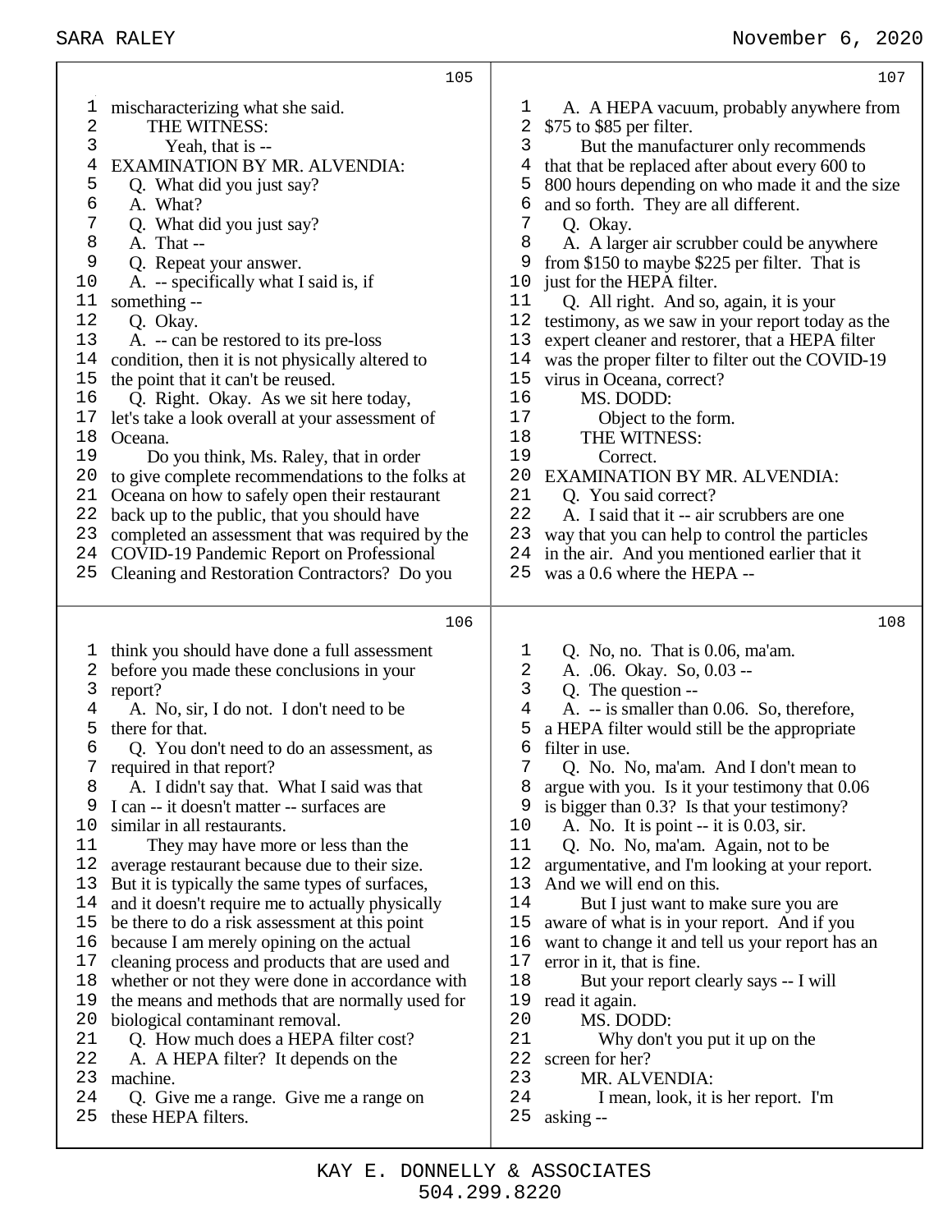**105**

1 mischaracterizing what she said.
2 THE WITNESS:
3 Yeah, that is --
4 EXAMINATION BY MR. ALVENDIA:
5 Q. What did you just say?
6 A. What?
7 Q. What did you just say?
8 A. That --
9 Q. Repeat your answer.
10 A. -- specifically what I said is, if
11 something --
12 Q. Okay.
13 A. -- can be restored to its pre-loss
14 condition, then it is not physically altered to
15 the point that it can't be reused.
16 Q. Right. Okay. As we sit here today,
17 let's take a look overall at your assessment of
18 Oceana.
19 Do you think, Ms. Raley, that in order
20 to give complete recommendations to the folks at
21 Oceana on how to safely open their restaurant
22 back up to the public, that you should have
23 completed an assessment that was required by the
24 COVID-19 Pandemic Report on Professional
25 Cleaning and Restoration Contractors? Do you

**106**

1 think you should have done a full assessment
2 before you made these conclusions in your
3 report?
4 A. No, sir, I do not. I don't need to be
5 there for that.
6 Q. You don't need to do an assessment, as
7 required in that report?
8 A. I didn't say that. What I said was that
9 I can -- it doesn't matter -- surfaces are
10 similar in all restaurants.
11 They may have more or less than the
12 average restaurant because due to their size.
13 But it is typically the same types of surfaces,
14 and it doesn't require me to actually physically
15 be there to do a risk assessment at this point
16 because I am merely opining on the actual
17 cleaning process and products that are used and
18 whether or not they were done in accordance with
19 the means and methods that are normally used for
20 biological contaminant removal.
21 Q. How much does a HEPA filter cost?
22 A. A HEPA filter? It depends on the
23 machine.
24 Q. Give me a range. Give me a range on
25 these HEPA filters.

**107**

1 A. A HEPA vacuum, probably anywhere from
2 $75 to $85 per filter.
3 But the manufacturer only recommends
4 that that be replaced after about every 600 to
5 800 hours depending on who made it and the size
6 and so forth. They are all different.
7 Q. Okay.
8 A. A larger air scrubber could be anywhere
9 from $150 to maybe $225 per filter. That is
10 just for the HEPA filter.
11 Q. All right. And so, again, it is your
12 testimony, as we saw in your report today as the
13 expert cleaner and restorer, that a HEPA filter
14 was the proper filter to filter out the COVID-19
15 virus in Oceana, correct?
16 MS. DODD:
17 Object to the form.
18 THE WITNESS:
19 Correct.
20 EXAMINATION BY MR. ALVENDIA:
21 Q. You said correct?
22 A. I said that it -- air scrubbers are one
23 way that you can help to control the particles
24 in the air. And you mentioned earlier that it
25 was a 0.6 where the HEPA --

**108**

1 Q. No, no. That is 0.06, ma'am.
2 A. .06. Okay. So, 0.03 --
3 Q. The question --
4 A. -- is smaller than 0.06. So, therefore,
5 a HEPA filter would still be the appropriate
6 filter in use.
7 Q. No. No, ma'am. And I don't mean to
8 argue with you. Is it your testimony that 0.06
9 is bigger than 0.3? Is that your testimony?
10 A. No. It is point -- it is 0.03, sir.
11 Q. No. No, ma'am. Again, not to be
12 argumentative, and I'm looking at your report.
13 And we will end on this.
14 But I just want to make sure you are
15 aware of what is in your report. And if you
16 want to change it and tell us your report has an
17 error in it, that is fine.
18 But your report clearly says -- I will
19 read it again.
20 MS. DODD:
21 Why don't you put it up on the
22 screen for her?
23 MR. ALVENDIA:
24 I mean, look, it is her report. I'm
25 asking --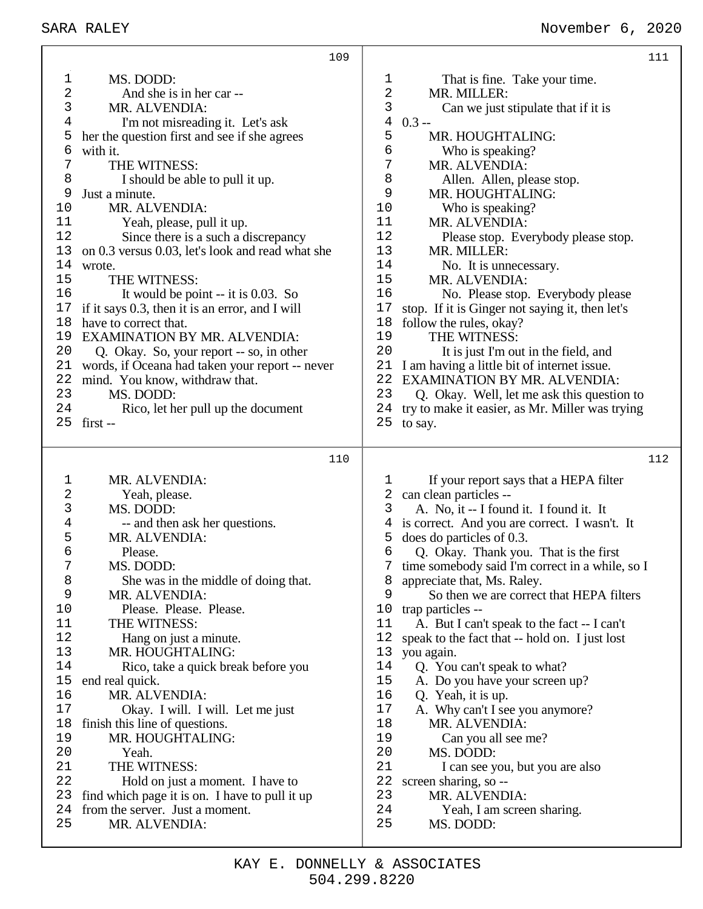109

1 MS. DODD:
2 And she is in her car --
3 MR. ALVENDIA:
4 I'm not misreading it. Let's ask
5 her the question first and see if she agrees
6 with it.
7 THE WITNESS:
8 I should be able to pull it up.
9 Just a minute.
10 MR. ALVENDIA:
11 Yeah, please, pull it up.
12 Since there is a such a discrepancy
13 on 0.3 versus 0.03, let's look and read what she
14 wrote.
15 THE WITNESS:
16 It would be point -- it is 0.03. So
17 if it says 0.3, then it is an error, and I will
18 have to correct that.
19 EXAMINATION BY MR. ALVENDIA:
20 Q. Okay. So, your report -- so, in other
21 words, if Oceana had taken your report -- never
22 mind. You know, withdraw that.
23 MS. DODD:
24 Rico, let her pull up the document
25 first --

110

1 MR. ALVENDIA:
2 Yeah, please.
3 MS. DODD:
4 -- and then ask her questions.
5 MR. ALVENDIA:
6 Please.
7 MS. DODD:
8 She was in the middle of doing that.
9 MR. ALVENDIA:
10 Please. Please. Please.
11 THE WITNESS:
12 Hang on just a minute.
13 MR. HOUGHTALING:
14 Rico, take a quick break before you
15 end real quick.
16 MR. ALVENDIA:
17 Okay. I will. I will. Let me just
18 finish this line of questions.
19 MR. HOUGHTALING:
20 Yeah.
21 THE WITNESS:
22 Hold on just a moment. I have to
23 find which page it is on. I have to pull it up
24 from the server. Just a moment.
25 MR. ALVENDIA:

111

1 That is fine. Take your time.
2 MR. MILLER:
3 Can we just stipulate that if it is
4 0.3 --
5 MR. HOUGHTALING:
6 Who is speaking?
7 MR. ALVENDIA:
8 Allen. Allen, please stop.
9 MR. HOUGHTALING:
10 Who is speaking?
11 MR. ALVENDIA:
12 Please stop. Everybody please stop.
13 MR. MILLER:
14 No. It is unnecessary.
15 MR. ALVENDIA:
16 No. Please stop. Everybody please
17 stop. If it is Ginger not saying it, then let's
18 follow the rules, okay?
19 THE WITNESS:
20 It is just I'm out in the field, and
21 I am having a little bit of internet issue.
22 EXAMINATION BY MR. ALVENDIA:
23 Q. Okay. Well, let me ask this question to
24 try to make it easier, as Mr. Miller was trying
25 to say.

112

1 If your report says that a HEPA filter
2 can clean particles --
3 A. No, it -- I found it. I found it. It
4 is correct. And you are correct. I wasn't. It
5 does do particles of 0.3.
6 Q. Okay. Thank you. That is the first
7 time somebody said I'm correct in a while, so I
8 appreciate that, Ms. Raley.
9 So then we are correct that HEPA filters
10 trap particles --
11 A. But I can't speak to the fact -- I can't
12 speak to the fact that -- hold on. I just lost
13 you again.
14 Q. You can't speak to what?
15 A. Do you have your screen up?
16 Q. Yeah, it is up.
17 A. Why can't I see you anymore?
18 MR. ALVENDIA:
19 Can you all see me?
20 MS. DODD:
21 I can see you, but you are also
22 screen sharing, so --
23 MR. ALVENDIA:
24 Yeah, I am screen sharing.
25 MS. DODD: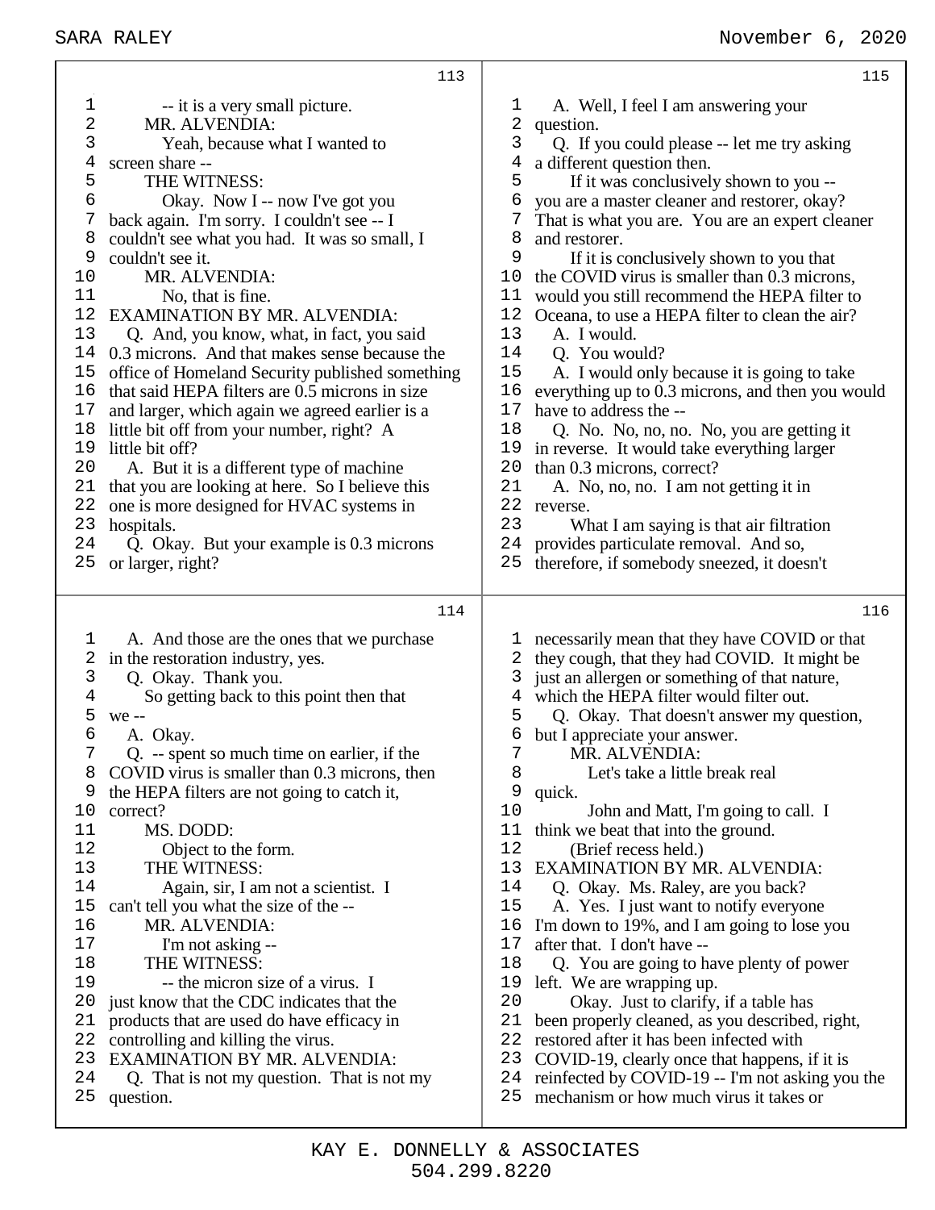113

1 -- it is a very small picture.
2 MR. ALVENDIA:
3 Yeah, because what I wanted to
4 screen share --
5 THE WITNESS:
6 Okay. Now I -- now I've got you
7 back again. I'm sorry. I couldn't see -- I
8 couldn't see what you had. It was so small, I
9 couldn't see it.
10 MR. ALVENDIA:
11 No, that is fine.
12 EXAMINATION BY MR. ALVENDIA:
13 Q. And, you know, what, in fact, you said
14 0.3 microns. And that makes sense because the
15 office of Homeland Security published something
16 that said HEPA filters are 0.5 microns in size
17 and larger, which again we agreed earlier is a
18 little bit off from your number, right? A
19 little bit off?
20 A. But it is a different type of machine
21 that you are looking at here. So I believe this
22 one is more designed for HVAC systems in
23 hospitals.
24 Q. Okay. But your example is 0.3 microns
25 or larger, right?

114

1 A. And those are the ones that we purchase
2 in the restoration industry, yes.
3 Q. Okay. Thank you.
4 So getting back to this point then that
5 we --
6 A. Okay.
7 Q. -- spent so much time on earlier, if the
8 COVID virus is smaller than 0.3 microns, then
9 the HEPA filters are not going to catch it,
10 correct?
11 MS. DODD:
12 Object to the form.
13 THE WITNESS:
14 Again, sir, I am not a scientist. I
15 can't tell you what the size of the --
16 MR. ALVENDIA:
17 I'm not asking --
18 THE WITNESS:
19 -- the micron size of a virus. I
20 just know that the CDC indicates that the
21 products that are used do have efficacy in
22 controlling and killing the virus.
23 EXAMINATION BY MR. ALVENDIA:
24 Q. That is not my question. That is not my
25 question.

115

1 A. Well, I feel I am answering your
2 question.
3 Q. If you could please -- let me try asking
4 a different question then.
5 If it was conclusively shown to you --
6 you are a master cleaner and restorer, okay?
7 That is what you are. You are an expert cleaner
8 and restorer.
9 If it is conclusively shown to you that
10 the COVID virus is smaller than 0.3 microns,
11 would you still recommend the HEPA filter to
12 Oceana, to use a HEPA filter to clean the air?
13 A. I would.
14 Q. You would?
15 A. I would only because it is going to take
16 everything up to 0.3 microns, and then you would
17 have to address the --
18 Q. No. No, no, no. No, you are getting it
19 in reverse. It would take everything larger
20 than 0.3 microns, correct?
21 A. No, no, no. I am not getting it in
22 reverse.
23 What I am saying is that air filtration
24 provides particulate removal. And so,
25 therefore, if somebody sneezed, it doesn't

116

1 necessarily mean that they have COVID or that
2 they cough, that they had COVID. It might be
3 just an allergen or something of that nature,
4 which the HEPA filter would filter out.
5 Q. Okay. That doesn't answer my question,
6 but I appreciate your answer.
7 MR. ALVENDIA:
8 Let's take a little break real
9 quick.
10 John and Matt, I'm going to call. I
11 think we beat that into the ground.
12 (Brief recess held.)
13 EXAMINATION BY MR. ALVENDIA:
14 Q. Okay. Ms. Raley, are you back?
15 A. Yes. I just want to notify everyone
16 I'm down to 19%, and I am going to lose you
17 after that. I don't have --
18 Q. You are going to have plenty of power
19 left. We are wrapping up.
20 Okay. Just to clarify, if a table has
21 been properly cleaned, as you described, right,
22 restored after it has been infected with
23 COVID-19, clearly once that happens, if it is
24 reinfected by COVID-19 -- I'm not asking you the
25 mechanism or how much virus it takes or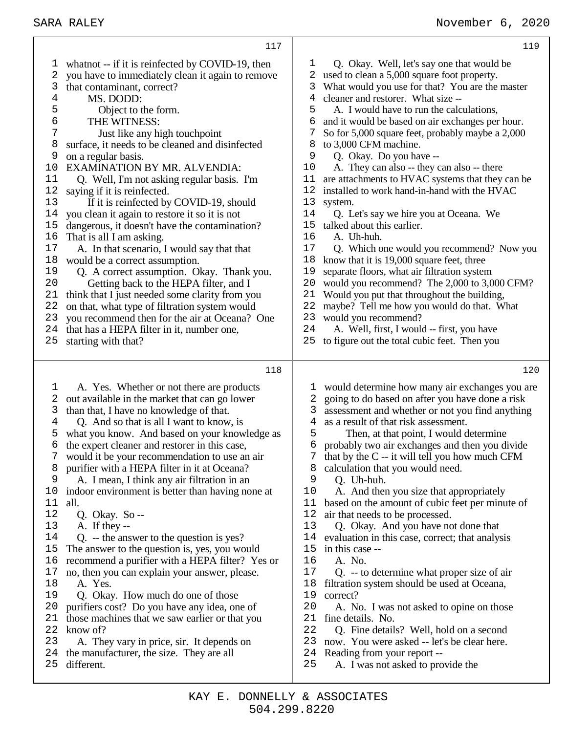117

1 whatnot -- if it is reinfected by COVID-19, then
2 you have to immediately clean it again to remove
3 that contaminant, correct?
4 MS. DODD:
5 Object to the form.
6 THE WITNESS:
7 Just like any high touchpoint
8 surface, it needs to be cleaned and disinfected
9 on a regular basis.
10 EXAMINATION BY MR. ALVENDIA:
11 Q. Well, I'm not asking regular basis. I'm
12 saying if it is reinfected.
13 If it is reinfected by COVID-19, should
14 you clean it again to restore it so it is not
15 dangerous, it doesn't have the contamination?
16 That is all I am asking.
17 A. In that scenario, I would say that that
18 would be a correct assumption.
19 Q. A correct assumption. Okay. Thank you.
20 Getting back to the HEPA filter, and I
21 think that I just needed some clarity from you
22 on that, what type of filtration system would
23 you recommend then for the air at Oceana? One
24 that has a HEPA filter in it, number one,
25 starting with that?

118

1 A. Yes. Whether or not there are products
2 out available in the market that can go lower
3 than that, I have no knowledge of that.
4 Q. And so that is all I want to know, is
5 what you know. And based on your knowledge as
6 the expert cleaner and restorer in this case,
7 would it be your recommendation to use an air
8 purifier with a HEPA filter in it at Oceana?
9 A. I mean, I think any air filtration in an
10 indoor environment is better than having none at
11 all.
12 Q. Okay. So --
13 A. If they --
14 Q. -- the answer to the question is yes?
15 The answer to the question is, yes, you would
16 recommend a purifier with a HEPA filter? Yes or
17 no, then you can explain your answer, please.
18 A. Yes.
19 Q. Okay. How much do one of those
20 purifiers cost? Do you have any idea, one of
21 those machines that we saw earlier or that you
22 know of?
23 A. They vary in price, sir. It depends on
24 the manufacturer, the size. They are all
25 different.

119

1 Q. Okay. Well, let's say one that would be
2 used to clean a 5,000 square foot property.
3 What would you use for that? You are the master
4 cleaner and restorer. What size --
5 A. I would have to run the calculations,
6 and it would be based on air exchanges per hour.
7 So for 5,000 square feet, probably maybe a 2,000
8 to 3,000 CFM machine.
9 Q. Okay. Do you have --
10 A. They can also -- they can also -- there
11 are attachments to HVAC systems that they can be
12 installed to work hand-in-hand with the HVAC
13 system.
14 Q. Let's say we hire you at Oceana. We
15 talked about this earlier.
16 A. Uh-huh.
17 Q. Which one would you recommend? Now you
18 know that it is 19,000 square feet, three
19 separate floors, what air filtration system
20 would you recommend? The 2,000 to 3,000 CFM?
21 Would you put that throughout the building,
22 maybe? Tell me how you would do that. What
23 would you recommend?
24 A. Well, first, I would -- first, you have
25 to figure out the total cubic feet. Then you

120

1 would determine how many air exchanges you are
2 going to do based on after you have done a risk
3 assessment and whether or not you find anything
4 as a result of that risk assessment.
5 Then, at that point, I would determine
6 probably two air exchanges and then you divide
7 that by the C -- it will tell you how much CFM
8 calculation that you would need.
9 Q. Uh-huh.
10 A. And then you size that appropriately
11 based on the amount of cubic feet per minute of
12 air that needs to be processed.
13 Q. Okay. And you have not done that
14 evaluation in this case, correct; that analysis
15 in this case --
16 A. No.
17 Q. -- to determine what proper size of air
18 filtration system should be used at Oceana,
19 correct?
20 A. No. I was not asked to opine on those
21 fine details. No.
22 Q. Fine details? Well, hold on a second
23 now. You were asked -- let's be clear here.
24 Reading from your report --
25 A. I was not asked to provide the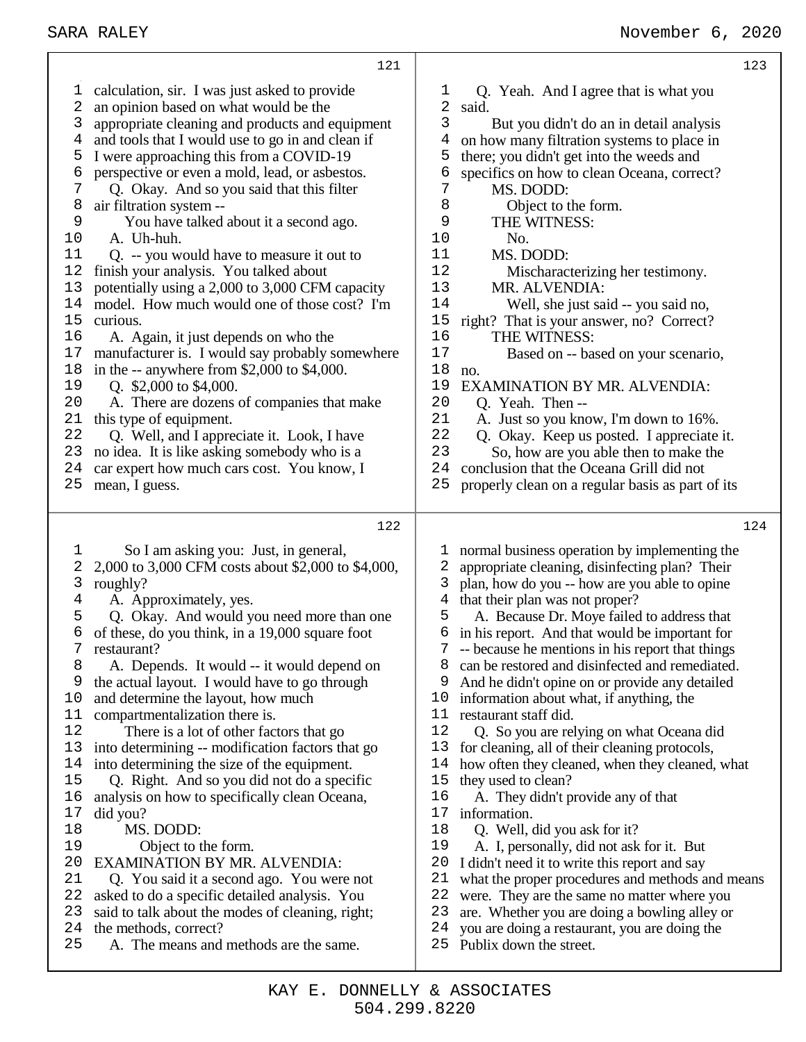121

1 calculation, sir. I was just asked to provide
2 an opinion based on what would be the
3 appropriate cleaning and products and equipment
4 and tools that I would use to go in and clean if
5 I were approaching this from a COVID-19
6 perspective or even a mold, lead, or asbestos.
7 Q. Okay. And so you said that this filter
8 air filtration system --
9 You have talked about it a second ago.
10 A. Uh-huh.
11 Q. -- you would have to measure it out to
12 finish your analysis. You talked about
13 potentially using a 2,000 to 3,000 CFM capacity
14 model. How much would one of those cost? I'm
15 curious.
16 A. Again, it just depends on who the
17 manufacturer is. I would say probably somewhere
18 in the -- anywhere from $2,000 to $4,000.
19 Q. $2,000 to $4,000.
20 A. There are dozens of companies that make
21 this type of equipment.
22 Q. Well, and I appreciate it. Look, I have
23 no idea. It is like asking somebody who is a
24 car expert how much cars cost. You know, I
25 mean, I guess.

122

1 So I am asking you: Just, in general,
2 2,000 to 3,000 CFM costs about $2,000 to $4,000,
3 roughly?
4 A. Approximately, yes.
5 Q. Okay. And would you need more than one
6 of these, do you think, in a 19,000 square foot
7 restaurant?
8 A. Depends. It would -- it would depend on
9 the actual layout. I would have to go through
10 and determine the layout, how much
11 compartmentalization there is.
12 There is a lot of other factors that go
13 into determining -- modification factors that go
14 into determining the size of the equipment.
15 Q. Right. And so you did not do a specific
16 analysis on how to specifically clean Oceana,
17 did you?
18 MS. DODD:
19 Object to the form.
20 EXAMINATION BY MR. ALVENDIA:
21 Q. You said it a second ago. You were not
22 asked to do a specific detailed analysis. You
23 said to talk about the modes of cleaning, right;
24 the methods, correct?
25 A. The means and methods are the same.

123

1 Q. Yeah. And I agree that is what you
2 said.
3 But you didn't do an in detail analysis
4 on how many filtration systems to place in
5 there; you didn't get into the weeds and
6 specifics on how to clean Oceana, correct?
7 MS. DODD:
8 Object to the form.
9 THE WITNESS:
10 No.
11 MS. DODD:
12 Mischaracterizing her testimony.
13 MR. ALVENDIA:
14 Well, she just said -- you said no,
15 right? That is your answer, no? Correct?
16 THE WITNESS:
17 Based on -- based on your scenario,
18 no.
19 EXAMINATION BY MR. ALVENDIA:
20 Q. Yeah. Then --
21 A. Just so you know, I'm down to 16%.
22 Q. Okay. Keep us posted. I appreciate it.
23 So, how are you able then to make the
24 conclusion that the Oceana Grill did not
25 properly clean on a regular basis as part of its

124

1 normal business operation by implementing the
2 appropriate cleaning, disinfecting plan? Their
3 plan, how do you -- how are you able to opine
4 that their plan was not proper?
5 A. Because Dr. Moye failed to address that
6 in his report. And that would be important for
7 -- because he mentions in his report that things
8 can be restored and disinfected and remediated.
9 And he didn't opine on or provide any detailed
10 information about what, if anything, the
11 restaurant staff did.
12 Q. So you are relying on what Oceana did
13 for cleaning, all of their cleaning protocols,
14 how often they cleaned, when they cleaned, what
15 they used to clean?
16 A. They didn't provide any of that
17 information.
18 Q. Well, did you ask for it?
19 A. I, personally, did not ask for it. But
20 I didn't need it to write this report and say
21 what the proper procedures and methods and means
22 were. They are the same no matter where you
23 are. Whether you are doing a bowling alley or
24 you are doing a restaurant, you are doing the
25 Publix down the street.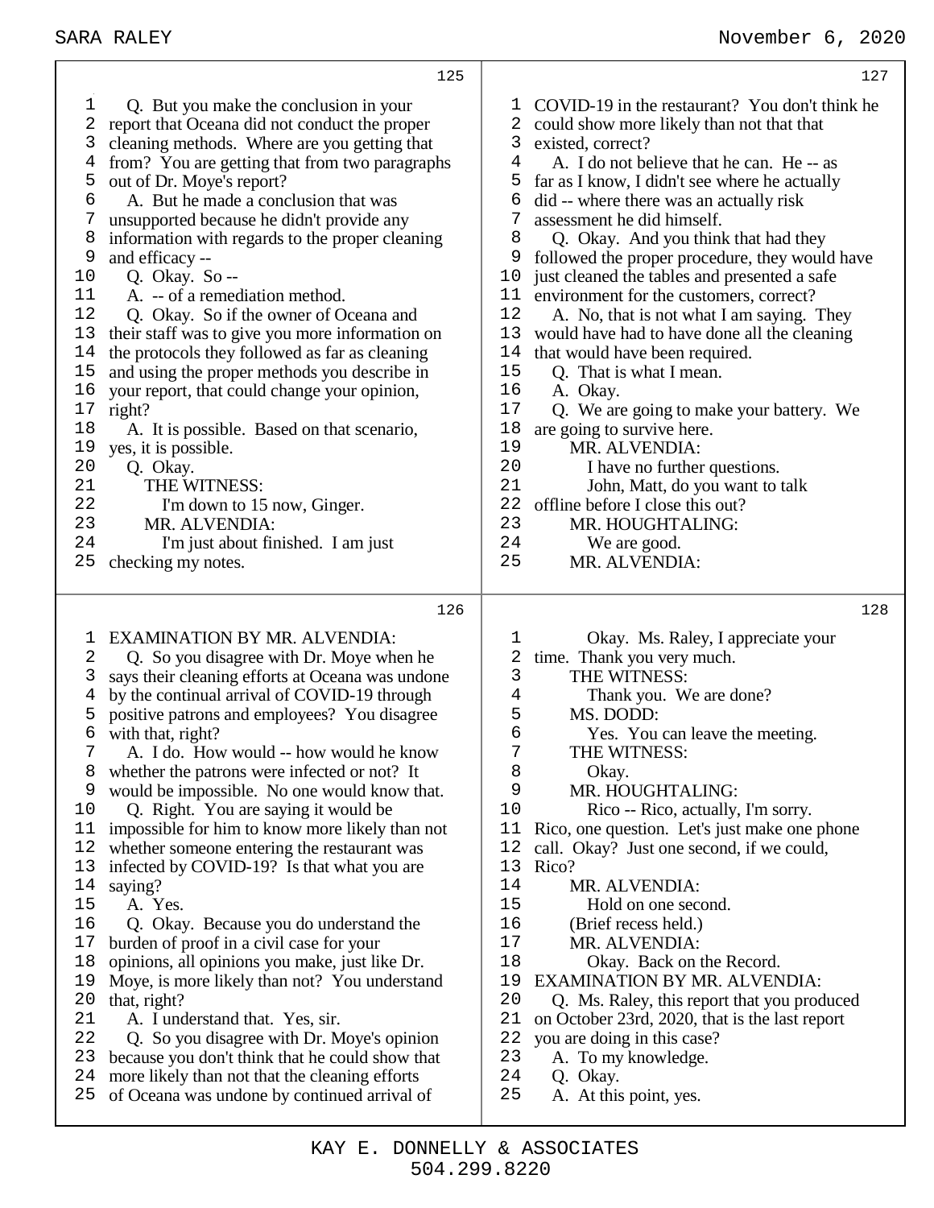125

1 Q. But you make the conclusion in your
2 report that Oceana did not conduct the proper
3 cleaning methods. Where are you getting that
4 from? You are getting that from two paragraphs
5 out of Dr. Moye's report?
6 A. But he made a conclusion that was
7 unsupported because he didn't provide any
8 information with regards to the proper cleaning
9 and efficacy --
10 Q. Okay. So --
11 A. -- of a remediation method.
12 Q. Okay. So if the owner of Oceana and
13 their staff was to give you more information on
14 the protocols they followed as far as cleaning
15 and using the proper methods you describe in
16 your report, that could change your opinion,
17 right?
18 A. It is possible. Based on that scenario,
19 yes, it is possible.
20 Q. Okay.
21 THE WITNESS:
22 I'm down to 15 now, Ginger.
23 MR. ALVENDIA:
24 I'm just about finished. I am just
25 checking my notes.

126

1 EXAMINATION BY MR. ALVENDIA:
2 Q. So you disagree with Dr. Moye when he
3 says their cleaning efforts at Oceana was undone
4 by the continual arrival of COVID-19 through
5 positive patrons and employees? You disagree
6 with that, right?
7 A. I do. How would -- how would he know
8 whether the patrons were infected or not? It
9 would be impossible. No one would know that.
10 Q. Right. You are saying it would be
11 impossible for him to know more likely than not
12 whether someone entering the restaurant was
13 infected by COVID-19? Is that what you are
14 saying?
15 A. Yes.
16 Q. Okay. Because you do understand the
17 burden of proof in a civil case for your
18 opinions, all opinions you make, just like Dr.
19 Moye, is more likely than not? You understand
20 that, right?
21 A. I understand that. Yes, sir.
22 Q. So you disagree with Dr. Moye's opinion
23 because you don't think that he could show that
24 more likely than not that the cleaning efforts
25 of Oceana was undone by continued arrival of

127

1 COVID-19 in the restaurant? You don't think he
2 could show more likely than not that that
3 existed, correct?
4 A. I do not believe that he can. He -- as
5 far as I know, I didn't see where he actually
6 did -- where there was an actually risk
7 assessment he did himself.
8 Q. Okay. And you think that had they
9 followed the proper procedure, they would have
10 just cleaned the tables and presented a safe
11 environment for the customers, correct?
12 A. No, that is not what I am saying. They
13 would have had to have done all the cleaning
14 that would have been required.
15 Q. That is what I mean.
16 A. Okay.
17 Q. We are going to make your battery. We
18 are going to survive here.
19 MR. ALVENDIA:
20 I have no further questions.
21 John, Matt, do you want to talk
22 offline before I close this out?
23 MR. HOUGHTALING:
24 We are good.
25 MR. ALVENDIA:

128

1 Okay. Ms. Raley, I appreciate your
2 time. Thank you very much.
3 THE WITNESS:
4 Thank you. We are done?
5 MS. DODD:
6 Yes. You can leave the meeting.
7 THE WITNESS:
8 Okay.
9 MR. HOUGHTALING:
10 Rico -- Rico, actually, I'm sorry.
11 Rico, one question. Let's just make one phone
12 call. Okay? Just one second, if we could,
13 Rico?
14 MR. ALVENDIA:
15 Hold on one second.
16 (Brief recess held.)
17 MR. ALVENDIA:
18 Okay. Back on the Record.
19 EXAMINATION BY MR. ALVENDIA:
20 Q. Ms. Raley, this report that you produced
21 on October 23rd, 2020, that is the last report
22 you are doing in this case?
23 A. To my knowledge.
24 Q. Okay.
25 A. At this point, yes.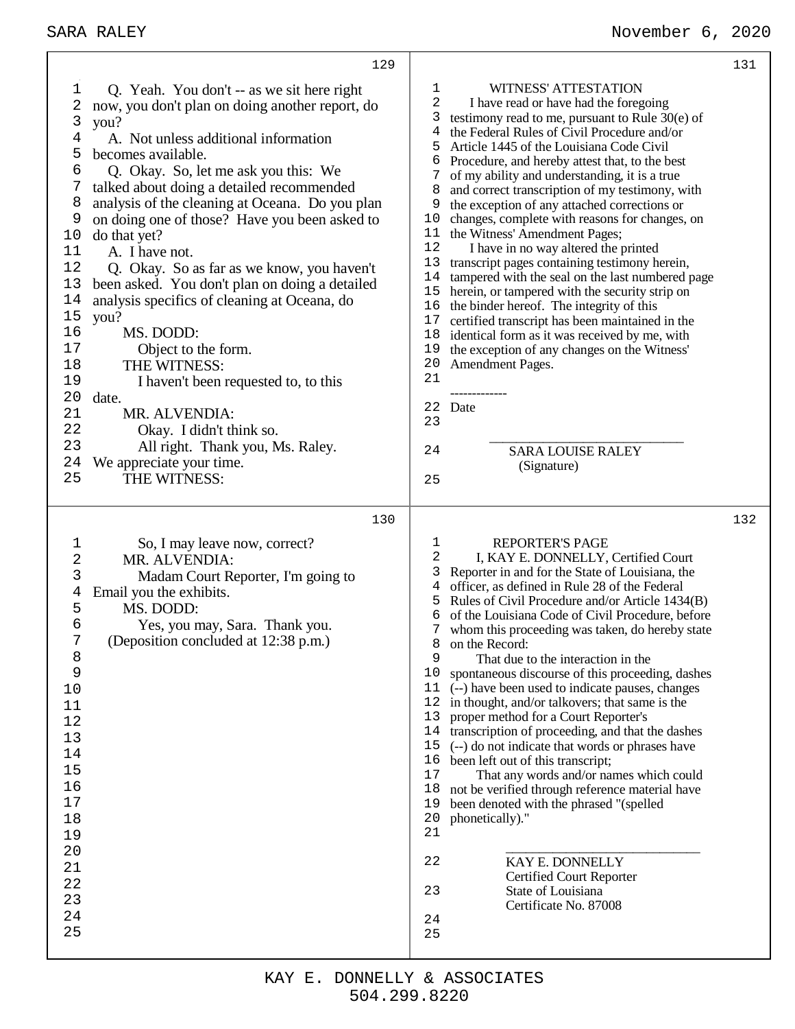Q. Yeah. You don't -- as we sit here right now, you don't plan on doing another report, do you?

A. Not unless additional information becomes available.

Q. Okay. So, let me ask you this: We talked about doing a detailed recommended analysis of the cleaning at Oceana. Do you plan on doing one of those? Have you been asked to do that yet?

A. I have not.

Q. Okay. So as far as we know, you haven't been asked. You don't plan on doing a detailed analysis specifics of cleaning at Oceana, do you?

MS. DODD:

Object to the form.

THE WITNESS:

I haven't been requested to, to this date.

MR. ALVENDIA:

Okay. I didn't think so.

All right. Thank you, Ms. Raley. We appreciate your time.

THE WITNESS:

So, I may leave now, correct?

MR. ALVENDIA:

Madam Court Reporter, I'm going to Email you the exhibits.

MS. DODD:

Yes, you may, Sara. Thank you.

(Deposition concluded at 12:38 p.m.)

## WITNESS' ATTESTATION

I have read or have had the foregoing testimony read to me, pursuant to Rule 30(e) of the Federal Rules of Civil Procedure and/or Article 1445 of the Louisiana Code Civil Procedure, and hereby attest that, to the best of my ability and understanding, it is a true and correct transcription of my testimony, with the exception of any attached corrections or changes, complete with reasons for changes, on the Witness' Amendment Pages;

I have in no way altered the printed transcript pages containing testimony herein, tampered with the seal on the last numbered page herein, or tampered with the security strip on the binder hereof. The integrity of this certified transcript has been maintained in the identical form as it was received by me, with the exception of any changes on the Witness' Amendment Pages.

-------------

Date

______________________________

SARA LOUISE RALEY
(Signature)

## REPORTER'S PAGE

I, KAY E. DONNELLY, Certified Court Reporter in and for the State of Louisiana, the officer, as defined in Rule 28 of the Federal Rules of Civil Procedure and/or Article 1434(B) of the Louisiana Code of Civil Procedure, before whom this proceeding was taken, do hereby state on the Record:

That due to the interaction in the spontaneous discourse of this proceeding, dashes (--) have been used to indicate pauses, changes in thought, and/or talkovers; that same is the proper method for a Court Reporter's transcription of proceeding, and that the dashes (--) do not indicate that words or phrases have been left out of this transcript;

That any words and/or names which could not be verified through reference material have been denoted with the phrased "(spelled phonetically)."

______________________________

KAY E. DONNELLY
Certified Court Reporter
State of Louisiana
Certificate No. 87008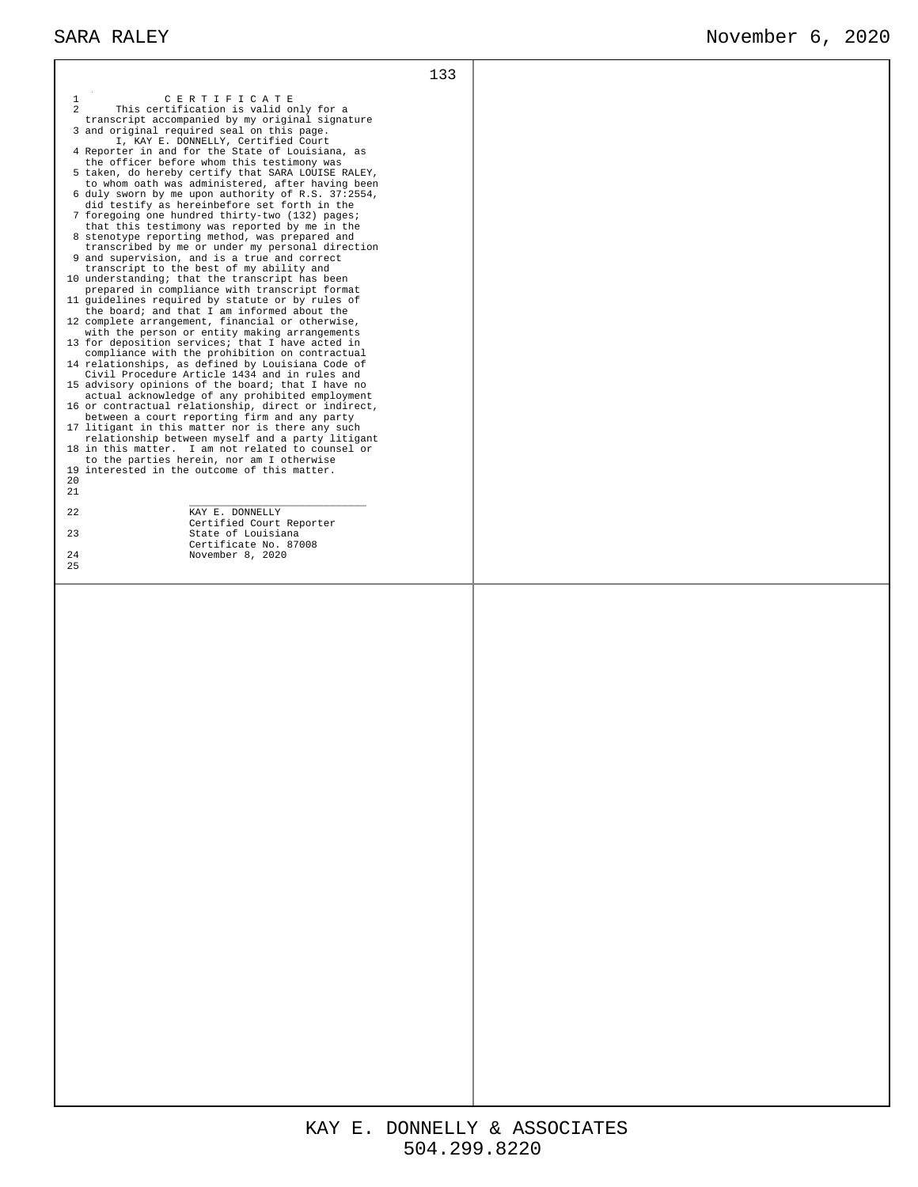# C E R T I F I C A T E

This certification is valid only for a transcript accompanied by my original signature and original required seal on this page.

I, KAY E. DONNELLY, Certified Court Reporter in and for the State of Louisiana, as the officer before whom this testimony was taken, do hereby certify that SARA LOUISE RALEY, to whom oath was administered, after having been duly sworn by me upon authority of R.S. 37:2554, did testify as hereinbefore set forth in the foregoing one hundred thirty-two (132) pages; that this testimony was reported by me in the stenotype reporting method, was prepared and transcribed by me or under my personal direction and supervision, and is a true and correct transcript to the best of my ability and understanding; that the transcript has been prepared in compliance with transcript format guidelines required by statute or by rules of the board; and that I am informed about the complete arrangement, financial or otherwise, with the person or entity making arrangements for deposition services; that I have acted in compliance with the prohibition on contractual relationships, as defined by Louisiana Code of Civil Procedure Article 1434 and in rules and advisory opinions of the board; that I have no actual acknowledge of any prohibited employment or contractual relationship, direct or indirect, between a court reporting firm and any party litigant in this matter nor is there any such relationship between myself and a party litigant in this matter. I am not related to counsel or to the parties herein, nor am I otherwise interested in the outcome of this matter.

\_\_\_\_\_\_\_\_\_\_\_\_\_\_\_\_\_\_\_\_\_\_\_\_\_\_\_\_

KAY E. DONNELLY
Certified Court Reporter
State of Louisiana
Certificate No. 87008
November 8, 2020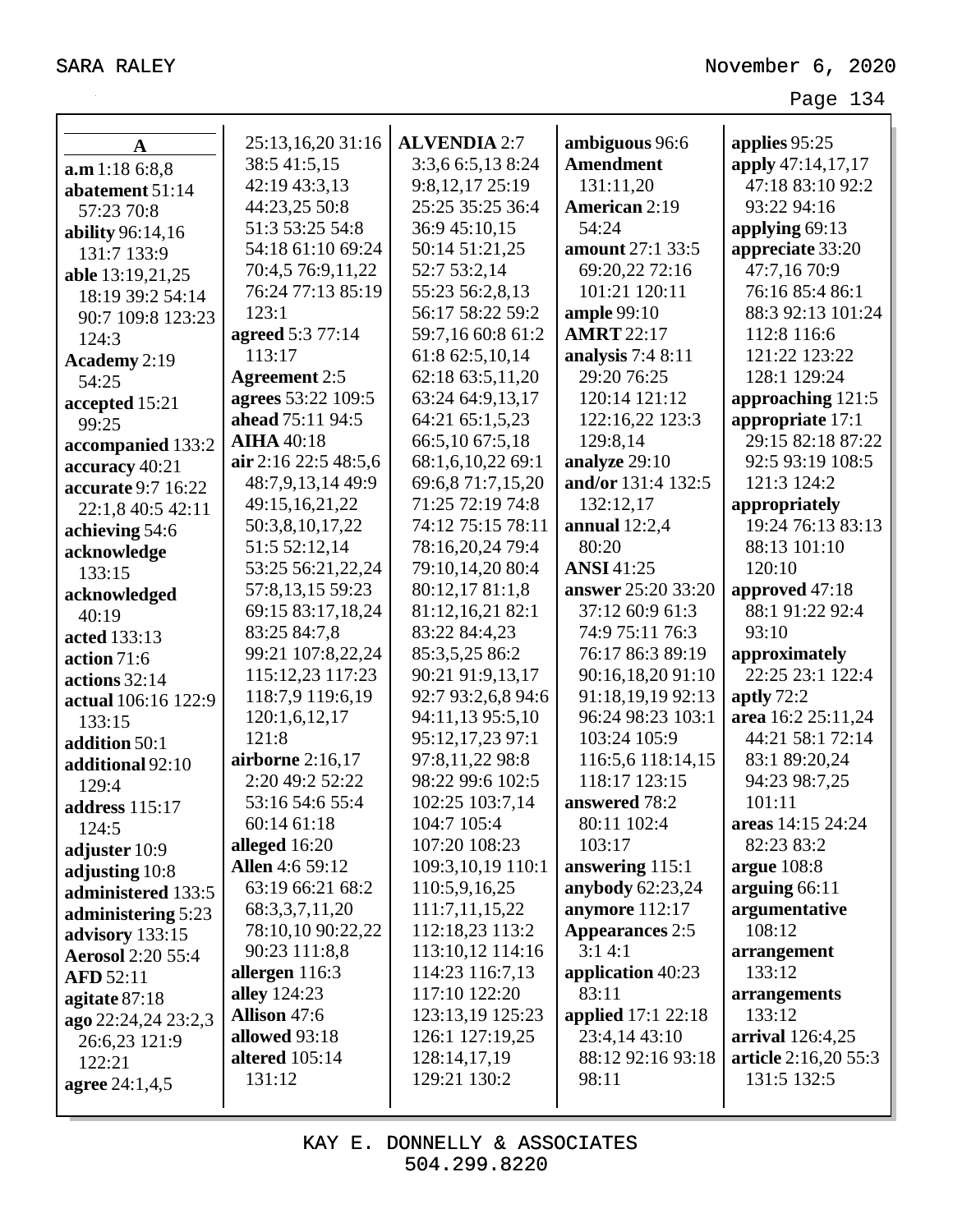# A

**a.m** 1:18 6:8,8
**abatement** 51:14 57:23 70:8
**ability** 96:14,16 131:7 133:9
**able** 13:19,21,25 18:19 39:2 54:14 90:7 109:8 123:23 124:3
**Academy** 2:19 54:25
**accepted** 15:21 99:25
**accompanied** 133:2
**accuracy** 40:21
**accurate** 9:7 16:22 22:1,8 40:5 42:11
**achieving** 54:6
**acknowledge** 133:15
**acknowledged** 40:19
**acted** 133:13
**action** 71:6
**actions** 32:14
**actual** 106:16 122:9 133:15
**addition** 50:1
**additional** 92:10 129:4
**address** 115:17 124:5
**adjuster** 10:9
**adjusting** 10:8
**administered** 133:5
**administering** 5:23
**advisory** 133:15
**Aerosol** 2:20 55:4
**AFD** 52:11
**agitate** 87:18
**ago** 22:24,24 23:2,3 26:6,23 121:9 122:21
**agree** 24:1,4,5 25:13,16,20 31:16 38:5 41:5,15 42:19 43:3,13 44:23,25 50:8 51:3 53:25 54:8 54:18 61:10 69:24 70:4,5 76:9,11,22 76:24 77:13 85:19 123:1
**agreed** 5:3 77:14 113:17
**Agreement** 2:5
**agrees** 53:22 109:5
**ahead** 75:11 94:5
**AIHA** 40:18
**air** 2:16 22:5 48:5,6 48:7,9,13,14 49:9 49:15,16,21,22 50:3,8,10,17,22 51:5 52:12,14 53:25 56:21,22,24 57:8,13,15 59:23 69:15 83:17,18,24 83:25 84:7,8 99:21 107:8,22,24 115:12,23 117:23 118:7,9 119:6,19 120:1,6,12,17 121:8
**airborne** 2:16,17 2:20 49:2 52:22 53:16 54:6 55:4 60:14 61:18
**alleged** 16:20
**Allen** 4:6 59:12 63:19 66:21 68:2 68:3,3,7,11,20 78:10,10 90:22,22 90:23 111:8,8
**allergen** 116:3
**alley** 124:23
**Allison** 47:6
**allowed** 93:18
**altered** 105:14 131:12
**ALVENDIA** 2:7 3:3,6 6:5,13 8:24 9:8,12,17 25:19 25:25 35:25 36:4 36:9 45:10,15 50:14 51:21,25 52:7 53:2,14 55:23 56:2,8,13 56:17 58:22 59:2 59:7,16 60:8 61:2 61:8 62:5,10,14 62:18 63:5,11,20 63:24 64:9,13,17 64:21 65:1,5,23 66:5,10 67:5,18 68:1,6,10,22 69:1 69:6,8 71:7,15,20 71:25 72:19 74:8 74:12 75:15 78:11 78:16,20,24 79:4 79:10,14,20 80:4 80:12,17 81:1,8 81:12,16,21 82:1 83:22 84:4,23 85:3,5,25 86:2 90:21 91:9,13,17 92:7 93:2,6,8 94:6 94:11,13 95:5,10 95:12,17,23 97:1 97:8,11,22 98:8 98:22 99:6 102:5 102:25 103:7,14 104:7 105:4 107:20 108:23 109:3,10,19 110:1 110:5,9,16,25 111:7,11,15,22 112:18,23 113:2 113:10,12 114:16 114:23 116:7,13 117:10 122:20 123:13,19 125:23 126:1 127:19,25 128:14,17,19 129:21 130:2
**ambiguous** 96:6
**Amendment** 131:11,20
**American** 2:19 54:24
**amount** 27:1 33:5 69:20,22 72:16 101:21 120:11
**ample** 99:10
**AMRT** 22:17
**analysis** 7:4 8:11 29:20 76:25 120:14 121:12 122:16,22 123:3 129:8,14
**analyze** 29:10
**and/or** 131:4 132:5 132:12,17
**annual** 12:2,4 80:20
**ANSI** 41:25
**answer** 25:20 33:20 37:12 60:9 61:3 74:9 75:11 76:3 76:17 86:3 89:19 90:16,18,20 91:10 91:18,19,19 92:13 96:24 98:23 103:1 103:24 105:9 116:5,6 118:14,15 118:17 123:15
**answered** 78:2 80:11 102:4 103:17
**answering** 115:1
**anybody** 62:23,24
**anymore** 112:17
**Appearances** 2:5 3:1 4:1
**application** 40:23 83:11
**applied** 17:1 22:18 23:4,14 43:10 88:12 92:16 93:18 98:11
**applies** 95:25
**apply** 47:14,17,17 47:18 83:10 92:2 93:22 94:16
**applying** 69:13
**appreciate** 33:20 47:7,16 70:9 76:16 85:4 86:1 88:3 92:13 101:24 112:8 116:6 121:22 123:22 128:1 129:24
**approaching** 121:5
**appropriate** 17:1 29:15 82:18 87:22 92:5 93:19 108:5 121:3 124:2
**appropriately** 19:24 76:13 83:13 88:13 101:10 120:10
**approved** 47:18 88:1 91:22 92:4 93:10
**approximately** 22:25 23:1 122:4
**aptly** 72:2
**area** 16:2 25:11,24 44:21 58:1 72:14 83:1 89:20,24 94:23 98:7,25 101:11
**areas** 14:15 24:24 82:23 83:2
**argue** 108:8
**arguing** 66:11
**argumentative** 108:12
**arrangement** 133:12
**arrangements** 133:12
**arrival** 126:4,25
**article** 2:16,20 55:3 131:5 132:5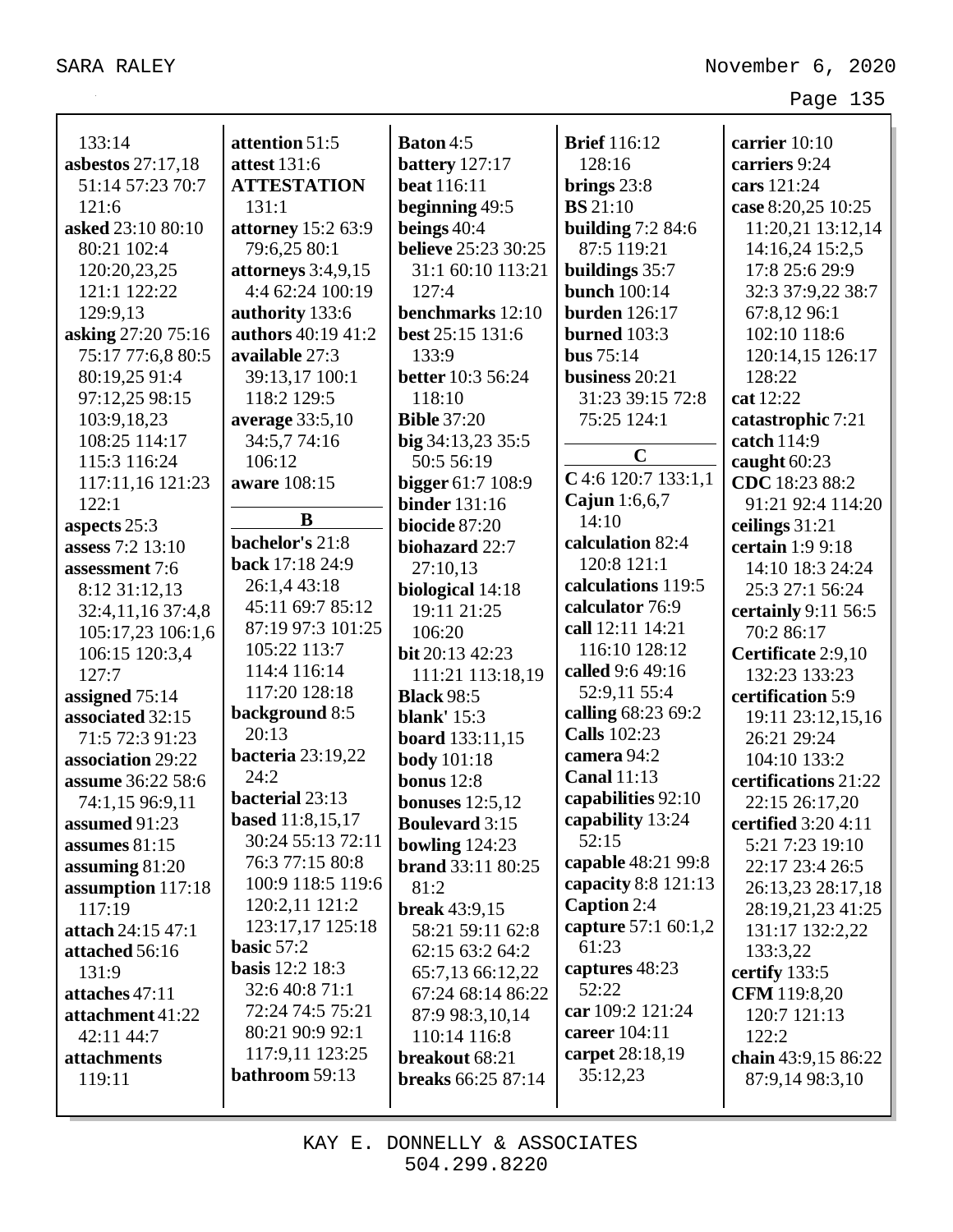133:14
**asbestos** 27:17,18 51:14 57:23 70:7 121:6
**asked** 23:10 80:10 80:21 102:4 120:20,23,25 121:1 122:22 129:9,13
**asking** 27:20 75:16 75:17 77:6,8 80:5 80:19,25 91:4 97:12,25 98:15 103:9,18,23 108:25 114:17 115:3 116:24 117:11,16 121:23 122:1
**aspects** 25:3
**assess** 7:2 13:10
**assessment** 7:6 8:12 31:12,13 32:4,11,16 37:4,8 105:17,23 106:1,6 106:15 120:3,4 127:7
**assigned** 75:14
**associated** 32:15 71:5 72:3 91:23
**association** 29:22
**assume** 36:22 58:6 74:1,15 96:9,11
**assumed** 91:23
**assumes** 81:15
**assuming** 81:20
**assumption** 117:18 117:19
**attach** 24:15 47:1
**attached** 56:16 131:9
**attaches** 47:11
**attachment** 41:22 42:11 44:7
**attachments** 119:11
**attention** 51:5
**attest** 131:6
**ATTESTATION** 131:1
**attorney** 15:2 63:9 79:6,25 80:1
**attorneys** 3:4,9,15 4:4 62:24 100:19
**authority** 133:6
**authors** 40:19 41:2
**available** 27:3 39:13,17 100:1 118:2 129:5
**average** 33:5,10 34:5,7 74:16 106:12
**aware** 108:15

**B**

**bachelor's** 21:8
**back** 17:18 24:9 26:1,4 43:18 45:11 69:7 85:12 87:19 97:3 101:25 105:22 113:7 114:4 116:14 117:20 128:18
**background** 8:5 20:13
**bacteria** 23:19,22 24:2
**bacterial** 23:13
**based** 11:8,15,17 30:24 55:13 72:11 76:3 77:15 80:8 100:9 118:5 119:6 120:2,11 121:2 123:17,17 125:18
**basic** 57:2
**basis** 12:2 18:3 32:6 40:8 71:1 72:24 74:5 75:21 80:21 90:9 92:1 117:9,11 123:25
**bathroom** 59:13
**Baton** 4:5
**battery** 127:17
**beat** 116:11
**beginning** 49:5
**beings** 40:4
**believe** 25:23 30:25 31:1 60:10 113:21 127:4
**benchmarks** 12:10
**best** 25:15 131:6 133:9
**better** 10:3 56:24 118:10
**Bible** 37:20
**big** 34:13,23 35:5 50:5 56:19
**bigger** 61:7 108:9
**binder** 131:16
**biocide** 87:20
**biohazard** 22:7 27:10,13
**biological** 14:18 19:11 21:25 106:20
**bit** 20:13 42:23 111:21 113:18,19
**Black** 98:5
**blank'** 15:3
**board** 133:11,15
**body** 101:18
**bonus** 12:8
**bonuses** 12:5,12
**Boulevard** 3:15
**bowling** 124:23
**brand** 33:11 80:25 81:2
**break** 43:9,15 58:21 59:11 62:8 62:15 63:2 64:2 65:7,13 66:12,22 67:24 68:14 86:22 87:9 98:3,10,14 110:14 116:8
**breakout** 68:21
**breaks** 66:25 87:14
**Brief** 116:12 128:16
**brings** 23:8
**BS** 21:10
**building** 7:2 84:6 87:5 119:21
**buildings** 35:7
**bunch** 100:14
**burden** 126:17
**burned** 103:3
**bus** 75:14
**business** 20:21 31:23 39:15 72:8 75:25 124:1

**C**

**C** 4:6 120:7 133:1,1
**Cajun** 1:6,6,7 14:10
**calculation** 82:4 120:8 121:1
**calculations** 119:5
**calculator** 76:9
**call** 12:11 14:21 116:10 128:12
**called** 9:6 49:16 52:9,11 55:4
**calling** 68:23 69:2
**Calls** 102:23
**camera** 94:2
**Canal** 11:13
**capabilities** 92:10
**capability** 13:24 52:15
**capable** 48:21 99:8
**capacity** 8:8 121:13
**Caption** 2:4
**capture** 57:1 60:1,2 61:23
**captures** 48:23 52:22
**car** 109:2 121:24
**career** 104:11
**carpet** 28:18,19 35:12,23
**carrier** 10:10
**carriers** 9:24
**cars** 121:24
**case** 8:20,25 10:25 11:20,21 13:12,14 14:16,24 15:2,5 17:8 25:6 29:9 32:3 37:9,22 38:7 67:8,12 96:1 102:10 118:6 120:14,15 126:17 128:22
**cat** 12:22
**catastrophic** 7:21
**catch** 114:9
**caught** 60:23
**CDC** 18:23 88:2 91:21 92:4 114:20
**ceilings** 31:21
**certain** 1:9 9:18 14:10 18:3 24:24 25:3 27:1 56:24
**certainly** 9:11 56:5 70:2 86:17
**Certificate** 2:9,10 132:23 133:23
**certification** 5:9 19:11 23:12,15,16 26:21 29:24 104:10 133:2
**certifications** 21:22 22:15 26:17,20
**certified** 3:20 4:11 5:21 7:23 19:10 22:17 23:4 26:5 26:13,23 28:17,18 28:19,21,23 41:25 131:17 132:2,22 133:3,22
**certify** 133:5
**CFM** 119:8,20 120:7 121:13 122:2
**chain** 43:9,15 86:22 87:9,14 98:3,10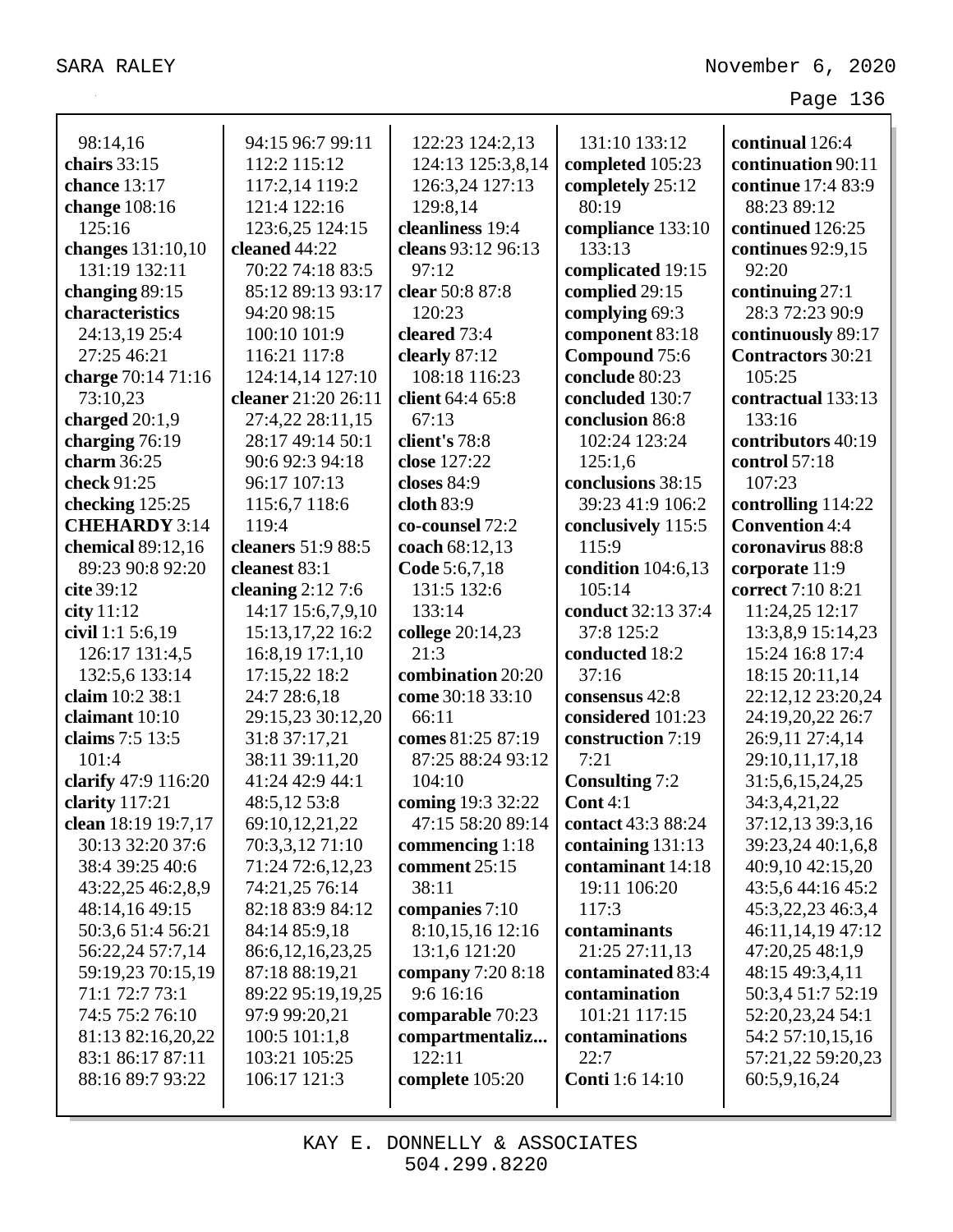98:14,16
**chairs** 33:15
**chance** 13:17
**change** 108:16 125:16
**changes** 131:10,10 131:19 132:11
**changing** 89:15
**characteristics** 24:13,19 25:4 27:25 46:21
**charge** 70:14 71:16 73:10,23
**charged** 20:1,9
**charging** 76:19
**charm** 36:25
**check** 91:25
**checking** 125:25
**CHEHARDY** 3:14
**chemical** 89:12,16 89:23 90:8 92:20
**cite** 39:12
**city** 11:12
**civil** 1:1 5:6,19 126:17 131:4,5 132:5,6 133:14
**claim** 10:2 38:1
**claimant** 10:10
**claims** 7:5 13:5 101:4
**clarify** 47:9 116:20
**clarity** 117:21
**clean** 18:19 19:7,17 30:13 32:20 37:6 38:4 39:25 40:6 43:22,25 46:2,8,9 48:14,16 49:15 50:3,6 51:4 56:21 56:22,24 57:7,14 59:19,23 70:15,19 71:1 72:7 73:1 74:5 75:2 76:10 81:13 82:16,20,22 83:1 86:17 87:11 88:16 89:7 93:22 94:15 96:7 99:11 112:2 115:12 117:2,14 119:2 121:4 122:16 123:6,25 124:15
**cleaned** 44:22 70:22 74:18 83:5 85:12 89:13 93:17 94:20 98:15 100:10 101:9 116:21 117:8 124:14,14 127:10
**cleaner** 21:20 26:11 27:4,22 28:11,15 28:17 49:14 50:1 90:6 92:3 94:18 96:17 107:13 115:6,7 118:6 119:4
**cleaners** 51:9 88:5
**cleanest** 83:1
**cleaning** 2:12 7:6 14:17 15:6,7,9,10 15:13,17,22 16:2 16:8,19 17:1,10 17:15,22 18:2 24:7 28:6,18 29:15,23 30:12,20 31:8 37:17,21 38:11 39:11,20 41:24 42:9 44:1 48:5,12 53:8 69:10,12,21,22 70:3,3,12 71:10 71:24 72:6,12,23 74:21,25 76:14 82:18 83:9 84:12 84:14 85:9,18 86:6,12,16,23,25 87:18 88:19,21 89:22 95:19,19,25 97:9 99:20,21 100:5 101:1,8 103:21 105:25 106:17 121:3 122:23 124:2,13 124:13 125:3,8,14 126:3,24 127:13 129:8,14
**cleanliness** 19:4
**cleans** 93:12 96:13 97:12
**clear** 50:8 87:8 120:23
**cleared** 73:4
**clearly** 87:12 108:18 116:23
**client** 64:4 65:8 67:13
**client's** 78:8
**close** 127:22
**closes** 84:9
**cloth** 83:9
**co-counsel** 72:2
**coach** 68:12,13
**Code** 5:6,7,18 131:5 132:6 133:14
**college** 20:14,23 21:3
**combination** 20:20
**come** 30:18 33:10 66:11
**comes** 81:25 87:19 87:25 88:24 93:12 104:10
**coming** 19:3 32:22 47:15 58:20 89:14
**commencing** 1:18
**comment** 25:15 38:11
**companies** 7:10 8:10,15,16 12:16 13:1,6 121:20
**company** 7:20 8:18 9:6 16:16
**comparable** 70:23
**compartmentaliz...** 122:11
**complete** 105:20 131:10 133:12
**completed** 105:23
**completely** 25:12 80:19
**compliance** 133:10 133:13
**complicated** 19:15
**complied** 29:15
**complying** 69:3
**component** 83:18
**Compound** 75:6
**conclude** 80:23
**concluded** 130:7
**conclusion** 86:8 102:24 123:24 125:1,6
**conclusions** 38:15 39:23 41:9 106:2
**conclusively** 115:5 115:9
**condition** 104:6,13 105:14
**conduct** 32:13 37:4 37:8 125:2
**conducted** 18:2 37:16
**consensus** 42:8
**considered** 101:23
**construction** 7:19 7:21
**Consulting** 7:2
**Cont** 4:1
**contact** 43:3 88:24
**containing** 131:13
**contaminant** 14:18 19:11 106:20 117:3
**contaminants** 21:25 27:11,13
**contaminated** 83:4
**contamination** 101:21 117:15
**contaminations** 22:7
**Conti** 1:6 14:10
**continual** 126:4
**continuation** 90:11
**continue** 17:4 83:9 88:23 89:12
**continued** 126:25
**continues** 92:9,15 92:20
**continuing** 27:1 28:3 72:23 90:9
**continuously** 89:17
**Contractors** 30:21 105:25
**contractual** 133:13 133:16
**contributors** 40:19
**control** 57:18 107:23
**controlling** 114:22
**Convention** 4:4
**coronavirus** 88:8
**corporate** 11:9
**correct** 7:10 8:21 11:24,25 12:17 13:3,8,9 15:14,23 15:24 16:8 17:4 18:15 20:11,14 22:12,12 23:20,24 24:19,20,22 26:7 26:9,11 27:4,14 29:10,11,17,18 31:5,6,15,24,25 34:3,4,21,22 37:12,13 39:3,16 39:23,24 40:1,6,8 40:9,10 42:15,20 43:5,6 44:16 45:2 45:3,22,23 46:3,4 46:11,14,19 47:12 47:20,25 48:1,9 48:15 49:3,4,11 50:3,4 51:7 52:19 52:20,23,24 54:1 54:2 57:10,15,16 57:21,22 59:20,23 60:5,9,16,24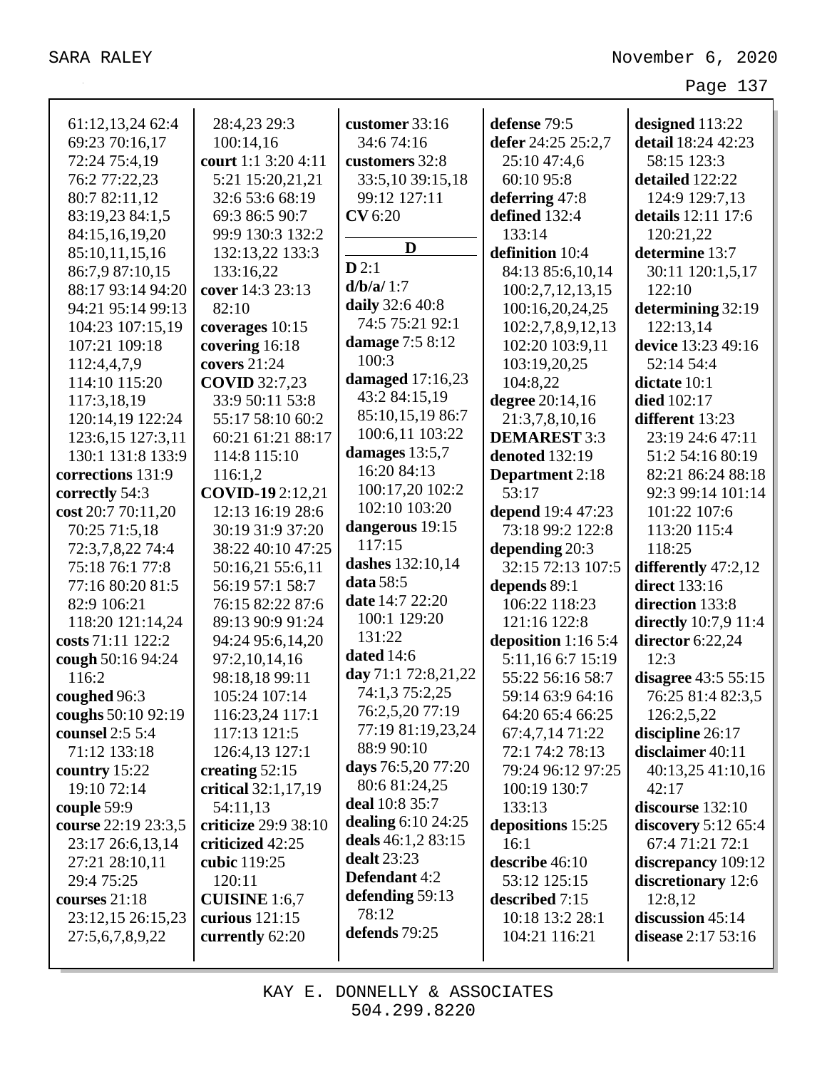61:12,13,24 62:4
69:23 70:16,17
72:24 75:4,19
76:2 77:22,23
80:7 82:11,12
83:19,23 84:1,5
84:15,16,19,20
85:10,11,15,16
86:7,9 87:10,15
88:17 93:14 94:20
94:21 95:14 99:13
104:23 107:15,19
107:21 109:18
112:4,4,7,9
114:10 115:20
117:3,18,19
120:14,19 122:24
123:6,15 127:3,11
130:1 131:8 133:9

**corrections** 131:9
**correctly** 54:3
**cost** 20:7 70:11,20 70:25 71:5,18 72:3,7,8,22 74:4 75:18 76:1 77:8 77:16 80:20 81:5 82:9 106:21 118:20 121:14,24
**costs** 71:11 122:2
**cough** 50:16 94:24 116:2
**coughed** 96:3
**coughs** 50:10 92:19
**counsel** 2:5 5:4 71:12 133:18
**country** 15:22 19:10 72:14
**couple** 59:9
**course** 22:19 23:3,5 23:17 26:6,13,14 27:21 28:10,11 29:4 75:25
**courses** 21:18 23:12,15 26:15,23 27:5,6,7,8,9,22

28:4,23 29:3
100:14,16

**court** 1:1 3:20 4:11 5:21 15:20,21,21 32:6 53:6 68:19 69:3 86:5 90:7 99:9 130:3 132:2 132:13,22 133:3 133:16,22
**cover** 14:3 23:13 82:10
**coverages** 10:15
**covering** 16:18
**covers** 21:24
**COVID** 32:7,23 33:9 50:11 53:8 55:17 58:10 60:2 60:21 61:21 88:17 114:8 115:10 116:1,2
**COVID-19** 2:12,21 12:13 16:19 28:6 30:19 31:9 37:20 38:22 40:10 47:25 50:16,21 55:6,11 56:19 57:1 58:7 76:15 82:22 87:6 89:13 90:9 91:24 94:24 95:6,14,20 97:2,10,14,16 98:18,18 99:11 105:24 107:14 116:23,24 117:1 117:13 121:5 126:4,13 127:1
**creating** 52:15
**critical** 32:1,17,19 54:11,13
**criticize** 29:9 38:10
**criticized** 42:25
**cubic** 119:25 120:11
**CUISINE** 1:6,7
**curious** 121:15
**currently** 62:20

**customer** 33:16 34:6 74:16
**customers** 32:8 33:5,10 39:15,18 99:12 127:11
**CV** 6:20

## D

**D** 2:1
**d/b/a/** 1:7
**daily** 32:6 40:8 74:5 75:21 92:1
**damage** 7:5 8:12 100:3
**damaged** 17:16,23 43:2 84:15,19 85:10,15,19 86:7 100:6,11 103:22
**damages** 13:5,7 16:20 84:13 100:17,20 102:2 102:10 103:20
**dangerous** 19:15 117:15
**dashes** 132:10,14
**data** 58:5
**date** 14:7 22:20 100:1 129:20 131:22
**dated** 14:6
**day** 71:1 72:8,21,22 74:1,3 75:2,25 76:2,5,20 77:19 77:19 81:19,23,24 88:9 90:10
**days** 76:5,20 77:20 80:6 81:24,25
**deal** 10:8 35:7
**dealing** 6:10 24:25
**deals** 46:1,2 83:15
**dealt** 23:23
**Defendant** 4:2
**defending** 59:13 78:12
**defends** 79:25

**defense** 79:5
**defer** 24:25 25:2,7 25:10 47:4,6 60:10 95:8
**deferring** 47:8
**defined** 132:4 133:14
**definition** 10:4 84:13 85:6,10,14 100:2,7,12,13,15 100:16,20,24,25 102:2,7,8,9,12,13 102:20 103:9,11 103:19,20,25 104:8,22
**degree** 20:14,16 21:3,7,8,10,16
**DEMAREST** 3:3
**denoted** 132:19
**Department** 2:18 53:17
**depend** 19:4 47:23 73:18 99:2 122:8
**depending** 20:3 32:15 72:13 107:5
**depends** 89:1 106:22 118:23 121:16 122:8
**deposition** 1:16 5:4 5:11,16 6:7 15:19 55:22 56:16 58:7 59:14 63:9 64:16 64:20 65:4 66:25 67:4,7,14 71:22 72:1 74:2 78:13 79:24 96:12 97:25 100:19 130:7 133:13
**depositions** 15:25 16:1
**describe** 46:10 53:12 125:15
**described** 7:15 10:18 13:2 28:1 104:21 116:21

**designed** 113:22
**detail** 18:24 42:23 58:15 123:3
**detailed** 122:22 124:9 129:7,13
**details** 12:11 17:6 120:21,22
**determine** 13:7 30:11 120:1,5,17 122:10
**determining** 32:19 122:13,14
**device** 13:23 49:16 52:14 54:4
**dictate** 10:1
**died** 102:17
**different** 13:23 23:19 24:6 47:11 51:2 54:16 80:19 82:21 86:24 88:18 92:3 99:14 101:14 101:22 107:6 113:20 115:4 118:25
**differently** 47:2,12
**direct** 133:16
**direction** 133:8
**directly** 10:7,9 11:4
**director** 6:22,24 12:3
**disagree** 43:5 55:15 76:25 81:4 82:3,5 126:2,5,22
**discipline** 26:17
**disclaimer** 40:11 40:13,25 41:10,16 42:17
**discourse** 132:10
**discovery** 5:12 65:4 67:4 71:21 72:1
**discrepancy** 109:12
**discretionary** 12:6 12:8,12
**discussion** 45:14
**disease** 2:17 53:16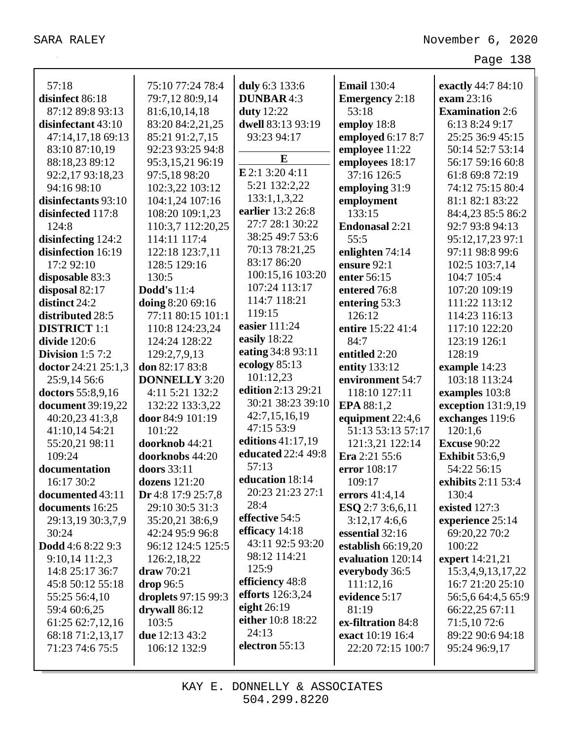57:18
**disinfect** 86:18 87:12 89:8 93:13
**disinfectant** 43:10 47:14,17,18 69:13 83:10 87:10,19 88:18,23 89:12 92:2,17 93:18,23 94:16 98:10
**disinfectants** 93:10
**disinfected** 117:8 124:8
**disinfecting** 124:2
**disinfection** 16:19 17:2 92:10
**disposable** 83:3
**disposal** 82:17
**distinct** 24:2
**distributed** 28:5
**DISTRICT** 1:1
**divide** 120:6
**Division** 1:5 7:2
**doctor** 24:21 25:1,3 25:9,14 56:6
**doctors** 55:8,9,16
**document** 39:19,22 40:20,23 41:3,8 41:10,14 54:21 55:20,21 98:11 109:24
**documentation** 16:17 30:2
**documented** 43:11
**documents** 16:25 29:13,19 30:3,7,9 30:24
**Dodd** 4:6 8:22 9:3 9:10,14 11:2,3 14:8 25:17 36:7 45:8 50:12 55:18 55:25 56:4,10 59:4 60:6,25 61:25 62:7,12,16 68:18 71:2,13,17 71:23 74:6 75:5 75:10 77:24 78:4 79:7,12 80:9,14 81:6,10,14,18 83:20 84:2,21,25 85:21 91:2,7,15 92:23 93:25 94:8 95:3,15,21 96:19 97:5,18 98:20 102:3,22 103:12 104:1,24 107:16 108:20 109:1,23 110:3,7 112:20,25 114:11 117:4 122:18 123:7,11 128:5 129:16 130:5
**Dodd's** 11:4
**doing** 8:20 69:16 77:11 80:15 101:1 110:8 124:23,24 124:24 128:22 129:2,7,9,13
**don** 82:17 83:8
**DONNELLY** 3:20 4:11 5:21 132:2 132:22 133:3,22
**door** 84:9 101:19 101:22
**doorknob** 44:21
**doorknobs** 44:20
**doors** 33:11
**dozens** 121:20
**Dr** 4:8 17:9 25:7,8 29:10 30:5 31:3 35:20,21 38:6,9 42:24 95:9 96:8 96:12 124:5 125:5 126:2,18,22
**draw** 70:21
**drop** 96:5
**droplets** 97:15 99:3
**drywall** 86:12 103:5
**due** 12:13 43:2 106:12 132:9
**duly** 6:3 133:6
**DUNBAR** 4:3
**duty** 12:22
**dwell** 83:13 93:19 93:23 94:17

## E

**E** 2:1 3:20 4:11 5:21 132:2,22 133:1,1,3,22
**earlier** 13:2 26:8 27:7 28:1 30:22 38:25 49:7 53:6 70:13 78:21,25 83:17 86:20 100:15,16 103:20 107:24 113:17 114:7 118:21 119:15
**easier** 111:24
**easily** 18:22
**eating** 34:8 93:11
**ecology** 85:13 101:12,23
**edition** 2:13 29:21 30:21 38:23 39:10 42:7,15,16,19 47:15 53:9
**editions** 41:17,19
**educated** 22:4 49:8 57:13
**education** 18:14 20:23 21:23 27:1 28:4
**effective** 54:5
**efficacy** 14:18 43:11 92:5 93:20 98:12 114:21 125:9
**efficiency** 48:8
**efforts** 126:3,24
**eight** 26:19
**either** 10:8 18:22 24:13
**electron** 55:13
**Email** 130:4
**Emergency** 2:18 53:18
**employ** 18:8
**employed** 6:17 8:7
**employee** 11:22
**employees** 18:17 37:16 126:5
**employing** 31:9
**employment** 133:15
**Endonasal** 2:21 55:5
**enlighten** 74:14
**ensure** 92:1
**enter** 56:15
**entered** 76:8
**entering** 53:3 126:12
**entire** 15:22 41:4 84:7
**entitled** 2:20
**entity** 133:12
**environment** 54:7 118:10 127:11
**EPA** 88:1,2
**equipment** 22:4,6 51:13 53:13 57:17 121:3,21 122:14
**Era** 2:21 55:6
**error** 108:17 109:17
**errors** 41:4,14
**ESQ** 2:7 3:6,6,11 3:12,17 4:6,6
**essential** 32:16
**establish** 66:19,20
**evaluation** 120:14
**everybody** 36:5 111:12,16
**evidence** 5:17 81:19
**ex-filtration** 84:8
**exact** 10:19 16:4 22:20 72:15 100:7
**exactly** 44:7 84:10
**exam** 23:16
**Examination** 2:6 6:13 8:24 9:17 25:25 36:9 45:15 50:14 52:7 53:14 56:17 59:16 60:8 61:8 69:8 72:19 74:12 75:15 80:4 81:1 82:1 83:22 84:4,23 85:5 86:2 92:7 93:8 94:13 95:12,17,23 97:1 97:11 98:8 99:6 102:5 103:7,14 104:7 105:4 107:20 109:19 111:22 113:12 114:23 116:13 117:10 122:20 123:19 126:1 128:19
**example** 14:23 103:18 113:24
**examples** 103:8
**exception** 131:9,19
**exchanges** 119:6 120:1,6
**Excuse** 90:22
**Exhibit** 53:6,9 54:22 56:15
**exhibits** 2:11 53:4 130:4
**existed** 127:3
**experience** 25:14 69:20,22 70:2 100:22
**expert** 14:21,21 15:3,4,9,13,17,22 16:7 21:20 25:10 56:5,6 64:4,5 65:9 66:22,25 67:11 71:5,10 72:6 89:22 90:6 94:18 95:24 96:9,17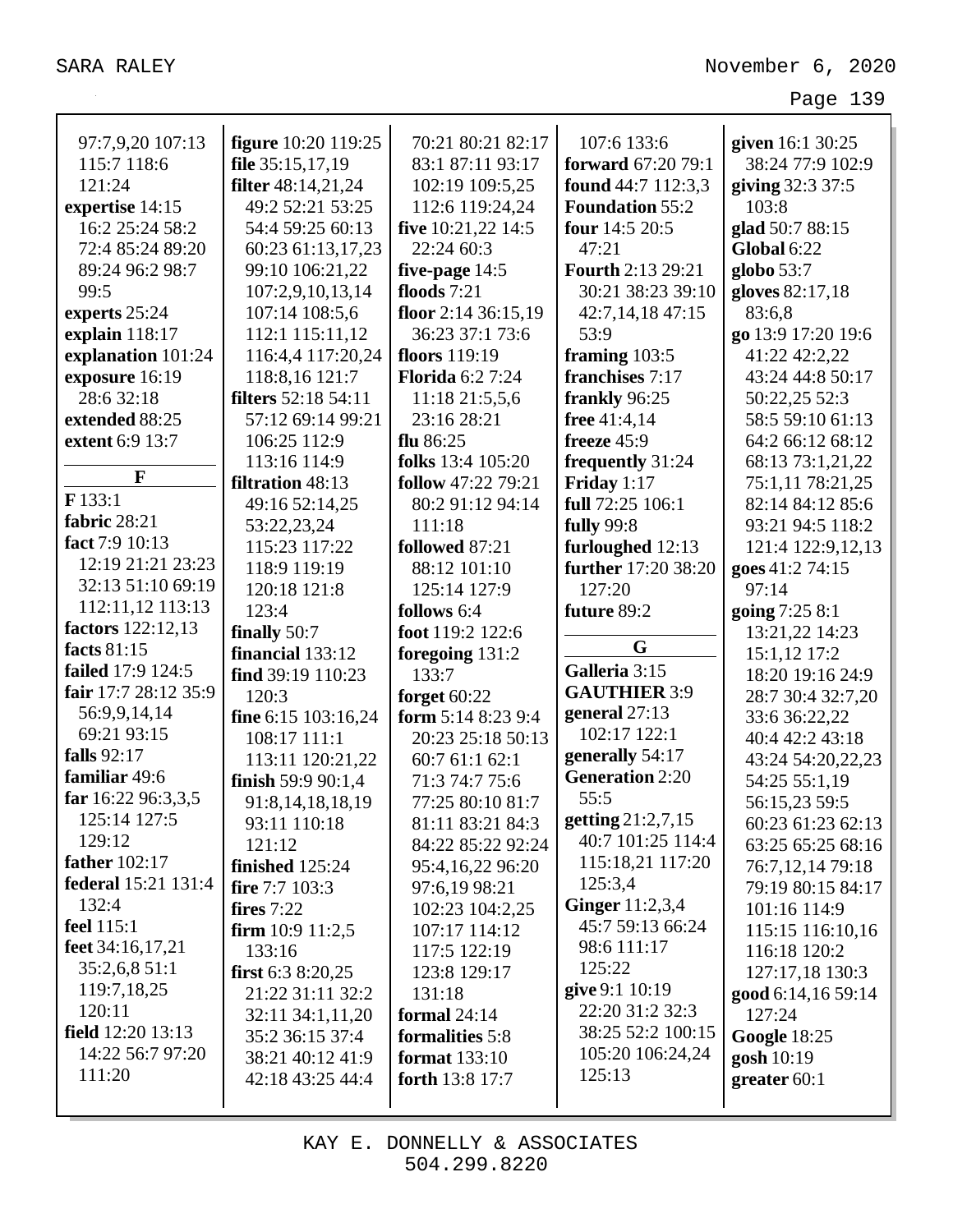97:7,9,20 107:13 115:7 118:6 121:24
**expertise** 14:15 16:2 25:24 58:2 72:4 85:24 89:20 89:24 96:2 98:7 99:5
**experts** 25:24
**explain** 118:17
**explanation** 101:24
**exposure** 16:19 28:6 32:18
**extended** 88:25
**extent** 6:9 13:7

**F**

**F** 133:1
**fabric** 28:21
**fact** 7:9 10:13 12:19 21:21 23:23 32:13 51:10 69:19 112:11,12 113:13
**factors** 122:12,13
**facts** 81:15
**failed** 17:9 124:5
**fair** 17:7 28:12 35:9 56:9,9,14,14 69:21 93:15
**falls** 92:17
**familiar** 49:6
**far** 16:22 96:3,3,5 125:14 127:5 129:12
**father** 102:17
**federal** 15:21 131:4 132:4
**feel** 115:1
**feet** 34:16,17,21 35:2,6,8 51:1 119:7,18,25 120:11
**field** 12:20 13:13 14:22 56:7 97:20 111:20
**figure** 10:20 119:25
**file** 35:15,17,19
**filter** 48:14,21,24 49:2 52:21 53:25 54:4 59:25 60:13 60:23 61:13,17,23 99:10 106:21,22 107:2,9,10,13,14 107:14 108:5,6 112:1 115:11,12 116:4,4 117:20,24 118:8,16 121:7
**filters** 52:18 54:11 57:12 69:14 99:21 106:25 112:9 113:16 114:9
**filtration** 48:13 49:16 52:14,25 53:22,23,24 115:23 117:22 118:9 119:19 120:18 121:8 123:4
**finally** 50:7
**financial** 133:12
**find** 39:19 110:23 120:3
**fine** 6:15 103:16,24 108:17 111:1 113:11 120:21,22
**finish** 59:9 90:1,4 91:8,14,18,18,19 93:11 110:18 121:12
**finished** 125:24
**fire** 7:7 103:3
**fires** 7:22
**firm** 10:9 11:2,5 133:16
**first** 6:3 8:20,25 21:22 31:11 32:2 32:11 34:1,11,20 35:2 36:15 37:4 38:21 40:12 41:9 42:18 43:25 44:4 70:21 80:21 82:17 83:1 87:11 93:17 102:19 109:5,25 112:6 119:24,24
**five** 10:21,22 14:5 22:24 60:3
**five-page** 14:5
**floods** 7:21
**floor** 2:14 36:15,19 36:23 37:1 73:6
**floors** 119:19
**Florida** 6:2 7:24 11:18 21:5,5,6 23:16 28:21
**flu** 86:25
**folks** 13:4 105:20
**follow** 47:22 79:21 80:2 91:12 94:14 111:18
**followed** 87:21 88:12 101:10 125:14 127:9
**follows** 6:4
**foot** 119:2 122:6
**foregoing** 131:2 133:7
**forget** 60:22
**form** 5:14 8:23 9:4 20:23 25:18 50:13 60:7 61:1 62:1 71:3 74:7 75:6 77:25 80:10 81:7 81:11 83:21 84:3 84:22 85:22 92:24 95:4,16,22 96:20 97:6,19 98:21 102:23 104:2,25 107:17 114:12 117:5 122:19 123:8 129:17 131:18
**formal** 24:14
**formalities** 5:8
**format** 133:10
**forth** 13:8 17:7 107:6 133:6
**forward** 67:20 79:1
**found** 44:7 112:3,3
**Foundation** 55:2
**four** 14:5 20:5 47:21
**Fourth** 2:13 29:21 30:21 38:23 39:10 42:7,14,18 47:15 53:9
**framing** 103:5
**franchises** 7:17
**frankly** 96:25
**free** 41:4,14
**freeze** 45:9
**frequently** 31:24
**Friday** 1:17
**full** 72:25 106:1
**fully** 99:8
**furloughed** 12:13
**further** 17:20 38:20 127:20
**future** 89:2

**G**

**Galleria** 3:15
**GAUTHIER** 3:9
**general** 27:13 102:17 122:1
**generally** 54:17
**Generation** 2:20 55:5
**getting** 21:2,7,15 40:7 101:25 114:4 115:18,21 117:20 125:3,4
**Ginger** 11:2,3,4 45:7 59:13 66:24 98:6 111:17 125:22
**give** 9:1 10:19 22:20 31:2 32:3 38:25 52:2 100:15 105:20 106:24,24 125:13
**given** 16:1 30:25 38:24 77:9 102:9
**giving** 32:3 37:5 103:8
**glad** 50:7 88:15
**Global** 6:22
**globo** 53:7
**gloves** 82:17,18 83:6,8
**go** 13:9 17:20 19:6 41:22 42:2,22 43:24 44:8 50:17 50:22,25 52:3 58:5 59:10 61:13 64:2 66:12 68:12 68:13 73:1,21,22 75:1,11 78:21,25 82:14 84:12 85:6 93:21 94:5 118:2 121:4 122:9,12,13
**goes** 41:2 74:15 97:14
**going** 7:25 8:1 13:21,22 14:23 15:1,12 17:2 18:20 19:16 24:9 28:7 30:4 32:7,20 33:6 36:22,22 40:4 42:2 43:18 43:24 54:20,22,23 54:25 55:1,19 56:15,23 59:5 60:23 61:23 62:13 63:25 65:25 68:16 76:7,12,14 79:18 79:19 80:15 84:17 101:16 114:9 115:15 116:10,16 116:18 120:2 127:17,18 130:3
**good** 6:14,16 59:14 127:24
**Google** 18:25
**gosh** 10:19
**greater** 60:1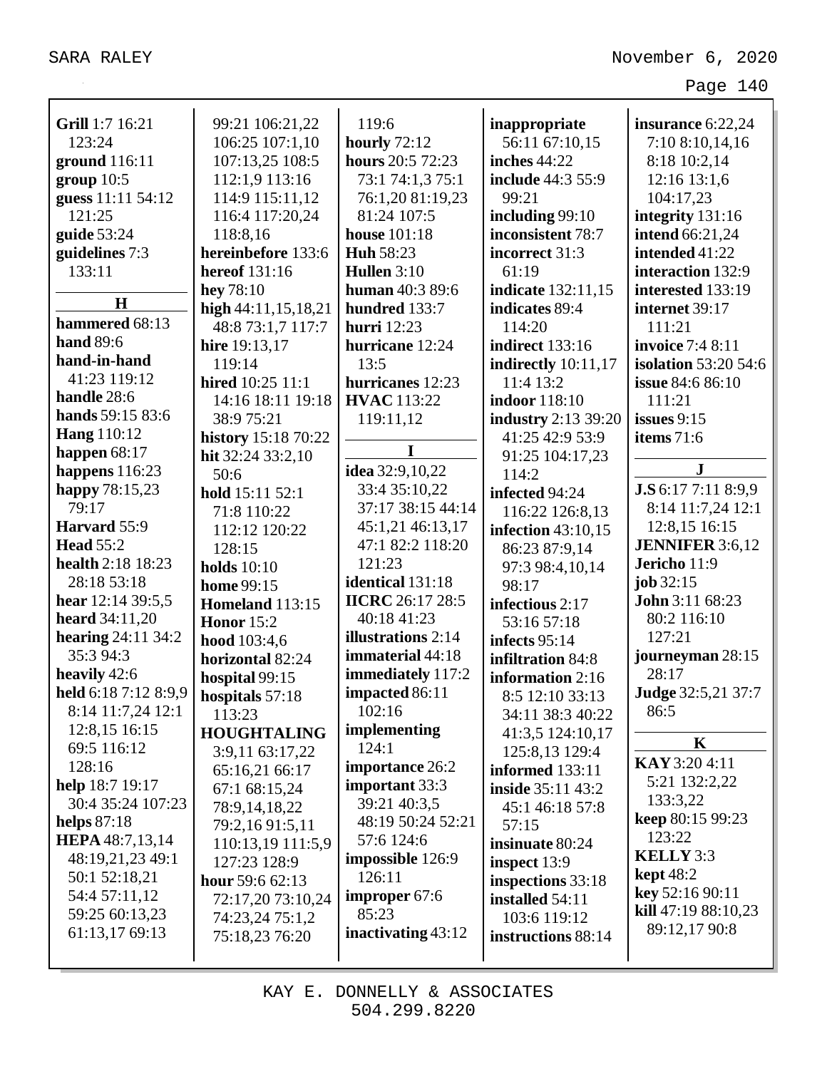**Grill** 1:7 16:21 123:24
**ground** 116:11
**group** 10:5
**guess** 11:11 54:12 121:25
**guide** 53:24
**guidelines** 7:3 133:11

**H**

**hammered** 68:13
**hand** 89:6
**hand-in-hand** 41:23 119:12
**handle** 28:6
**hands** 59:15 83:6
**Hang** 110:12
**happen** 68:17
**happens** 116:23
**happy** 78:15,23 79:17
**Harvard** 55:9
**Head** 55:2
**health** 2:18 18:23 28:18 53:18
**hear** 12:14 39:5,5
**heard** 34:11,20
**hearing** 24:11 34:2 35:3 94:3
**heavily** 42:6
**held** 6:18 7:12 8:9,9 8:14 11:7,24 12:1 12:8,15 16:15 69:5 116:12 128:16
**help** 18:7 19:17 30:4 35:24 107:23
**helps** 87:18
**HEPA** 48:7,13,14 48:19,21,23 49:1 50:1 52:18,21 54:4 57:11,12 59:25 60:13,23 61:13,17 69:13 99:21 106:21,22 106:25 107:1,10 107:13,25 108:5 112:1,9 113:16 114:9 115:11,12 116:4 117:20,24 118:8,16
**hereinbefore** 133:6
**hereof** 131:16
**hey** 78:10
**high** 44:11,15,18,21 48:8 73:1,7 117:7
**hire** 19:13,17 119:14
**hired** 10:25 11:1 14:16 18:11 19:18 38:9 75:21
**history** 15:18 70:22
**hit** 32:24 33:2,10 50:6
**hold** 15:11 52:1 71:8 110:22 112:12 120:22 128:15
**holds** 10:10
**home** 99:15
**Homeland** 113:15
**Honor** 15:2
**hood** 103:4,6
**horizontal** 82:24
**hospital** 99:15
**hospitals** 57:18 113:23
**HOUGHTALING** 3:9,11 63:17,22 65:16,21 66:17 67:1 68:15,24 78:9,14,18,22 79:2,16 91:5,11 110:13,19 111:5,9 127:23 128:9
**hour** 59:6 62:13 72:17,20 73:10,24 74:23,24 75:1,2 75:18,23 76:20 119:6
**hourly** 72:12
**hours** 20:5 72:23 73:1 74:1,3 75:1 76:1,20 81:19,23 81:24 107:5
**house** 101:18
**Huh** 58:23
**Hullen** 3:10
**human** 40:3 89:6
**hundred** 133:7
**hurri** 12:23
**hurricane** 12:24 13:5
**hurricanes** 12:23
**HVAC** 113:22 119:11,12

**I**

**idea** 32:9,10,22 33:4 35:10,22 37:17 38:15 44:14 45:1,21 46:13,17 47:1 82:2 118:20 121:23
**identical** 131:18
**IICRC** 26:17 28:5 40:18 41:23
**illustrations** 2:14
**immaterial** 44:18
**immediately** 117:2
**impacted** 86:11 102:16
**implementing** 124:1
**importance** 26:2
**important** 33:3 39:21 40:3,5 48:19 50:24 52:21 57:6 124:6
**impossible** 126:9 126:11
**improper** 67:6 85:23
**inactivating** 43:12
**inappropriate** 56:11 67:10,15
**inches** 44:22
**include** 44:3 55:9 99:21
**including** 99:10
**inconsistent** 78:7
**incorrect** 31:3 61:19
**indicate** 132:11,15
**indicates** 89:4 114:20
**indirect** 133:16
**indirectly** 10:11,17 11:4 13:2
**indoor** 118:10
**industry** 2:13 39:20 41:25 42:9 53:9 91:25 104:17,23 114:2
**infected** 94:24 116:22 126:8,13
**infection** 43:10,15 86:23 87:9,14 97:3 98:4,10,14 98:17
**infectious** 2:17 53:16 57:18
**infects** 95:14
**infiltration** 84:8
**information** 2:16 8:5 12:10 33:13 34:11 38:3 40:22 41:3,5 124:10,17 125:8,13 129:4
**informed** 133:11
**inside** 35:11 43:2 45:1 46:18 57:8 57:15
**insinuate** 80:24
**inspect** 13:9
**inspections** 33:18
**installed** 54:11 103:6 119:12
**instructions** 88:14
**insurance** 6:22,24 7:10 8:10,14,16 8:18 10:2,14 12:16 13:1,6 104:17,23
**integrity** 131:16
**intend** 66:21,24
**intended** 41:22
**interaction** 132:9
**interested** 133:19
**internet** 39:17 111:21
**invoice** 7:4 8:11
**isolation** 53:20 54:6
**issue** 84:6 86:10 111:21
**issues** 9:15
**items** 71:6

**J**

**J.S** 6:17 7:11 8:9,9 8:14 11:7,24 12:1 12:8,15 16:15
**JENNIFER** 3:6,12
**Jericho** 11:9
**job** 32:15
**John** 3:11 68:23 80:2 116:10 127:21
**journeyman** 28:15 28:17
**Judge** 32:5,21 37:7 86:5

**K**

**KAY** 3:20 4:11 5:21 132:2,22 133:3,22
**keep** 80:15 99:23 123:22
**KELLY** 3:3
**kept** 48:2
**key** 52:16 90:11
**kill** 47:19 88:10,23 89:12,17 90:8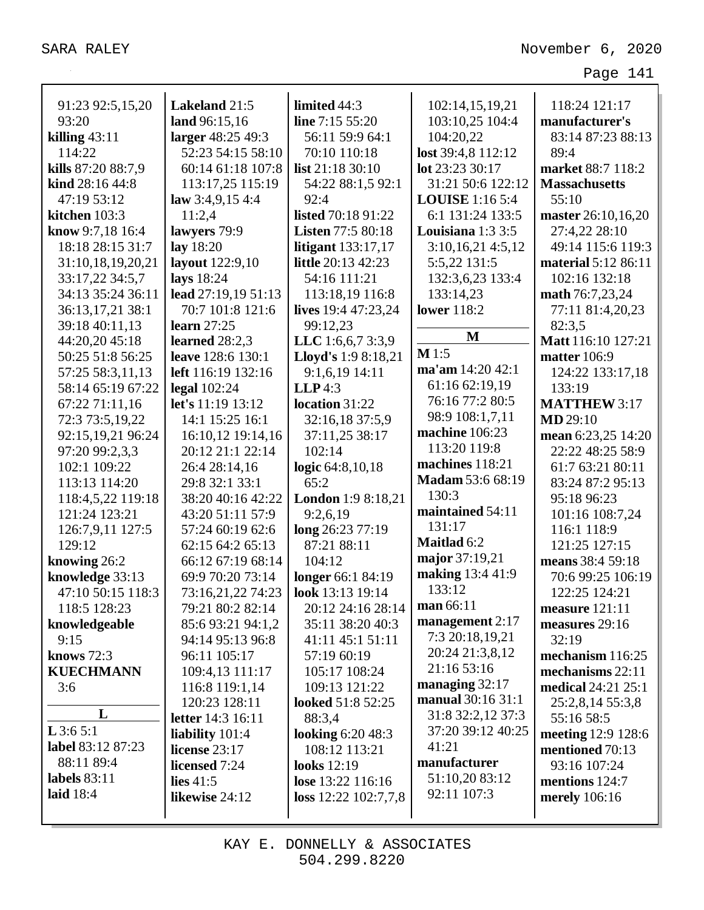91:23 92:5,15,20 93:20
**killing** 43:11 114:22
**kills** 87:20 88:7,9
**kind** 28:16 44:8 47:19 53:12
**kitchen** 103:3
**know** 9:7,18 16:4 18:18 28:15 31:7 31:10,18,19,20,21 33:17,22 34:5,7 34:13 35:24 36:11 36:13,17,21 38:1 39:18 40:11,13 44:20,20 45:18 50:25 51:8 56:25 57:25 58:3,11,13 58:14 65:19 67:22 67:22 71:11,16 72:3 73:5,19,22 92:15,19,21 96:24 97:20 99:2,3,3 102:1 109:22 113:13 114:20 118:4,5,22 119:18 121:24 123:21 126:7,9,11 127:5 129:12
**knowing** 26:2
**knowledge** 33:13 47:10 50:15 118:3 118:5 128:23
**knowledgeable** 9:15
**knows** 72:3
**KUECHMANN** 3:6

**L**

**L** 3:6 5:1
**label** 83:12 87:23 88:11 89:4
**labels** 83:11
**laid** 18:4
**Lakeland** 21:5
**land** 96:15,16
**larger** 48:25 49:3 52:23 54:15 58:10 60:14 61:18 107:8 113:17,25 115:19
**law** 3:4,9,15 4:4 11:2,4
**lawyers** 79:9
**lay** 18:20
**layout** 122:9,10
**lays** 18:24
**lead** 27:19,19 51:13 70:7 101:8 121:6
**learn** 27:25
**learned** 28:2,3
**leave** 128:6 130:1
**left** 116:19 132:16
**legal** 102:24
**let's** 11:19 13:12 14:1 15:25 16:1 16:10,12 19:14,16 20:12 21:1 22:14 26:4 28:14,16 29:8 32:1 33:1 38:20 40:16 42:22 43:20 51:11 57:9 57:24 60:19 62:6 62:15 64:2 65:13 66:12 67:19 68:14 69:9 70:20 73:14 73:16,21,22 74:23 79:21 80:2 82:14 85:6 93:21 94:1,2 94:14 95:13 96:8 96:11 105:17 109:4,13 111:17 116:8 119:1,14 120:23 128:11
**letter** 14:3 16:11
**liability** 101:4
**license** 23:17
**licensed** 7:24
**lies** 41:5
**likewise** 24:12
**limited** 44:3
**line** 7:15 55:20 56:11 59:9 64:1 70:10 110:18
**list** 21:18 30:10 54:22 88:1,5 92:1 92:4
**listed** 70:18 91:22
**Listen** 77:5 80:18
**litigant** 133:17,17
**little** 20:13 42:23 54:16 111:21 113:18,19 116:8
**lives** 19:4 47:23,24 99:12,23
**LLC** 1:6,6,7 3:3,9
**Lloyd's** 1:9 8:18,21 9:1,6,19 14:11
**LLP** 4:3
**location** 31:22 32:16,18 37:5,9 37:11,25 38:17 102:14
**logic** 64:8,10,18 65:2
**London** 1:9 8:18,21 9:2,6,19
**long** 26:23 77:19 87:21 88:11 104:12
**longer** 66:1 84:19
**look** 13:13 19:14 20:12 24:16 28:14 35:11 38:20 40:3 41:11 45:1 51:11 57:19 60:19 105:17 108:24 109:13 121:22
**looked** 51:8 52:25 88:3,4
**looking** 6:20 48:3 108:12 113:21
**looks** 12:19
**lose** 13:22 116:16
**loss** 12:22 102:7,7,8 102:14,15,19,21 103:10,25 104:4 104:20,22
**lost** 39:4,8 112:12
**lot** 23:23 30:17 31:21 50:6 122:12
**LOUISE** 1:16 5:4 6:1 131:24 133:5
**Louisiana** 1:3 3:5 3:10,16,21 4:5,12 5:5,22 131:5 132:3,6,23 133:4 133:14,23
**lower** 118:2

**M**

**M** 1:5
**ma'am** 14:20 42:1 61:16 62:19,19 76:16 77:2 80:5 98:9 108:1,7,11
**machine** 106:23 113:20 119:8
**machines** 118:21
**Madam** 53:6 68:19 130:3
**maintained** 54:11 131:17
**Maitlad** 6:2
**major** 37:19,21
**making** 13:4 41:9 133:12
**man** 66:11
**management** 2:17 7:3 20:18,19,21 20:24 21:3,8,12 21:16 53:16
**managing** 32:17
**manual** 30:16 31:1 31:8 32:2,12 37:3 37:20 39:12 40:25 41:21
**manufacturer** 51:10,20 83:12 92:11 107:3 118:24 121:17
**manufacturer's** 83:14 87:23 88:13 89:4
**market** 88:7 118:2
**Massachusetts** 55:10
**master** 26:10,16,20 27:4,22 28:10 49:14 115:6 119:3
**material** 5:12 86:11 102:16 132:18
**math** 76:7,23,24 77:11 81:4,20,23 82:3,5
**Matt** 116:10 127:21
**matter** 106:9 124:22 133:17,18 133:19
**MATTHEW** 3:17
**MD** 29:10
**mean** 6:23,25 14:20 22:22 48:25 58:9 61:7 63:21 80:11 83:24 87:2 95:13 95:18 96:23 101:16 108:7,24 116:1 118:9 121:25 127:15
**means** 38:4 59:18 70:6 99:25 106:19 122:25 124:21
**measure** 121:11
**measures** 29:16 32:19
**mechanism** 116:25
**mechanisms** 22:11
**medical** 24:21 25:1 25:2,8,14 55:3,8 55:16 58:5
**meeting** 12:9 128:6
**mentioned** 70:13 93:16 107:24
**mentions** 124:7
**merely** 106:16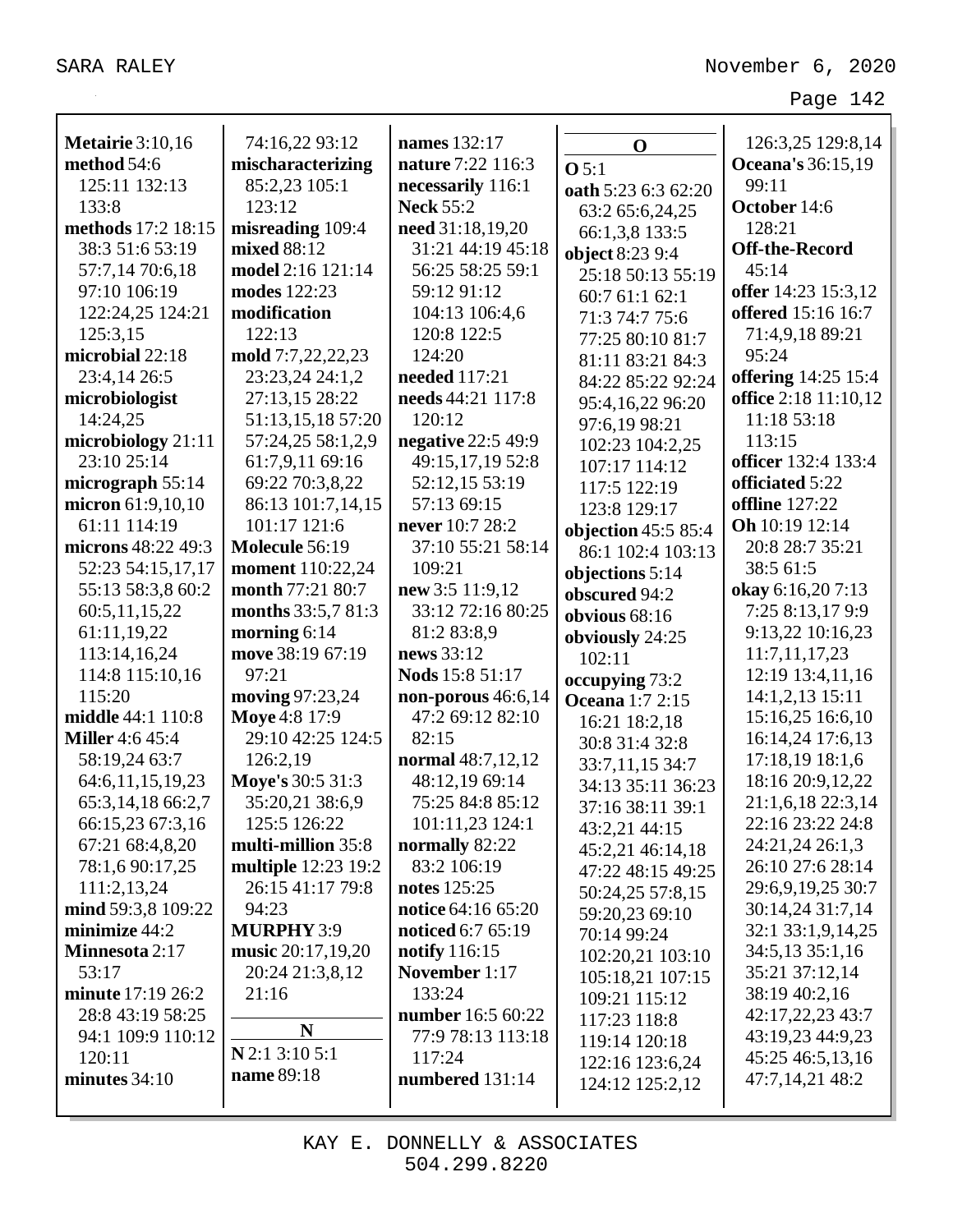**Metairie** 3:10,16
**method** 54:6 125:11 132:13 133:8
**methods** 17:2 18:15 38:3 51:6 53:19 57:7,14 70:6,18 97:10 106:19 122:24,25 124:21 125:3,15
**microbial** 22:18 23:4,14 26:5
**microbiologist** 14:24,25
**microbiology** 21:11 23:10 25:14
**micrograph** 55:14
**micron** 61:9,10,10 61:11 114:19
**microns** 48:22 49:3 52:23 54:15,17,17 55:13 58:3,8 60:2 60:5,11,15,22 61:11,19,22 113:14,16,24 114:8 115:10,16 115:20
**middle** 44:1 110:8
**Miller** 4:6 45:4 58:19,24 63:7 64:6,11,15,19,23 65:3,14,18 66:2,7 66:15,23 67:3,16 67:21 68:4,8,20 78:1,6 90:17,25 111:2,13,24
**mind** 59:3,8 109:22
**minimize** 44:2
**Minnesota** 2:17 53:17
**minute** 17:19 26:2 28:8 43:19 58:25 94:1 109:9 110:12 120:11
**minutes** 34:10

74:16,22 93:12
**mischaracterizing** 85:2,23 105:1 123:12
**misreading** 109:4
**mixed** 88:12
**model** 2:16 121:14
**modes** 122:23
**modification** 122:13
**mold** 7:7,22,22,23 23:23,24 24:1,2 27:13,15 28:22 51:13,15,18 57:20 57:24,25 58:1,2,9 61:7,9,11 69:16 69:22 70:3,8,22 86:13 101:7,14,15 101:17 121:6
**Molecule** 56:19
**moment** 110:22,24
**month** 77:21 80:7
**months** 33:5,7 81:3
**morning** 6:14
**move** 38:19 67:19 97:21
**moving** 97:23,24
**Moye** 4:8 17:9 29:10 42:25 124:5 126:2,19
**Moye's** 30:5 31:3 35:20,21 38:6,9 125:5 126:22
**multi-million** 35:8
**multiple** 12:23 19:2 26:15 41:17 79:8 94:23
**MURPHY** 3:9
**music** 20:17,19,20 20:24 21:3,8,12 21:16

**N**

**N** 2:1 3:10 5:1
**name** 89:18

**names** 132:17
**nature** 7:22 116:3
**necessarily** 116:1
**Neck** 55:2
**need** 31:18,19,20 31:21 44:19 45:18 56:25 58:25 59:1 59:12 91:12 104:13 106:4,6 120:8 122:5 124:20
**needed** 117:21
**needs** 44:21 117:8 120:12
**negative** 22:5 49:9 49:15,17,19 52:8 52:12,15 53:19 57:13 69:15
**never** 10:7 28:2 37:10 55:21 58:14 109:21
**new** 3:5 11:9,12 33:12 72:16 80:25 81:2 83:8,9
**news** 33:12
**Nods** 15:8 51:17
**non-porous** 46:6,14 47:2 69:12 82:10 82:15
**normal** 48:7,12,12 48:12,19 69:14 75:25 84:8 85:12 101:11,23 124:1
**normally** 82:22 83:2 106:19
**notes** 125:25
**notice** 64:16 65:20
**noticed** 6:7 65:19
**notify** 116:15
**November** 1:17 133:24
**number** 16:5 60:22 77:9 78:13 113:18 117:24
**numbered** 131:14

**O**

**O** 5:1
**oath** 5:23 6:3 62:20 63:2 65:6,24,25 66:1,3,8 133:5
**object** 8:23 9:4 25:18 50:13 55:19 60:7 61:1 62:1 71:3 74:7 75:6 77:25 80:10 81:7 81:11 83:21 84:3 84:22 85:22 92:24 95:4,16,22 96:20 97:6,19 98:21 102:23 104:2,25 107:17 114:12 117:5 122:19 123:8 129:17
**objection** 45:5 85:4 86:1 102:4 103:13
**objections** 5:14
**obscured** 94:2
**obvious** 68:16
**obviously** 24:25 102:11
**occupying** 73:2
**Oceana** 1:7 2:15 16:21 18:2,18 30:8 31:4 32:8 33:7,11,15 34:7 34:13 35:11 36:23 37:16 38:11 39:1 43:2,21 44:15 45:2,21 46:14,18 47:22 48:15 49:25 50:24,25 57:8,15 59:20,23 69:10 70:14 99:24 102:20,21 103:10 105:18,21 107:15 109:21 115:12 117:23 118:8 119:14 120:18 122:16 123:6,24 124:12 125:2,12

126:3,25 129:8,14
**Oceana's** 36:15,19 99:11
**October** 14:6 128:21
**Off-the-Record** 45:14
**offer** 14:23 15:3,12
**offered** 15:16 16:7 71:4,9,18 89:21 95:24
**offering** 14:25 15:4
**office** 2:18 11:10,12 11:18 53:18 113:15
**officer** 132:4 133:4
**officiated** 5:22
**offline** 127:22
**Oh** 10:19 12:14 20:8 28:7 35:21 38:5 61:5
**okay** 6:16,20 7:13 7:25 8:13,17 9:9 9:13,22 10:16,23 11:7,11,17,23 12:19 13:4,11,16 14:1,2,13 15:11 15:16,25 16:6,10 16:14,24 17:6,13 17:18,19 18:1,6 18:16 20:9,12,22 21:1,6,18 22:3,14 22:16 23:22 24:8 24:21,24 26:1,3 26:10 27:6 28:14 29:6,9,19,25 30:7 30:14,24 31:7,14 32:1 33:1,9,14,25 34:5,13 35:1,16 35:21 37:12,14 38:19 40:2,16 42:17,22,23 43:7 43:19,23 44:9,23 45:25 46:5,13,16 47:7,14,21 48:2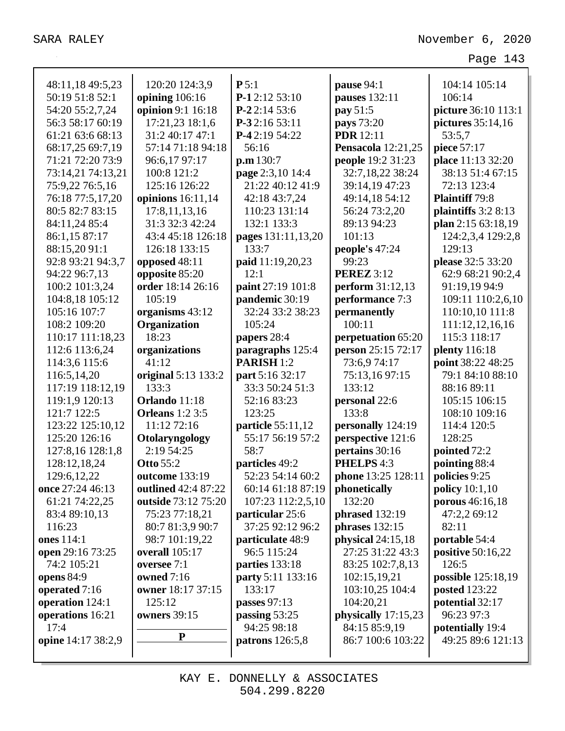48:11,18 49:5,23
50:19 51:8 52:1
54:20 55:2,7,24
56:3 58:17 60:19
61:21 63:6 68:13
68:17,25 69:7,19
71:21 72:20 73:9
73:14,21 74:13,21
75:9,22 76:5,16
76:18 77:5,17,20
80:5 82:7 83:15
84:11,24 85:4
86:1,15 87:17
88:15,20 91:1
92:8 93:21 94:3,7
94:22 96:7,13
100:2 101:3,24
104:8,18 105:12
105:16 107:7
108:2 109:20
110:17 111:18,23
112:6 113:6,24
114:3,6 115:6
116:5,14,20
117:19 118:12,19
119:1,9 120:13
121:7 122:5
123:22 125:10,12
125:20 126:16
127:8,16 128:1,8
128:12,18,24
129:6,12,22

**once** 27:24 46:13
61:21 74:22,25
83:4 89:10,13
116:23

**ones** 114:1

**open** 29:16 73:25
74:2 105:21

**opens** 84:9

**operated** 7:16

**operation** 124:1

**operations** 16:21
17:4

**opine** 14:17 38:2,9
120:20 124:3,9

**opining** 106:16

**opinion** 9:1 16:18
17:21,23 18:1,6
31:2 40:17 47:1
57:14 71:18 94:18
96:6,17 97:17
100:8 121:2
125:16 126:22

**opinions** 16:11,14
17:8,11,13,16
31:3 32:3 42:24
43:4 45:18 126:18
126:18 133:15

**opposed** 48:11

**opposite** 85:20

**order** 18:14 26:16
105:19

**organisms** 43:12

**Organization**
18:23

**organizations**
41:12

**original** 5:13 133:2
133:3

**Orlando** 11:18

**Orleans** 1:2 3:5
11:12 72:16

**Otolaryngology**
2:19 54:25

**Otto** 55:2

**outcome** 133:19

**outlined** 42:4 87:22

**outside** 73:12 75:20
75:23 77:18,21
80:7 81:3,9 90:7
98:7 101:19,22

**overall** 105:17

**oversee** 7:1

**owned** 7:16

**owner** 18:17 37:15
125:12

**owners** 39:15

**P**

**P** 5:1

**P-1** 2:12 53:10

**P-2** 2:14 53:6

**P-3** 2:16 53:11

**P-4** 2:19 54:22
56:16

**p.m** 130:7

**page** 2:3,10 14:4
21:22 40:12 41:9
42:18 43:7,24
110:23 131:14
132:1 133:3

**pages** 131:11,13,20
133:7

**paid** 11:19,20,23
12:1

**paint** 27:19 101:8

**pandemic** 30:19
32:24 33:2 38:23
105:24

**papers** 28:4

**paragraphs** 125:4

**PARISH** 1:2

**part** 5:16 32:17
33:3 50:24 51:3
52:16 83:23
123:25

**particle** 55:11,12
55:17 56:19 57:2
58:7

**particles** 49:2
52:23 54:14 60:2
60:14 61:18 87:19
107:23 112:2,5,10

**particular** 25:6
37:25 92:12 96:2

**particulate** 48:9
96:5 115:24

**parties** 133:18

**party** 5:11 133:16
133:17

**passes** 97:13

**passing** 53:25
94:25 98:18

**patrons** 126:5,8

**pause** 94:1

**pauses** 132:11

**pay** 51:5

**pays** 73:20

**PDR** 12:11

**Pensacola** 12:21,25

**people** 19:2 31:23
32:7,18,22 38:24
39:14,19 47:23
49:14,18 54:12
56:24 73:2,20
89:13 94:23
101:13

**people's** 47:24
99:23

**PEREZ** 3:12

**perform** 31:12,13

**performance** 7:3

**permanently**
100:11

**perpetuation** 65:20

**person** 25:15 72:17
73:6,9 74:17
75:13,16 97:15
133:12

**personal** 22:6
133:8

**personally** 124:19

**perspective** 121:6

**pertains** 30:16

**PHELPS** 4:3

**phone** 13:25 128:11

**phonetically**
132:20

**phrased** 132:19

**phrases** 132:15

**physical** 24:15,18
27:25 31:22 43:3
83:25 102:7,8,13
102:15,19,21
103:10,25 104:4
104:20,21

**physically** 17:15,23
84:15 85:9,19
86:7 100:6 103:22
104:14 105:14
106:14

**picture** 36:10 113:1

**pictures** 35:14,16
53:5,7

**piece** 57:17

**place** 11:13 32:20
38:13 51:4 67:15
72:13 123:4

**Plaintiff** 79:8

**plaintiffs** 3:2 8:13

**plan** 2:15 63:18,19
124:2,3,4 129:2,8
129:13

**please** 32:5 33:20
62:9 68:21 90:2,4
91:19,19 94:9
109:11 110:2,6,10
110:10,10 111:8
111:12,12,16,16
115:3 118:17

**plenty** 116:18

**point** 38:22 48:25
79:1 84:10 88:10
88:16 89:11
105:15 106:15
108:10 109:16
114:4 120:5
128:25

**pointed** 72:2

**pointing** 88:4

**policies** 9:25

**policy** 10:1,10

**porous** 46:16,18
47:2,2 69:12
82:11

**portable** 54:4

**positive** 50:16,22
126:5

**possible** 125:18,19

**posted** 123:22

**potential** 32:17
96:23 97:3

**potentially** 19:4
49:25 89:6 121:13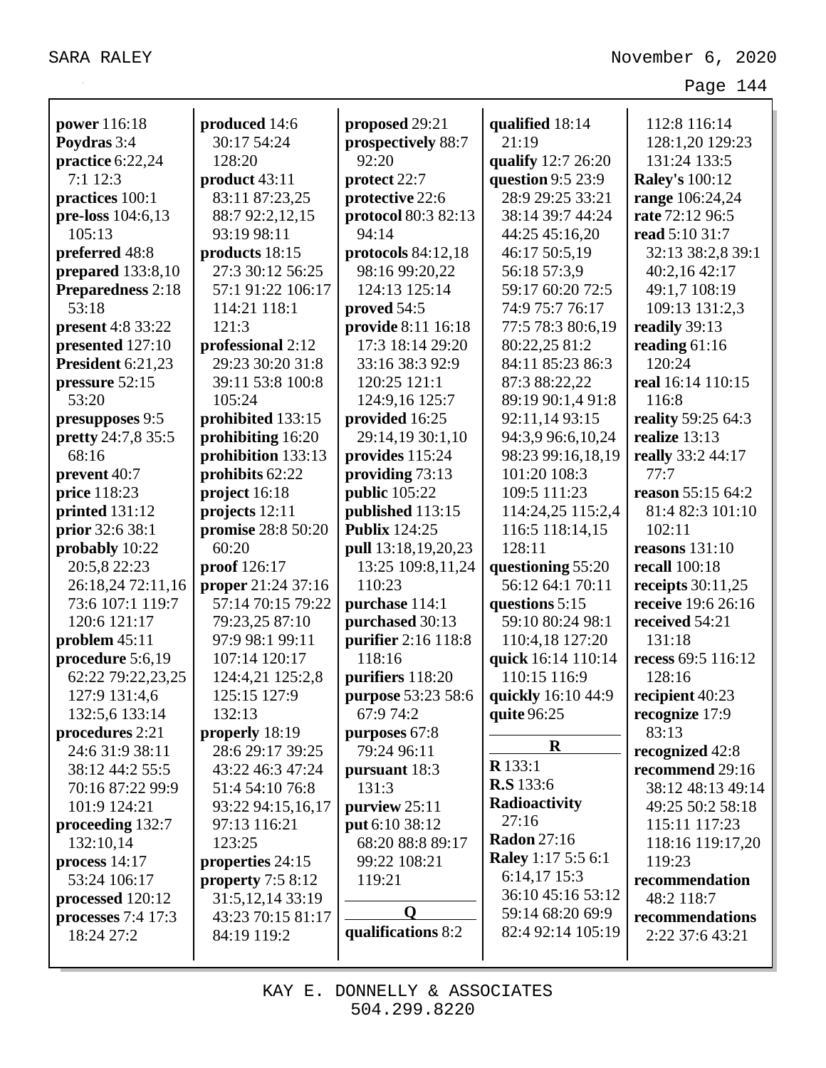**power** 116:18
**Poydras** 3:4
**practice** 6:22,24 7:1 12:3
**practices** 100:1
**pre-loss** 104:6,13 105:13
**preferred** 48:8
**prepared** 133:8,10
**Preparedness** 2:18 53:18
**present** 4:8 33:22
**presented** 127:10
**President** 6:21,23
**pressure** 52:15 53:20
**presupposes** 9:5
**pretty** 24:7,8 35:5 68:16
**prevent** 40:7
**price** 118:23
**printed** 131:12
**prior** 32:6 38:1
**probably** 10:22 20:5,8 22:23 26:18,24 72:11,16 73:6 107:1 119:7 120:6 121:17
**problem** 45:11
**procedure** 5:6,19 62:22 79:22,23,25 127:9 131:4,6 132:5,6 133:14
**procedures** 2:21 24:6 31:9 38:11 38:12 44:2 55:5 70:16 87:22 99:9 101:9 124:21
**proceeding** 132:7 132:10,14
**process** 14:17 53:24 106:17
**processed** 120:12
**processes** 7:4 17:3 18:24 27:2

**produced** 14:6 30:17 54:24 128:20
**product** 43:11 83:11 87:23,25 88:7 92:2,12,15 93:19 98:11
**products** 18:15 27:3 30:12 56:25 57:1 91:22 106:17 114:21 118:1 121:3
**professional** 2:12 29:23 30:20 31:8 39:11 53:8 100:8 105:24
**prohibited** 133:15
**prohibiting** 16:20
**prohibition** 133:13
**prohibits** 62:22
**project** 16:18
**projects** 12:11
**promise** 28:8 50:20 60:20
**proof** 126:17
**proper** 21:24 37:16 57:14 70:15 79:22 79:23,25 87:10 97:9 98:1 99:11 107:14 120:17 124:4,21 125:2,8 125:15 127:9 132:13
**properly** 18:19 28:6 29:17 39:25 43:22 46:3 47:24 51:4 54:10 76:8 93:22 94:15,16,17 97:13 116:21 123:25
**properties** 24:15
**property** 7:5 8:12 31:5,12,14 33:19 43:23 70:15 81:17 84:19 119:2

**proposed** 29:21
**prospectively** 88:7 92:20
**protect** 22:7
**protective** 22:6
**protocol** 80:3 82:13 94:14
**protocols** 84:12,18 98:16 99:20,22 124:13 125:14
**proved** 54:5
**provide** 8:11 16:18 17:3 18:14 29:20 33:16 38:3 92:9 120:25 121:1 124:9,16 125:7
**provided** 16:25 29:14,19 30:1,10
**provides** 115:24
**providing** 73:13
**public** 105:22
**published** 113:15
**Publix** 124:25
**pull** 13:18,19,20,23 13:25 109:8,11,24 110:23
**purchase** 114:1
**purchased** 30:13
**purifier** 2:16 118:8 118:16
**purifiers** 118:20
**purpose** 53:23 58:6 67:9 74:2
**purposes** 67:8 79:24 96:11
**pursuant** 18:3 131:3
**purview** 25:11
**put** 6:10 38:12 68:20 88:8 89:17 99:22 108:21 119:21

**Q**

**qualifications** 8:2

**qualified** 18:14 21:19
**qualify** 12:7 26:20
**question** 9:5 23:9 28:9 29:25 33:21 38:14 39:7 44:24 44:25 45:16,20 46:17 50:5,19 56:18 57:3,9 59:17 60:20 72:5 74:9 75:7 76:17 77:5 78:3 80:6,19 80:22,25 81:2 84:11 85:23 86:3 87:3 88:22,22 89:19 90:1,4 91:8 92:11,14 93:15 94:3,9 96:6,10,24 98:23 99:16,18,19 101:20 108:3 109:5 111:23 114:24,25 115:2,4 116:5 118:14,15 128:11
**questioning** 55:20 56:12 64:1 70:11
**questions** 5:15 59:10 80:24 98:1 110:4,18 127:20
**quick** 16:14 110:14 110:15 116:9
**quickly** 16:10 44:9
**quite** 96:25

**R**

**R** 133:1
**R.S** 133:6
**Radioactivity** 27:16
**Radon** 27:16
**Raley** 1:17 5:5 6:1 6:14,17 15:3 36:10 45:16 53:12 59:14 68:20 69:9 82:4 92:14 105:19

112:8 116:14 128:1,20 129:23 131:24 133:5
**Raley's** 100:12
**range** 106:24,24
**rate** 72:12 96:5
**read** 5:10 31:7 32:13 38:2,8 39:1 40:2,16 42:17 49:1,7 108:19 109:13 131:2,3
**readily** 39:13
**reading** 61:16 120:24
**real** 16:14 110:15 116:8
**reality** 59:25 64:3
**realize** 13:13
**really** 33:2 44:17 77:7
**reason** 55:15 64:2 81:4 82:3 101:10 102:11
**reasons** 131:10
**recall** 100:18
**receipts** 30:11,25
**receive** 19:6 26:16
**received** 54:21 131:18
**recess** 69:5 116:12 128:16
**recipient** 40:23
**recognize** 17:9 83:13
**recognized** 42:8
**recommend** 29:16 38:12 48:13 49:14 49:25 50:2 58:18 115:11 117:23 118:16 119:17,20 119:23
**recommendation** 48:2 118:7
**recommendations** 2:22 37:6 43:21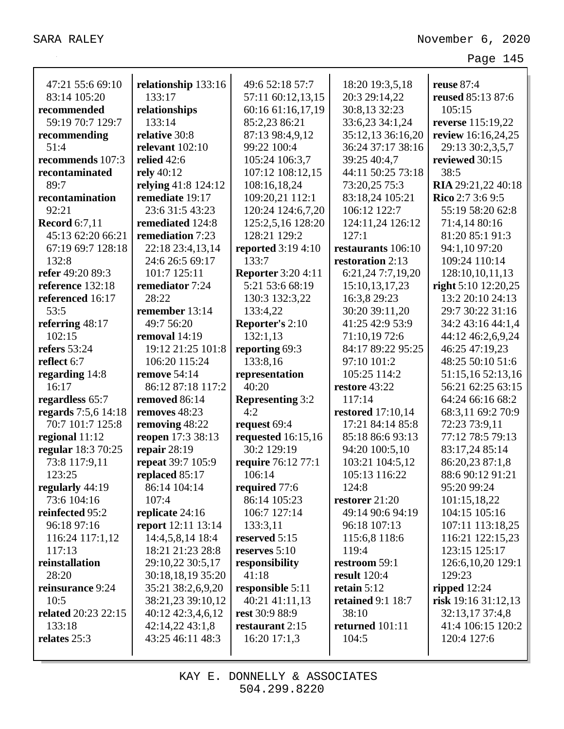47:21 55:6 69:10 83:14 105:20
**recommended** 59:19 70:7 129:7
**recommending** 51:4
**recommends** 107:3
**recontaminated** 89:7
**recontamination** 92:21
**Record** 6:7,11 45:13 62:20 66:21 67:19 69:7 128:18 132:8
**refer** 49:20 89:3
**reference** 132:18
**referenced** 16:17 53:5
**referring** 48:17 102:15
**refers** 53:24
**reflect** 6:7
**regarding** 14:8 16:17
**regardless** 65:7
**regards** 7:5,6 14:18 70:7 101:7 125:8
**regional** 11:12
**regular** 18:3 70:25 73:8 117:9,11 123:25
**regularly** 44:19 73:6 104:16
**reinfected** 95:2 96:18 97:16 116:24 117:1,12 117:13
**reinstallation** 28:20
**reinsurance** 9:24 10:5
**related** 20:23 22:15 133:18
**relates** 25:3
**relationship** 133:16 133:17
**relationships** 133:14
**relative** 30:8
**relevant** 102:10
**relied** 42:6
**rely** 40:12
**relying** 41:8 124:12
**remediate** 19:17 23:6 31:5 43:23
**remediated** 124:8
**remediation** 7:23 22:18 23:4,13,14 24:6 26:5 69:17 101:7 125:11
**remediator** 7:24 28:22
**remember** 13:14 49:7 56:20
**removal** 14:19 19:12 21:25 101:8 106:20 115:24
**remove** 54:14 86:12 87:18 117:2
**removed** 86:14
**removes** 48:23
**removing** 48:22
**reopen** 17:3 38:13
**repair** 28:19
**repeat** 39:7 105:9
**replaced** 85:17 86:14 104:14 107:4
**replicate** 24:16
**report** 12:11 13:14 14:4,5,8,14 18:4 18:21 21:23 28:8 29:10,22 30:5,17 30:18,18,19 35:20 35:21 38:2,6,9,20 38:21,23 39:10,12 40:12 42:3,4,6,12 42:14,22 43:1,8 43:25 46:11 48:3 49:6 52:18 57:7 57:11 60:12,13,15 60:16 61:16,17,19 85:2,23 86:21 87:13 98:4,9,12 99:22 100:4 105:24 106:3,7 107:12 108:12,15 108:16,18,24 109:20,21 112:1 120:24 124:6,7,20 125:2,5,16 128:20 128:21 129:2
**reported** 3:19 4:10 133:7
**Reporter** 3:20 4:11 5:21 53:6 68:19 130:3 132:3,22 133:4,22
**Reporter's** 2:10 132:1,13
**reporting** 69:3 133:8,16
**representation** 40:20
**Representing** 3:2 4:2
**request** 69:4
**requested** 16:15,16 30:2 129:19
**require** 76:12 77:1 106:14
**required** 77:6 86:14 105:23 106:7 127:14 133:3,11
**reserved** 5:15
**reserves** 5:10
**responsibility** 41:18
**responsible** 5:11 40:21 41:11,13
**rest** 30:9 88:9
**restaurant** 2:15 16:20 17:1,3 18:20 19:3,5,18 20:3 29:14,22 30:8,13 32:23 33:6,23 34:1,24 35:12,13 36:16,20 36:24 37:17 38:16 39:25 40:4,7 44:11 50:25 73:18 73:20,25 75:3 83:18,24 105:21 106:12 122:7 124:11,24 126:12 127:1
**restaurants** 106:10
**restoration** 2:13 6:21,24 7:7,19,20 15:10,13,17,23 16:3,8 29:23 30:20 39:11,20 41:25 42:9 53:9 71:10,19 72:6 84:17 89:22 95:25 97:10 101:2 105:25 114:2
**restore** 43:22 117:14
**restored** 17:10,14 17:21 84:14 85:8 85:18 86:6 93:13 94:20 100:5,10 103:21 104:5,12 105:13 116:22 124:8
**restorer** 21:20 49:14 90:6 94:19 96:18 107:13 115:6,8 118:6 119:4
**restroom** 59:1
**result** 120:4
**retain** 5:12
**retained** 9:1 18:7 38:10
**returned** 101:11 104:5
**reuse** 87:4
**reused** 85:13 87:6 105:15
**reverse** 115:19,22
**review** 16:16,24,25 29:13 30:2,3,5,7
**reviewed** 30:15 38:5
**RIA** 29:21,22 40:18
**Rico** 2:7 3:6 9:5 55:19 58:20 62:8 71:4,14 80:16 81:20 85:1 91:3 94:1,10 97:20 109:24 110:14 128:10,10,11,13
**right** 5:10 12:20,25 13:2 20:10 24:13 29:7 30:22 31:16 34:2 43:16 44:1,4 44:12 46:2,6,9,24 46:25 47:19,23 48:25 50:10 51:6 51:15,16 52:13,16 56:21 62:25 63:15 64:24 66:16 68:2 68:3,11 69:2 70:9 72:23 73:9,11 77:12 78:5 79:13 83:17,24 85:14 86:20,23 87:1,8 88:6 90:12 91:21 95:20 99:24 101:15,18,22 104:15 105:16 107:11 113:18,25 116:21 122:15,23 123:15 125:17 126:6,10,20 129:1 129:23
**ripped** 12:24
**risk** 19:16 31:12,13 32:13,17 37:4,8 41:4 106:15 120:2 120:4 127:6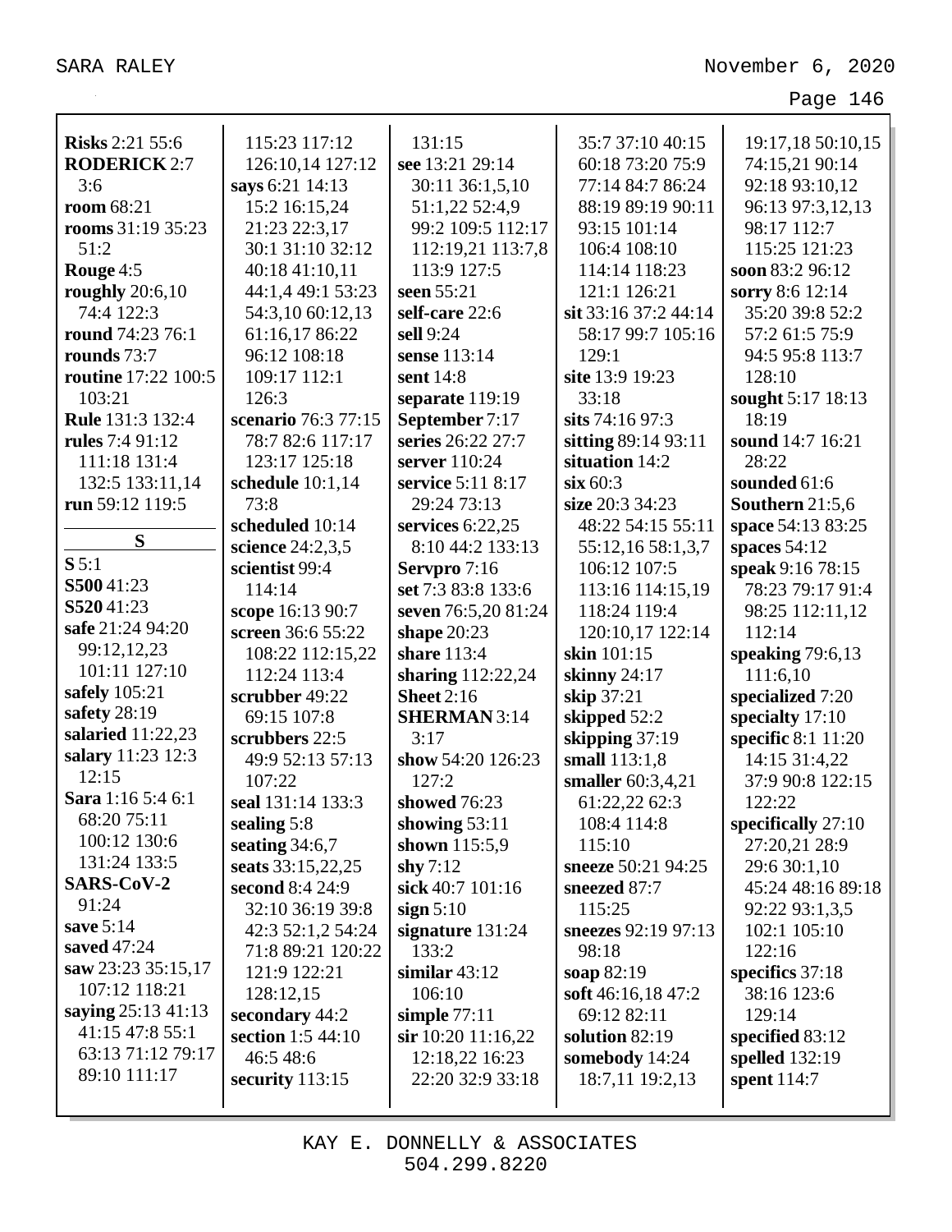**Risks** 2:21 55:6
**RODERICK** 2:7 3:6
**room** 68:21
**rooms** 31:19 35:23 51:2
**Rouge** 4:5
**roughly** 20:6,10 74:4 122:3
**round** 74:23 76:1
**rounds** 73:7
**routine** 17:22 100:5 103:21
**Rule** 131:3 132:4
**rules** 7:4 91:12 111:18 131:4 132:5 133:11,14
**run** 59:12 119:5

**S**

**S** 5:1
**S500** 41:23
**S520** 41:23
**safe** 21:24 94:20 99:12,12,23 101:11 127:10
**safely** 105:21
**safety** 28:19
**salaried** 11:22,23
**salary** 11:23 12:3 12:15
**Sara** 1:16 5:4 6:1 68:20 75:11 100:12 130:6 131:24 133:5
**SARS-CoV-2** 91:24
**save** 5:14
**saved** 47:24
**saw** 23:23 35:15,17 107:12 118:21
**saying** 25:13 41:13 41:15 47:8 55:1 63:13 71:12 79:17 89:10 111:17
115:23 117:12 126:10,14 127:12
**says** 6:21 14:13 15:2 16:15,24 21:23 22:3,17 30:1 31:10 32:12 40:18 41:10,11 44:1,4 49:1 53:23 54:3,10 60:12,13 61:16,17 86:22 96:12 108:18 109:17 112:1 126:3
**scenario** 76:3 77:15 78:7 82:6 117:17 123:17 125:18
**schedule** 10:1,14 73:8
**scheduled** 10:14
**science** 24:2,3,5
**scientist** 99:4 114:14
**scope** 16:13 90:7
**screen** 36:6 55:22 108:22 112:15,22 112:24 113:4
**scrubber** 49:22 69:15 107:8
**scrubbers** 22:5 49:9 52:13 57:13 107:22
**seal** 131:14 133:3
**sealing** 5:8
**seating** 34:6,7
**seats** 33:15,22,25
**second** 8:4 24:9 32:10 36:19 39:8 42:3 52:1,2 54:24 71:8 89:21 120:22 121:9 122:21 128:12,15
**secondary** 44:2
**section** 1:5 44:10 46:5 48:6
**security** 113:15
131:15
**see** 13:21 29:14 30:11 36:1,5,10 51:1,22 52:4,9 99:2 109:5 112:17 112:19,21 113:7,8 113:9 127:5
**seen** 55:21
**self-care** 22:6
**sell** 9:24
**sense** 113:14
**sent** 14:8
**separate** 119:19
**September** 7:17
**series** 26:22 27:7
**server** 110:24
**service** 5:11 8:17 29:24 73:13
**services** 6:22,25 8:10 44:2 133:13
**Servpro** 7:16
**set** 7:3 83:8 133:6
**seven** 76:5,20 81:24
**shape** 20:23
**share** 113:4
**sharing** 112:22,24
**Sheet** 2:16
**SHERMAN** 3:14 3:17
**show** 54:20 126:23 127:2
**showed** 76:23
**showing** 53:11
**shown** 115:5,9
**shy** 7:12
**sick** 40:7 101:16
**sign** 5:10
**signature** 131:24 133:2
**similar** 43:12 106:10
**simple** 77:11
**sir** 10:20 11:16,22 12:18,22 16:23 22:20 32:9 33:18
35:7 37:10 40:15 60:18 73:20 75:9 77:14 84:7 86:24 88:19 89:19 90:11 93:15 101:14 106:4 108:10 114:14 118:23 121:1 126:21
**sit** 33:16 37:2 44:14 58:17 99:7 105:16 129:1
**site** 13:9 19:23 33:18
**sits** 74:16 97:3
**sitting** 89:14 93:11
**situation** 14:2
**six** 60:3
**size** 20:3 34:23 48:22 54:15 55:11 55:12,16 58:1,3,7 106:12 107:5 113:16 114:15,19 118:24 119:4 120:10,17 122:14
**skin** 101:15
**skinny** 24:17
**skip** 37:21
**skipped** 52:2
**skipping** 37:19
**small** 113:1,8
**smaller** 60:3,4,21 61:22,22 62:3 108:4 114:8 115:10
**sneeze** 50:21 94:25
**sneezed** 87:7 115:25
**sneezes** 92:19 97:13 98:18
**soap** 82:19
**soft** 46:16,18 47:2 69:12 82:11
**solution** 82:19
**somebody** 14:24 18:7,11 19:2,13
19:17,18 50:10,15 74:15,21 90:14 92:18 93:10,12 96:13 97:3,12,13 98:17 112:7 115:25 121:23
**soon** 83:2 96:12
**sorry** 8:6 12:14 35:20 39:8 52:2 57:2 61:5 75:9 94:5 95:8 113:7 128:10
**sought** 5:17 18:13 18:19
**sound** 14:7 16:21 28:22
**sounded** 61:6
**Southern** 21:5,6
**space** 54:13 83:25
**spaces** 54:12
**speak** 9:16 78:15 78:23 79:17 91:4 98:25 112:11,12 112:14
**speaking** 79:6,13 111:6,10
**specialized** 7:20
**specialty** 17:10
**specific** 8:1 11:20 14:15 31:4,22 37:9 90:8 122:15 122:22
**specifically** 27:10 27:20,21 28:9 29:6 30:1,10 45:24 48:16 89:18 92:22 93:1,3,5 102:1 105:10 122:16
**specifics** 37:18 38:16 123:6 129:14
**specified** 83:12
**spelled** 132:19
**spent** 114:7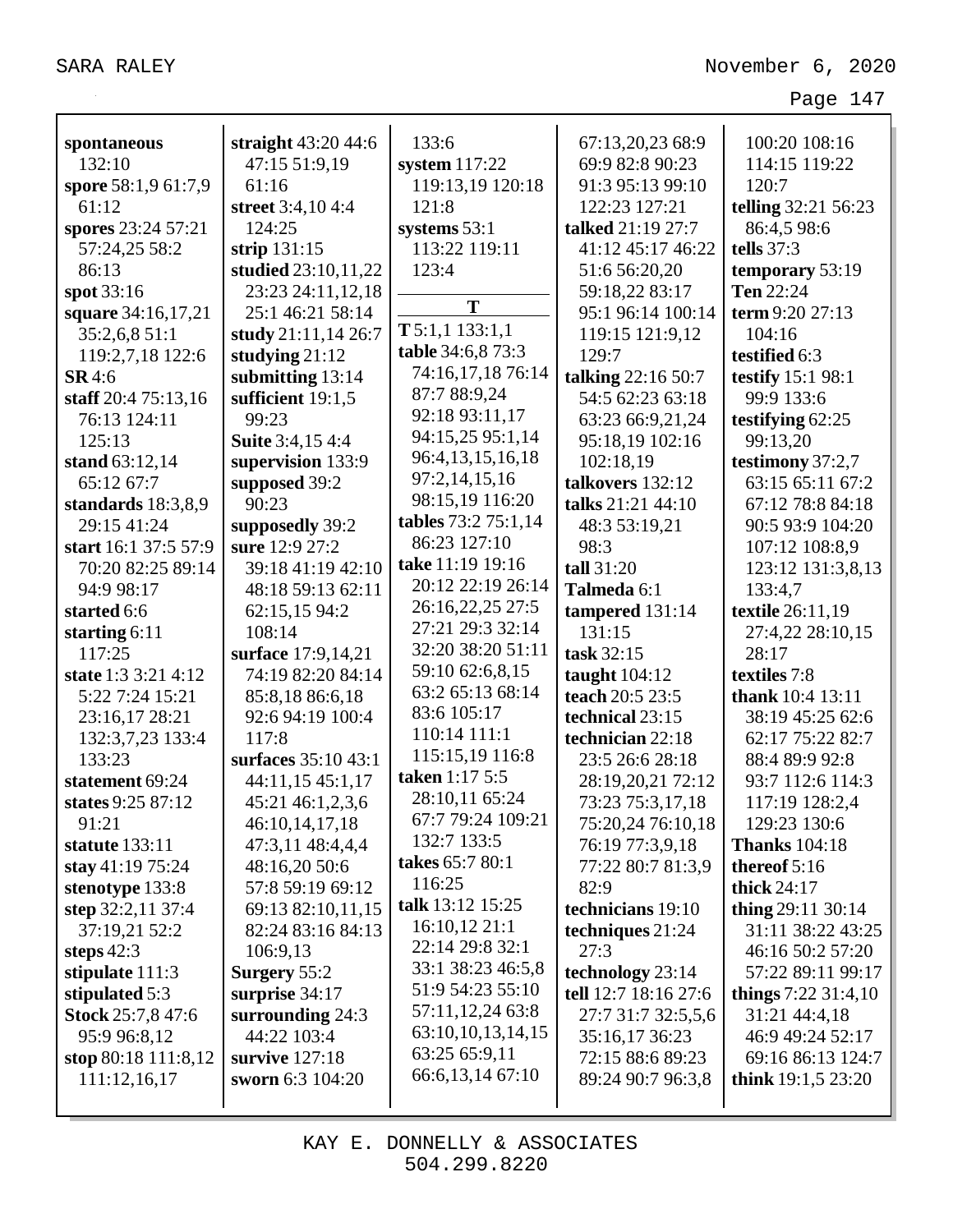**spontaneous** 132:10
**spore** 58:1,9 61:7,9 61:12
**spores** 23:24 57:21 57:24,25 58:2 86:13
**spot** 33:16
**square** 34:16,17,21 35:2,6,8 51:1 119:2,7,18 122:6
**SR** 4:6
**staff** 20:4 75:13,16 76:13 124:11 125:13
**stand** 63:12,14 65:12 67:7
**standards** 18:3,8,9 29:15 41:24
**start** 16:1 37:5 57:9 70:20 82:25 89:14 94:9 98:17
**started** 6:6
**starting** 6:11 117:25
**state** 1:3 3:21 4:12 5:22 7:24 15:21 23:16,17 28:21 132:3,7,23 133:4 133:23
**statement** 69:24
**states** 9:25 87:12 91:21
**statute** 133:11
**stay** 41:19 75:24
**stenotype** 133:8
**step** 32:2,11 37:4 37:19,21 52:2
**steps** 42:3
**stipulate** 111:3
**stipulated** 5:3
**Stock** 25:7,8 47:6 95:9 96:8,12
**stop** 80:18 111:8,12 111:12,16,17
**straight** 43:20 44:6 47:15 51:9,19 61:16
**street** 3:4,10 4:4 124:25
**strip** 131:15
**studied** 23:10,11,22 23:23 24:11,12,18 25:1 46:21 58:14
**study** 21:11,14 26:7
**studying** 21:12
**submitting** 13:14
**sufficient** 19:1,5 99:23
**Suite** 3:4,15 4:4
**supervision** 133:9
**supposed** 39:2 90:23
**supposedly** 39:2
**sure** 12:9 27:2 39:18 41:19 42:10 48:18 59:13 62:11 62:15,15 94:2 108:14
**surface** 17:9,14,21 74:19 82:20 84:14 85:8,18 86:6,18 92:6 94:19 100:4 117:8
**surfaces** 35:10 43:1 44:11,15 45:1,17 45:21 46:1,2,3,6 46:10,14,17,18 47:3,11 48:4,4,4 48:16,20 50:6 57:8 59:19 69:12 69:13 82:10,11,15 82:24 83:16 84:13 106:9,13
**Surgery** 55:2
**surprise** 34:17
**surrounding** 24:3 44:22 103:4
**survive** 127:18
**sworn** 6:3 104:20
133:6
**system** 117:22 119:13,19 120:18 121:8
**systems** 53:1 113:22 119:11 123:4

## T

**T** 5:1,1 133:1,1
**table** 34:6,8 73:3 74:16,17,18 76:14 87:7 88:9,24 92:18 93:11,17 94:15,25 95:1,14 96:4,13,15,16,18 97:2,14,15,16 98:15,19 116:20
**tables** 73:2 75:1,14 86:23 127:10
**take** 11:19 19:16 20:12 22:19 26:14 26:16,22,25 27:5 27:21 29:3 32:14 32:20 38:20 51:11 59:10 62:6,8,15 63:2 65:13 68:14 83:6 105:17 110:14 111:1 115:15,19 116:8
**taken** 1:17 5:5 28:10,11 65:24 67:7 79:24 109:21 132:7 133:5
**takes** 65:7 80:1 116:25
**talk** 13:12 15:25 16:10,12 21:1 22:14 29:8 32:1 33:1 38:23 46:5,8 51:9 54:23 55:10 57:11,12,24 63:8 63:10,10,13,14,15 63:25 65:9,11 66:6,13,14 67:10
67:13,20,23 68:9 69:9 82:8 90:23 91:3 95:13 99:10 122:23 127:21
**talked** 21:19 27:7 41:12 45:17 46:22 51:6 56:20,20 59:18,22 83:17 95:1 96:14 100:14 119:15 121:9,12 129:7
**talking** 22:16 50:7 54:5 62:23 63:18 63:23 66:9,21,24 95:18,19 102:16 102:18,19
**talkovers** 132:12
**talks** 21:21 44:10 48:3 53:19,21 98:3
**tall** 31:20
**Talmeda** 6:1
**tampered** 131:14 131:15
**task** 32:15
**taught** 104:12
**teach** 20:5 23:5
**technical** 23:15
**technician** 22:18 23:5 26:6 28:18 28:19,20,21 72:12 73:23 75:3,17,18 75:20,24 76:10,18 76:19 77:3,9,18 77:22 80:7 81:3,9 82:9
**technicians** 19:10
**techniques** 21:24 27:3
**technology** 23:14
**tell** 12:7 18:16 27:6 27:7 31:7 32:5,5,6 35:16,17 36:23 72:15 88:6 89:23 89:24 90:7 96:3,8
100:20 108:16 114:15 119:22 120:7
**telling** 32:21 56:23 86:4,5 98:6
**tells** 37:3
**temporary** 53:19
**Ten** 22:24
**term** 9:20 27:13 104:16
**testified** 6:3
**testify** 15:1 98:1 99:9 133:6
**testifying** 62:25 99:13,20
**testimony** 37:2,7 63:15 65:11 67:2 67:12 78:8 84:18 90:5 93:9 104:20 107:12 108:8,9 123:12 131:3,8,13 133:4,7
**textile** 26:11,19 27:4,22 28:10,15 28:17
**textiles** 7:8
**thank** 10:4 13:11 38:19 45:25 62:6 62:17 75:22 82:7 88:4 89:9 92:8 93:7 112:6 114:3 117:19 128:2,4 129:23 130:6
**Thanks** 104:18
**thereof** 5:16
**thick** 24:17
**thing** 29:11 30:14 31:11 38:22 43:25 46:16 50:2 57:20 57:22 89:11 99:17
**things** 7:22 31:4,10 31:21 44:4,18 46:9 49:24 52:17 69:16 86:13 124:7
**think** 19:1,5 23:20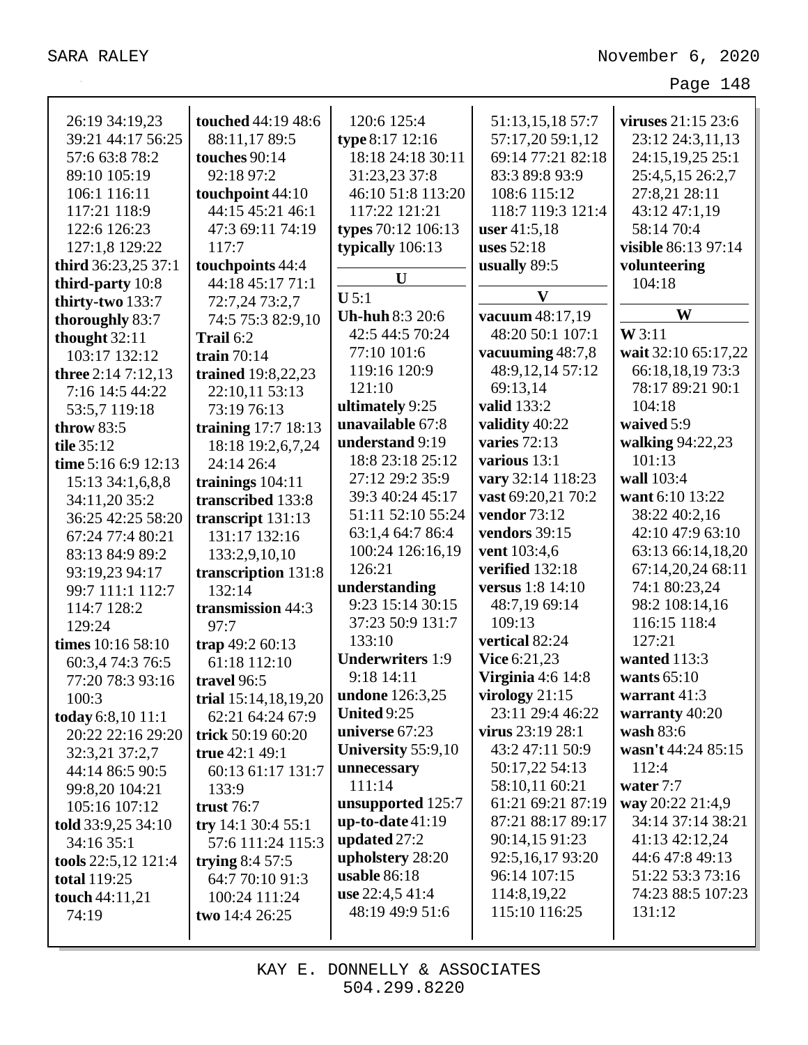26:19 34:19,23 39:21 44:17 56:25 57:6 63:8 78:2 89:10 105:19 106:1 116:11 117:21 118:9 122:6 126:23 127:1,8 129:22
**third** 36:23,25 37:1
**third-party** 10:8
**thirty-two** 133:7
**thoroughly** 83:7
**thought** 32:11 103:17 132:12
**three** 2:14 7:12,13 7:16 14:5 44:22 53:5,7 119:18
**throw** 83:5
**tile** 35:12
**time** 5:16 6:9 12:13 15:13 34:1,6,8,8 34:11,20 35:2 36:25 42:25 58:20 67:24 77:4 80:21 83:13 84:9 89:2 93:19,23 94:17 99:7 111:1 112:7 114:7 128:2 129:24
**times** 10:16 58:10 60:3,4 74:3 76:5 77:20 78:3 93:16 100:3
**today** 6:8,10 11:1 20:22 22:16 29:20 32:3,21 37:2,7 44:14 86:5 90:5 99:8,20 104:21 105:16 107:12
**told** 33:9,25 34:10 34:16 35:1
**tools** 22:5,12 121:4
**total** 119:25
**touch** 44:11,21 74:19
**touched** 44:19 48:6 88:11,17 89:5
**touches** 90:14 92:18 97:2
**touchpoint** 44:10 44:15 45:21 46:1 47:3 69:11 74:19 117:7
**touchpoints** 44:4 44:18 45:17 71:1 72:7,24 73:2,7 74:5 75:3 82:9,10
**Trail** 6:2
**train** 70:14
**trained** 19:8,22,23 22:10,11 53:13 73:19 76:13
**training** 17:7 18:13 18:18 19:2,6,7,24 24:14 26:4
**trainings** 104:11
**transcribed** 133:8
**transcript** 131:13 131:17 132:16 133:2,9,10,10
**transcription** 131:8 132:14
**transmission** 44:3 97:7
**trap** 49:2 60:13 61:18 112:10
**travel** 96:5
**trial** 15:14,18,19,20 62:21 64:24 67:9
**trick** 50:19 60:20
**true** 42:1 49:1 60:13 61:17 131:7 133:9
**trust** 76:7
**try** 14:1 30:4 55:1 57:6 111:24 115:3
**trying** 8:4 57:5 64:7 70:10 91:3 100:24 111:24
**two** 14:4 26:25
120:6 125:4
**type** 8:17 12:16 18:18 24:18 30:11 31:23,23 37:8 46:10 51:8 113:20 117:22 121:21
**types** 70:12 106:13
**typically** 106:13

**U**

**U** 5:1
**Uh-huh** 8:3 20:6 42:5 44:5 70:24 77:10 101:6 119:16 120:9 121:10
**ultimately** 9:25
**unavailable** 67:8
**understand** 9:19 18:8 23:18 25:12 27:12 29:2 35:9 39:3 40:24 45:17 51:11 52:10 55:24 63:1,4 64:7 86:4 100:24 126:16,19 126:21
**understanding** 9:23 15:14 30:15 37:23 50:9 131:7 133:10
**Underwriters** 1:9 9:18 14:11
**undone** 126:3,25
**United** 9:25
**universe** 67:23
**University** 55:9,10
**unnecessary** 111:14
**unsupported** 125:7
**up-to-date** 41:19
**updated** 27:2
**upholstery** 28:20
**usable** 86:18
**use** 22:4,5 41:4 48:19 49:9 51:6 51:13,15,18 57:7 57:17,20 59:1,12 69:14 77:21 82:18 83:3 89:8 93:9 108:6 115:12 118:7 119:3 121:4
**user** 41:5,18
**uses** 52:18
**usually** 89:5

**V**

**vacuum** 48:17,19 48:20 50:1 107:1
**vacuuming** 48:7,8 48:9,12,14 57:12 69:13,14
**valid** 133:2
**validity** 40:22
**varies** 72:13
**various** 13:1
**vary** 32:14 118:23
**vast** 69:20,21 70:2
**vendor** 73:12
**vendors** 39:15
**vent** 103:4,6
**verified** 132:18
**versus** 1:8 14:10 48:7,19 69:14 109:13
**vertical** 82:24
**Vice** 6:21,23
**Virginia** 4:6 14:8
**virology** 21:15 23:11 29:4 46:22
**virus** 23:19 28:1 43:2 47:11 50:9 50:17,22 54:13 58:10,11 60:21 61:21 69:21 87:19 87:21 88:17 89:17 90:14,15 91:23 92:5,16,17 93:20 96:14 107:15 114:8,19,22 115:10 116:25
**viruses** 21:15 23:6 23:12 24:3,11,13 24:15,19,25 25:1 25:4,5,15 26:2,7 27:8,21 28:11 43:12 47:1,19 58:14 70:4
**visible** 86:13 97:14
**volunteering** 104:18

**W**

**W** 3:11
**wait** 32:10 65:17,22 66:18,18,19 73:3 78:17 89:21 90:1 104:18
**waived** 5:9
**walking** 94:22,23 101:13
**wall** 103:4
**want** 6:10 13:22 38:22 40:2,16 42:10 47:9 63:10 63:13 66:14,18,20 67:14,20,24 68:11 74:1 80:23,24 98:2 108:14,16 116:15 118:4 127:21
**wanted** 113:3
**wants** 65:10
**warrant** 41:3
**warranty** 40:20
**wash** 83:6
**wasn't** 44:24 85:15 112:4
**water** 7:7
**way** 20:22 21:4,9 34:14 37:14 38:21 41:13 42:12,24 44:6 47:8 49:13 51:22 53:3 73:16 74:23 88:5 107:23 131:12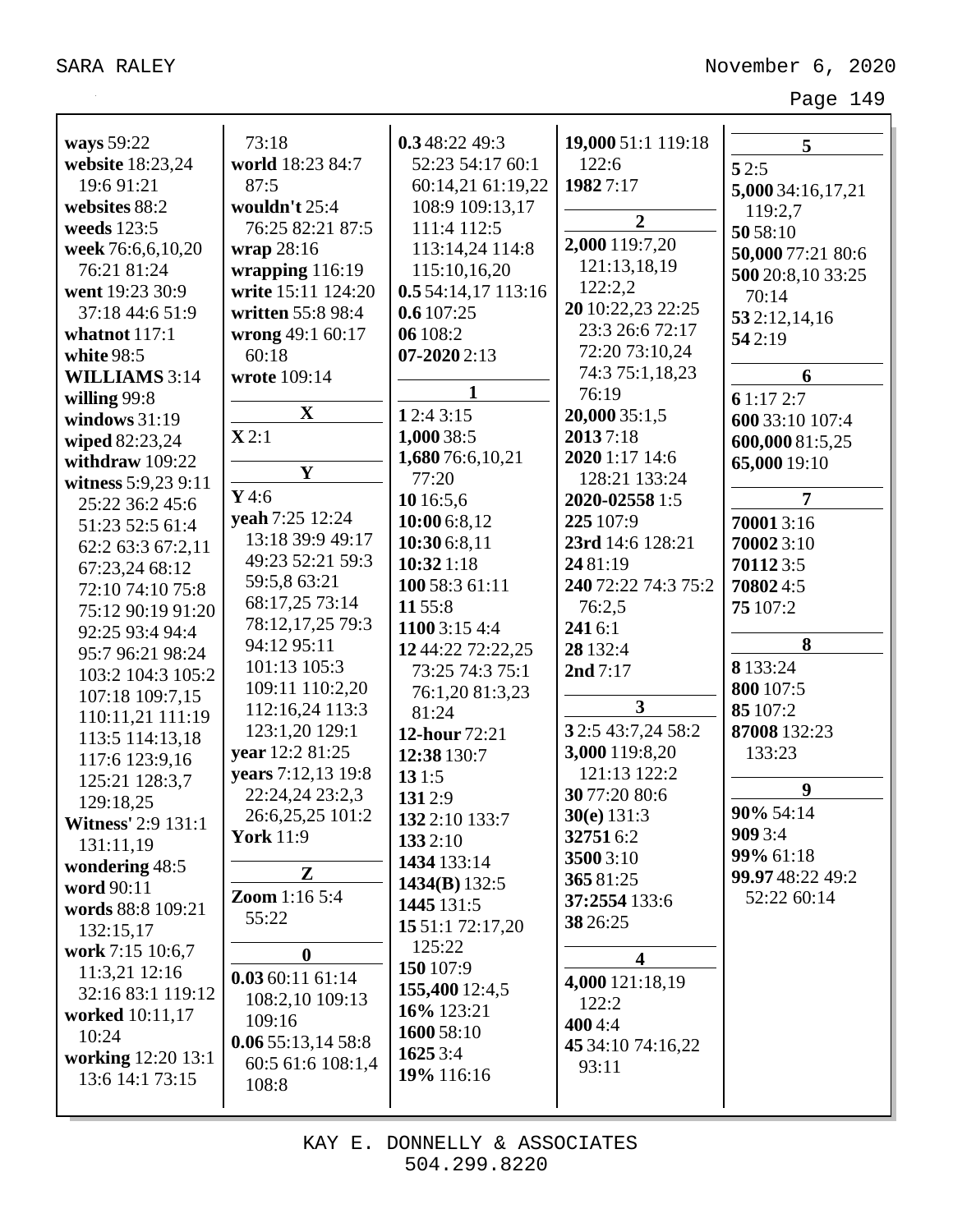**ways** 59:22
**website** 18:23,24 19:6 91:21
**websites** 88:2
**weeds** 123:5
**week** 76:6,6,10,20 76:21 81:24
**went** 19:23 30:9 37:18 44:6 51:9
**whatnot** 117:1
**white** 98:5
**WILLIAMS** 3:14
**willing** 99:8
**windows** 31:19
**wiped** 82:23,24
**withdraw** 109:22
**witness** 5:9,23 9:11 25:22 36:2 45:6 51:23 52:5 61:4 62:2 63:3 67:2,11 67:23,24 68:12 72:10 74:10 75:8 75:12 90:19 91:20 92:25 93:4 94:4 95:7 96:21 98:24 103:2 104:3 105:2 107:18 109:7,15 110:11,21 111:19 113:5 114:13,18 117:6 123:9,16 125:21 128:3,7 129:18,25
**Witness'** 2:9 131:1 131:11,19
**wondering** 48:5
**word** 90:11
**words** 88:8 109:21 132:15,17
**work** 7:15 10:6,7 11:3,21 12:16 32:16 83:1 119:12
**worked** 10:11,17 10:24
**working** 12:20 13:1 13:6 14:1 73:15 73:18
**world** 18:23 84:7 87:5
**wouldn't** 25:4 76:25 82:21 87:5
**wrap** 28:16
**wrapping** 116:19
**write** 15:11 124:20
**written** 55:8 98:4
**wrong** 49:1 60:17 60:18
**wrote** 109:14

**X**

**X** 2:1

**Y**

**Y** 4:6
**yeah** 7:25 12:24 13:18 39:9 49:17 49:23 52:21 59:3 59:5,8 63:21 68:17,25 73:14 78:12,17,25 79:3 94:12 95:11 101:13 105:3 109:11 110:2,20 112:16,24 113:3 123:1,20 129:1
**year** 12:2 81:25
**years** 7:12,13 19:8 22:24,24 23:2,3 26:6,25,25 101:2
**York** 11:9

**Z**

**Zoom** 1:16 5:4 55:22

**0**

**0.03** 60:11 61:14 108:2,10 109:13 109:16
**0.06** 55:13,14 58:8 60:5 61:6 108:1,4 108:8
**0.3** 48:22 49:3 52:23 54:17 60:1 60:14,21 61:19,22 108:9 109:13,17 111:4 112:5 113:14,24 114:8 115:10,16,20
**0.5** 54:14,17 113:16
**0.6** 107:25
**06** 108:2
**07-2020** 2:13

**1**

**1** 2:4 3:15
**1,000** 38:5
**1,680** 76:6,10,21 77:20
**10** 16:5,6
**10:00** 6:8,12
**10:30** 6:8,11
**10:32** 1:18
**100** 58:3 61:11
**11** 55:8
**1100** 3:15 4:4
**12** 44:22 72:22,25 73:25 74:3 75:1 76:1,20 81:3,23 81:24
**12-hour** 72:21
**12:38** 130:7
**13** 1:5
**131** 2:9
**132** 2:10 133:7
**133** 2:10
**1434** 133:14
**1434(B)** 132:5
**1445** 131:5
**15** 51:1 72:17,20 125:22
**150** 107:9
**155,400** 12:4,5
**16%** 123:21
**1600** 58:10
**1625** 3:4
**19%** 116:16
**19,000** 51:1 119:18 122:6
**1982** 7:17

**2**

**2,000** 119:7,20 121:13,18,19 122:2,2
**20** 10:22,23 22:25 23:3 26:6 72:17 72:20 73:10,24 74:3 75:1,18,23 76:19
**20,000** 35:1,5
**2013** 7:18
**2020** 1:17 14:6 128:21 133:24
**2020-02558** 1:5
**225** 107:9
**23rd** 14:6 128:21
**24** 81:19
**240** 72:22 74:3 75:2 76:2,5
**241** 6:1
**28** 132:4
**2nd** 7:17

**3**

**3** 2:5 43:7,24 58:2
**3,000** 119:8,20 121:13 122:2
**30** 77:20 80:6
**30(e)** 131:3
**32751** 6:2
**3500** 3:10
**365** 81:25
**37:2554** 133:6
**38** 26:25

**4**

**4,000** 121:18,19 122:2
**400** 4:4
**45** 34:10 74:16,22 93:11

**5**

**5** 2:5
**5,000** 34:16,17,21 119:2,7
**50** 58:10
**50,000** 77:21 80:6
**500** 20:8,10 33:25 70:14
**53** 2:12,14,16
**54** 2:19

**6**

**6** 1:17 2:7
**600** 33:10 107:4
**600,000** 81:5,25
**65,000** 19:10

**7**

**70001** 3:16
**70002** 3:10
**70112** 3:5
**70802** 4:5
**75** 107:2

**8**

**8** 133:24
**800** 107:5
**85** 107:2
**87008** 132:23 133:23

**9**

**90%** 54:14
**909** 3:4
**99%** 61:18
**99.97** 48:22 49:2 52:22 60:14